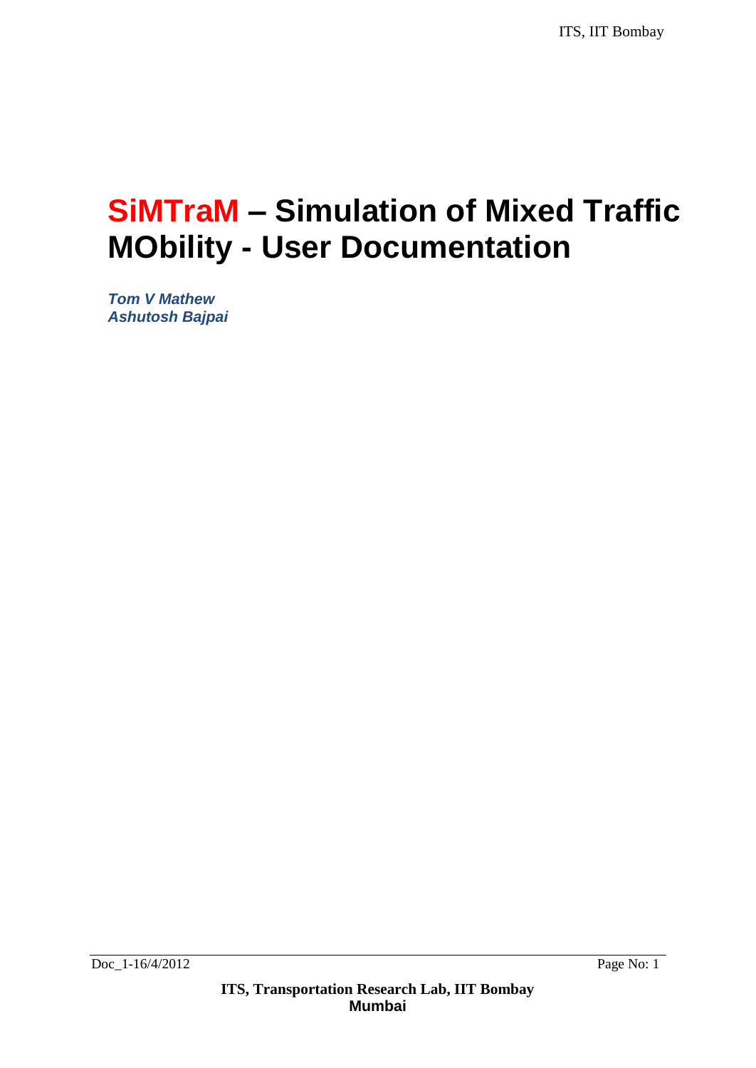# SiMTraM – Simulation of Mixed Traffic MObility - User Documentation

***Tom V Mathew***
***Ashutosh Bajpai***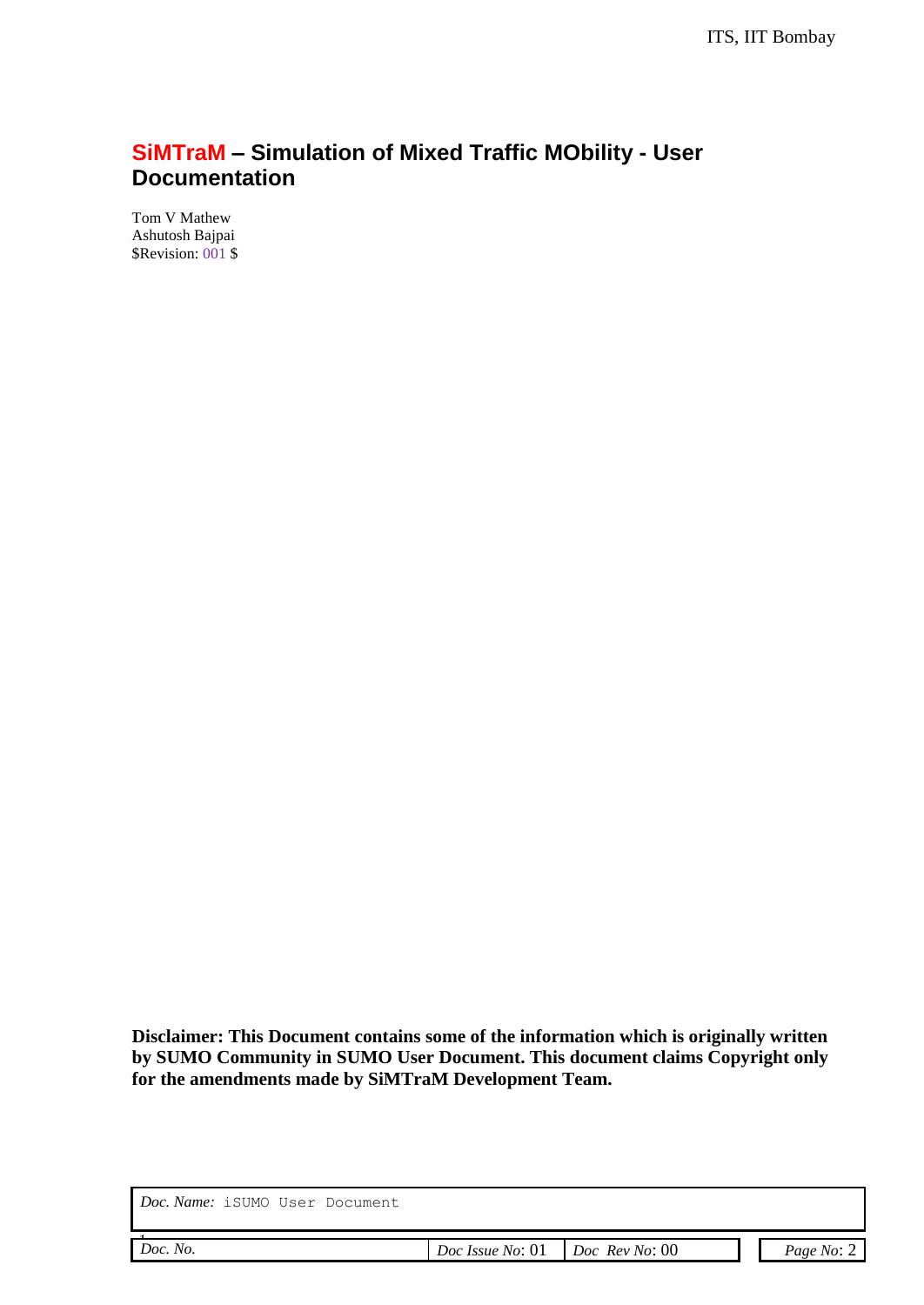# SiMTraM – Simulation of Mixed Traffic MObility - User Documentation

Tom V Mathew
Ashutosh Bajpai
$Revision: 001 $

**Disclaimer: This Document contains some of the information which is originally written by SUMO Community in SUMO User Document. This document claims Copyright only for the amendments made by SiMTraM Development Team.**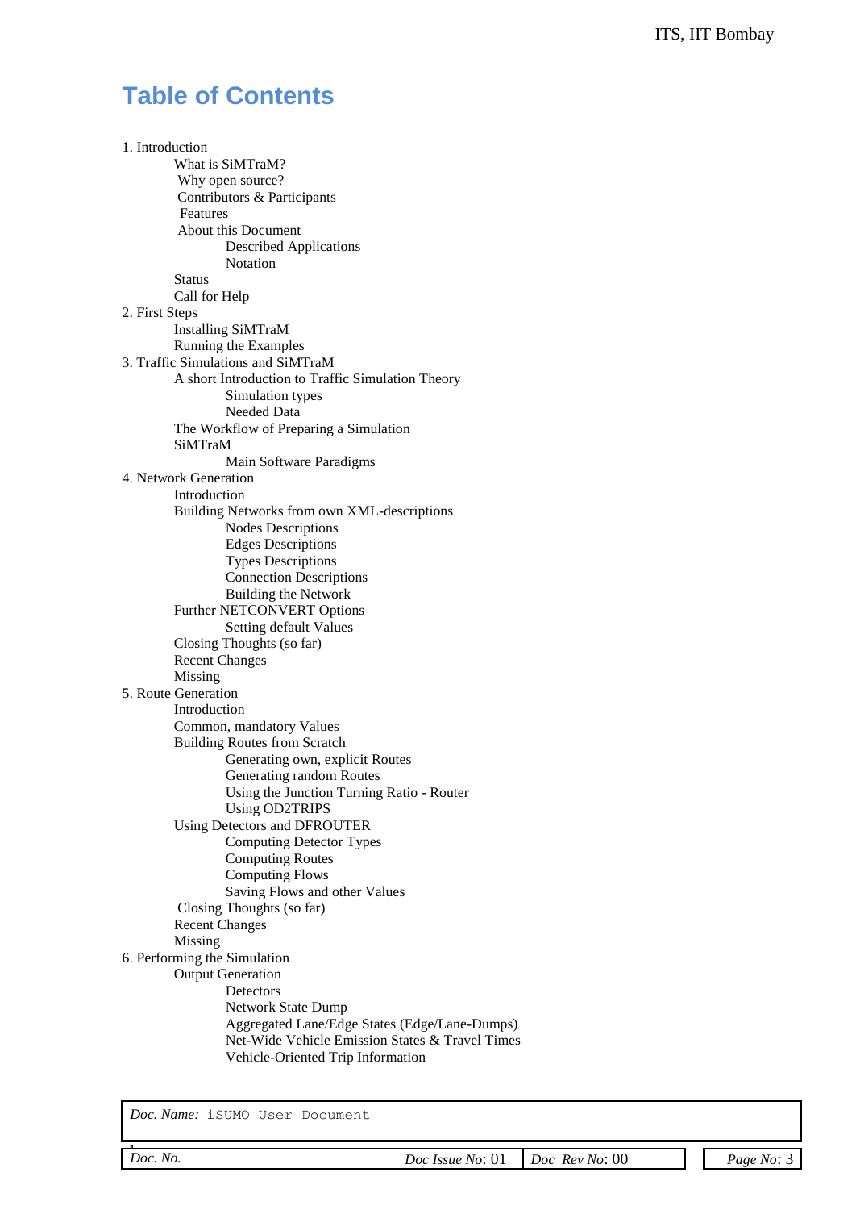# Table of Contents

1. Introduction
    - What is SiMTraM?
    - Why open source?
    - Contributors & Participants
    - Features
    - About this Document
        - Described Applications
        - Notation
    - Status
    - Call for Help
2. First Steps
    - Installing SiMTraM
    - Running the Examples
3. Traffic Simulations and SiMTraM
    - A short Introduction to Traffic Simulation Theory
        - Simulation types
        - Needed Data
    - The Workflow of Preparing a Simulation
    - SiMTraM
        - Main Software Paradigms
4. Network Generation
    - Introduction
    - Building Networks from own XML-descriptions
        - Nodes Descriptions
        - Edges Descriptions
        - Types Descriptions
        - Connection Descriptions
        - Building the Network
    - Further NETCONVERT Options
        - Setting default Values
    - Closing Thoughts (so far)
    - Recent Changes
    - Missing
5. Route Generation
    - Introduction
    - Common, mandatory Values
    - Building Routes from Scratch
        - Generating own, explicit Routes
        - Generating random Routes
        - Using the Junction Turning Ratio - Router
        - Using OD2TRIPS
    - Using Detectors and DFROUTER
        - Computing Detector Types
        - Computing Routes
        - Computing Flows
        - Saving Flows and other Values
    - Closing Thoughts (so far)
    - Recent Changes
    - Missing
6. Performing the Simulation
    - Output Generation
        - Detectors
        - Network State Dump
        - Aggregated Lane/Edge States (Edge/Lane-Dumps)
        - Net-Wide Vehicle Emission States & Travel Times
        - Vehicle-Oriented Trip Information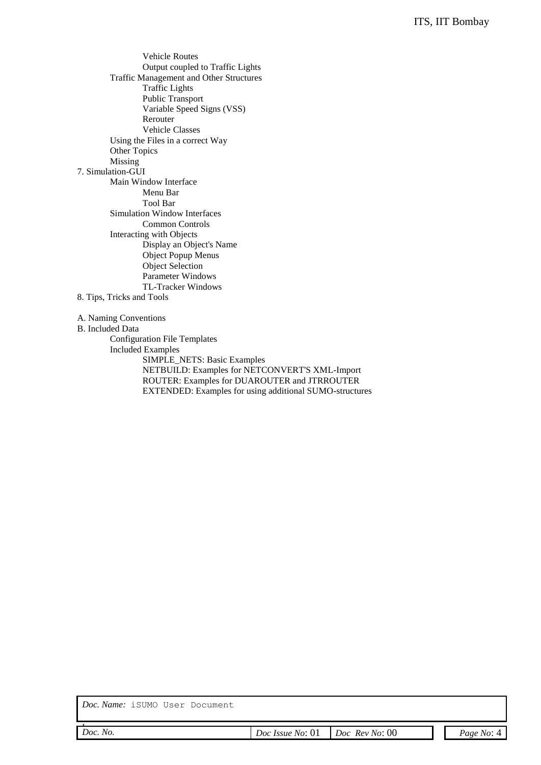- Vehicle Routes
- Output coupled to Traffic Lights

- Traffic Management and Other Structures
  - Traffic Lights
  - Public Transport
  - Variable Speed Signs (VSS)
  - Rerouter
  - Vehicle Classes
- Using the Files in a correct Way
- Other Topics
- Missing

7. Simulation-GUI
   - Main Window Interface
     - Menu Bar
     - Tool Bar
   - Simulation Window Interfaces
     - Common Controls
   - Interacting with Objects
     - Display an Object's Name
     - Object Popup Menus
     - Object Selection
     - Parameter Windows
     - TL-Tracker Windows
8. Tips, Tricks and Tools

A. Naming Conventions

B. Included Data
   - Configuration File Templates
   - Included Examples
     - SIMPLE_NETS: Basic Examples
     - NETBUILD: Examples for NETCONVERT'S XML-Import
     - ROUTER: Examples for DUAROUTER and JTRROUTER
     - EXTENDED: Examples for using additional SUMO-structures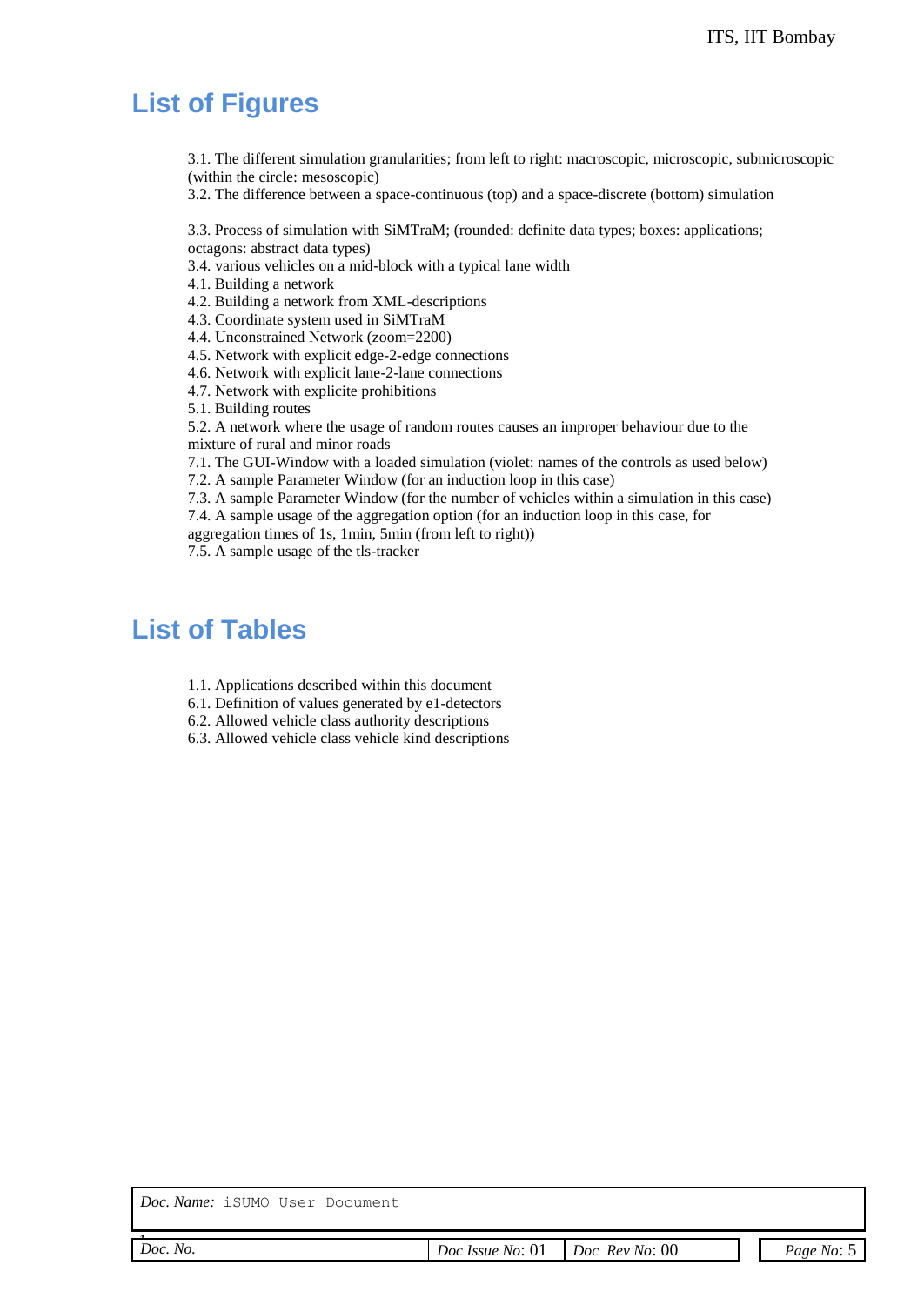# List of Figures

3.1. The different simulation granularities; from left to right: macroscopic, microscopic, submicroscopic (within the circle: mesoscopic)
3.2. The difference between a space-continuous (top) and a space-discrete (bottom) simulation

3.3. Process of simulation with SiMTraM; (rounded: definite data types; boxes: applications; octagons: abstract data types)
3.4. various vehicles on a mid-block with a typical lane width
4.1. Building a network
4.2. Building a network from XML-descriptions
4.3. Coordinate system used in SiMTraM
4.4. Unconstrained Network (zoom=2200)
4.5. Network with explicit edge-2-edge connections
4.6. Network with explicit lane-2-lane connections
4.7. Network with explicite prohibitions
5.1. Building routes
5.2. A network where the usage of random routes causes an improper behaviour due to the mixture of rural and minor roads
7.1. The GUI-Window with a loaded simulation (violet: names of the controls as used below)
7.2. A sample Parameter Window (for an induction loop in this case)
7.3. A sample Parameter Window (for the number of vehicles within a simulation in this case)
7.4. A sample usage of the aggregation option (for an induction loop in this case, for aggregation times of 1s, 1min, 5min (from left to right))
7.5. A sample usage of the tls-tracker

# List of Tables

1.1. Applications described within this document
6.1. Definition of values generated by e1-detectors
6.2. Allowed vehicle class authority descriptions
6.3. Allowed vehicle class vehicle kind descriptions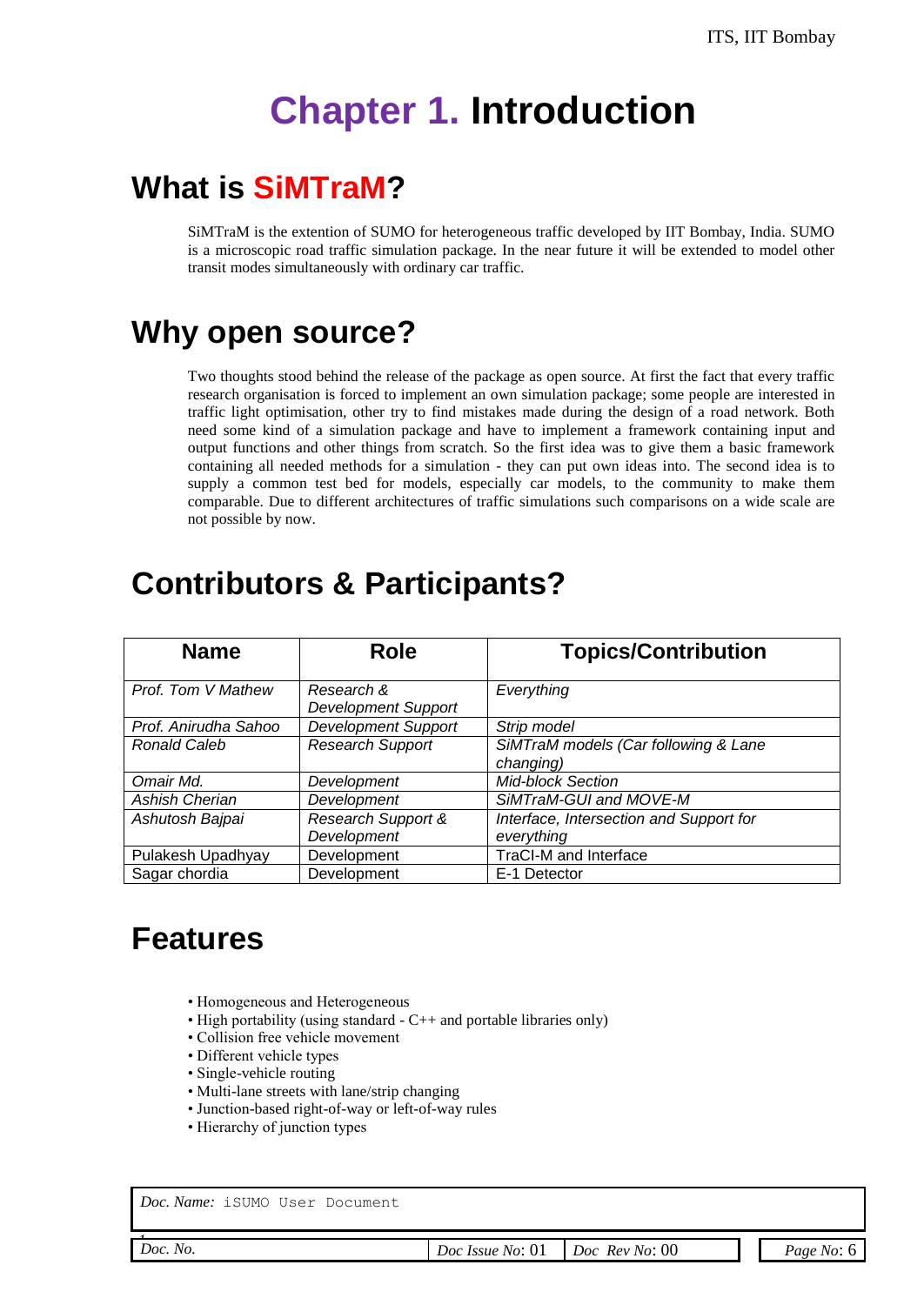# Chapter 1. Introduction

## What is SiMTraM?

SiMTraM is the extention of SUMO for heterogeneous traffic developed by IIT Bombay, India. SUMO is a microscopic road traffic simulation package. In the near future it will be extended to model other transit modes simultaneously with ordinary car traffic.

## Why open source?

Two thoughts stood behind the release of the package as open source. At first the fact that every traffic research organisation is forced to implement an own simulation package; some people are interested in traffic light optimisation, other try to find mistakes made during the design of a road network. Both need some kind of a simulation package and have to implement a framework containing input and output functions and other things from scratch. So the first idea was to give them a basic framework containing all needed methods for a simulation - they can put own ideas into. The second idea is to supply a common test bed for models, especially car models, to the community to make them comparable. Due to different architectures of traffic simulations such comparisons on a wide scale are not possible by now.

## Contributors & Participants?

| Name | Role | Topics/Contribution |
|---|---|---|
| *Prof. Tom V Mathew* | *Research & Development Support* | *Everything* |
| *Prof. Anirudha Sahoo* | *Development Support* | *Strip model* |
| *Ronald Caleb* | *Research Support* | *SiMTraM models (Car following & Lane changing)* |
| *Omair Md.* | *Development* | *Mid-block Section* |
| *Ashish Cherian* | *Development* | *SiMTraM-GUI and MOVE-M* |
| *Ashutosh Bajpai* | *Research Support & Development* | *Interface, Intersection and Support for everything* |
| Pulakesh Upadhyay | Development | TraCI-M and Interface |
| Sagar chordia | Development | E-1 Detector |

## Features

- Homogeneous and Heterogeneous
- High portability (using standard - C++ and portable libraries only)
- Collision free vehicle movement
- Different vehicle types
- Single-vehicle routing
- Multi-lane streets with lane/strip changing
- Junction-based right-of-way or left-of-way rules
- Hierarchy of junction types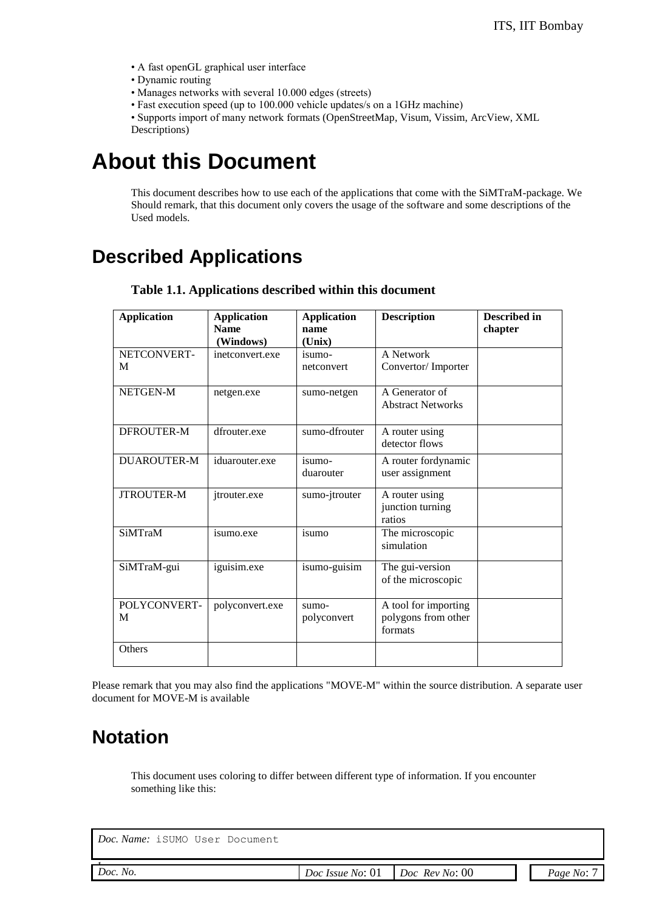• A fast openGL graphical user interface
• Dynamic routing
• Manages networks with several 10.000 edges (streets)
• Fast execution speed (up to 100.000 vehicle updates/s on a 1GHz machine)
• Supports import of many network formats (OpenStreetMap, Visum, Vissim, ArcView, XML Descriptions)

# About this Document

This document describes how to use each of the applications that come with the SiMTraM-package. We Should remark, that this document only covers the usage of the software and some descriptions of the Used models.

## Described Applications

**Table 1.1. Applications described within this document**

| Application | Application Name (Windows) | Application name (Unix) | Description | Described in chapter |
|---|---|---|---|---|
| NETCONVERT-M | inetconvert.exe | isumo-netconvert | A Network Convertor/ Importer | |
| NETGEN-M | netgen.exe | sumo-netgen | A Generator of Abstract Networks | |
| DFROUTER-M | dfrouter.exe | sumo-dfrouter | A router using detector flows | |
| DUAROUTER-M | iduarouter.exe | isumo-duarouter | A router fordynamic user assignment | |
| JTROUTER-M | jtrouter.exe | sumo-jtrouter | A router using junction turning ratios | |
| SiMTraM | isumo.exe | isumo | The microscopic simulation | |
| SiMTraM-gui | iguisim.exe | isumo-guisim | The gui-version of the microscopic | |
| POLYCONVERT-M | polyconvert.exe | sumo-polyconvert | A tool for importing polygons from other formats | |
| Others | | | | |

Please remark that you may also find the applications "MOVE-M" within the source distribution. A separate user document for MOVE-M is available

## Notation

This document uses coloring to differ between different type of information. If you encounter something like this: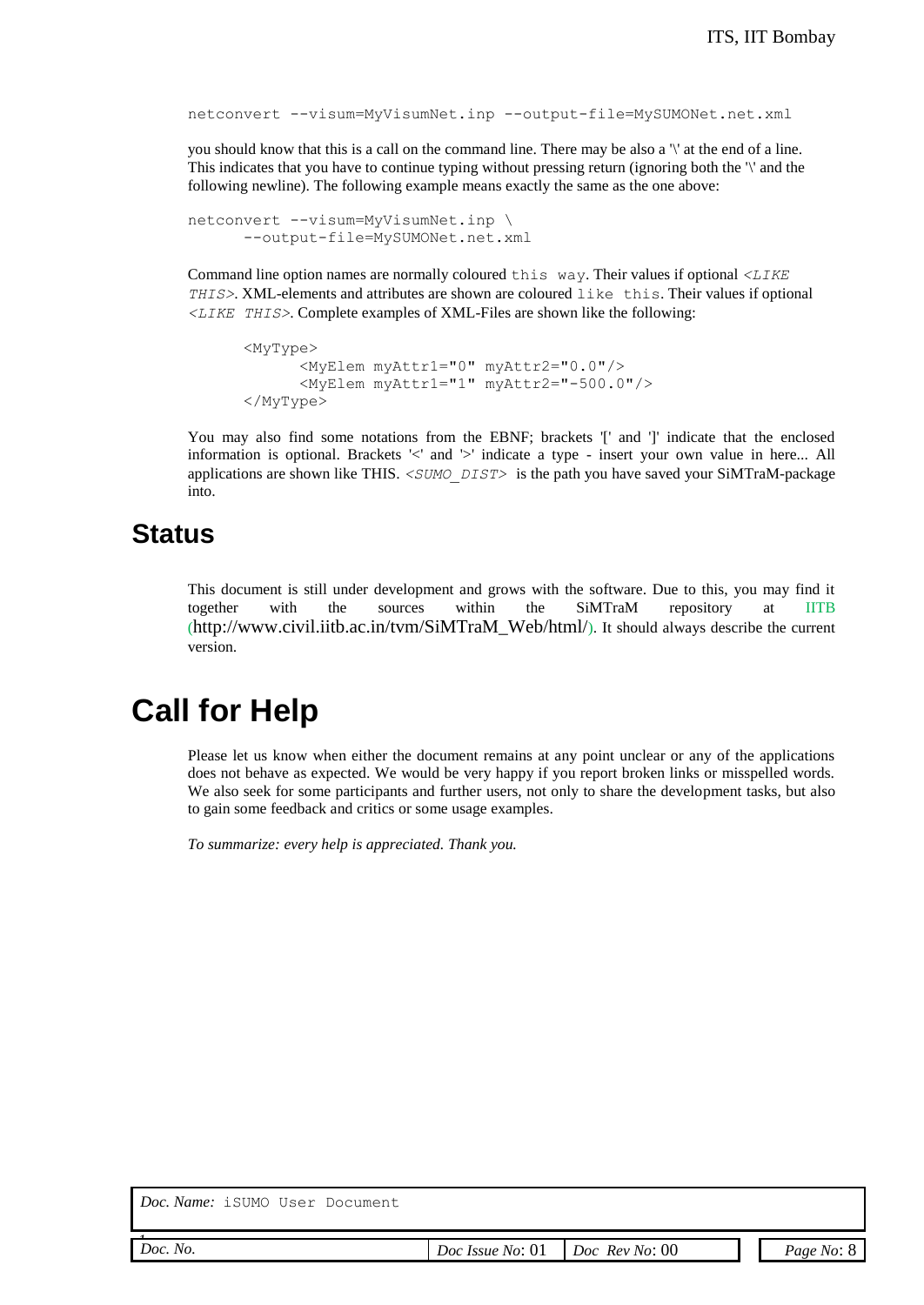```
netconvert --visum=MyVisumNet.inp --output-file=MySUMONet.net.xml
```

you should know that this is a call on the command line. There may be also a '\' at the end of a line. This indicates that you have to continue typing without pressing return (ignoring both the '\' and the following newline). The following example means exactly the same as the one above:

```
netconvert --visum=MyVisumNet.inp \
      --output-file=MySUMONet.net.xml
```

Command line option names are normally coloured `this way`. Their values if optional *<LIKE THIS>*. XML-elements and attributes are shown are coloured `like this`. Their values if optional *<LIKE THIS>*. Complete examples of XML-Files are shown like the following:

```
<MyType>
      <MyElem myAttr1="0" myAttr2="0.0"/>
      <MyElem myAttr1="1" myAttr2="-500.0"/>
</MyType>
```

You may also find some notations from the EBNF; brackets '[' and ']' indicate that the enclosed information is optional. Brackets '<' and '>' indicate a type - insert your own value in here... All applications are shown like THIS. *<SUMO_DIST>* is the path you have saved your SiMTraM-package into.

## Status

This document is still under development and grows with the software. Due to this, you may find it together with the sources within the SiMTraM repository at IITB (http://www.civil.iitb.ac.in/tvm/SiMTraM_Web/html/). It should always describe the current version.

# Call for Help

Please let us know when either the document remains at any point unclear or any of the applications does not behave as expected. We would be very happy if you report broken links or misspelled words. We also seek for some participants and further users, not only to share the development tasks, but also to gain some feedback and critics or some usage examples.

*To summarize: every help is appreciated. Thank you.*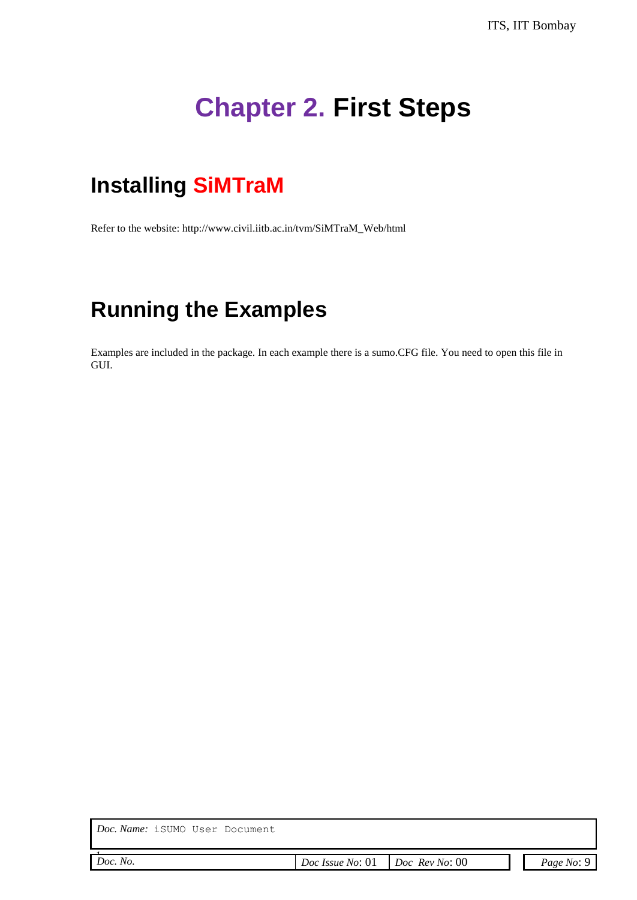# Chapter 2. First Steps

## Installing SiMTraM

Refer to the website: http://www.civil.iitb.ac.in/tvm/SiMTraM_Web/html

## Running the Examples

Examples are included in the package. In each example there is a sumo.CFG file. You need to open this file in GUI.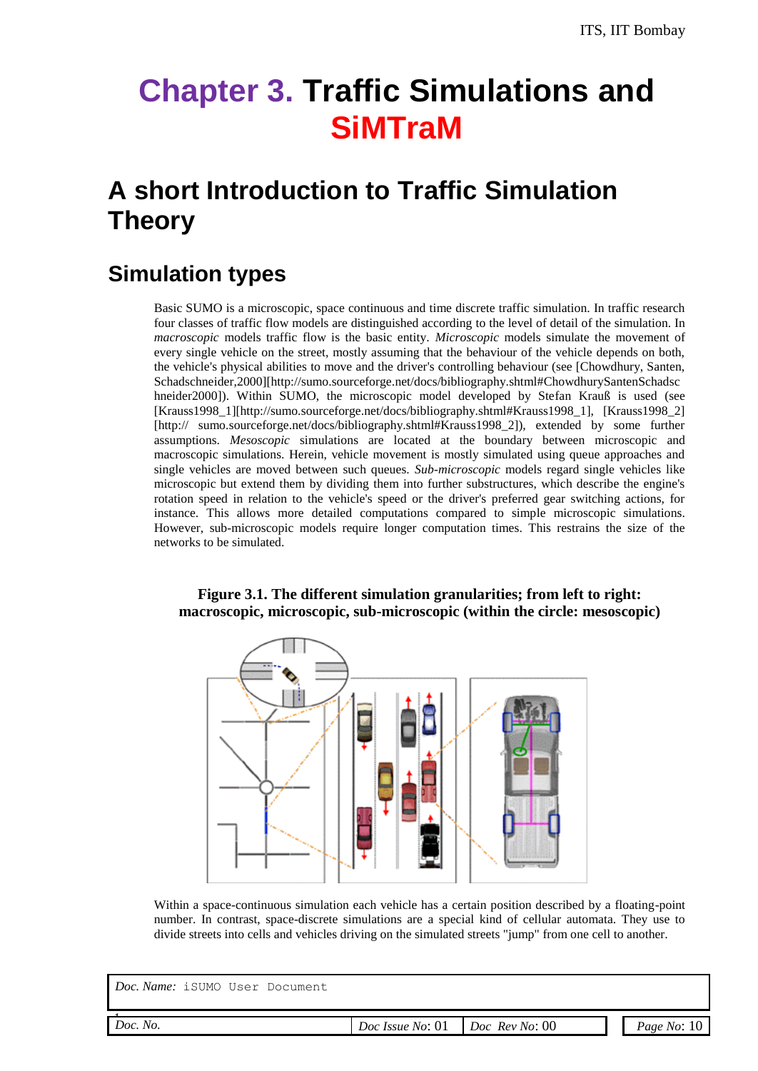# Chapter 3. Traffic Simulations and SiMTraM

## A short Introduction to Traffic Simulation Theory

### Simulation types

Basic SUMO is a microscopic, space continuous and time discrete traffic simulation. In traffic research four classes of traffic flow models are distinguished according to the level of detail of the simulation. In *macroscopic* models traffic flow is the basic entity. *Microscopic* models simulate the movement of every single vehicle on the street, mostly assuming that the behaviour of the vehicle depends on both, the vehicle's physical abilities to move and the driver's controlling behaviour (see [Chowdhury, Santen, Schadschneider,2000][http://sumo.sourceforge.net/docs/bibliography.shtml#ChowdhurySantenSchadschneider2000]). Within SUMO, the microscopic model developed by Stefan Krauß is used (see [Krauss1998_1][http://sumo.sourceforge.net/docs/bibliography.shtml#Krauss1998_1], [Krauss1998_2][http:// sumo.sourceforge.net/docs/bibliography.shtml#Krauss1998_2]), extended by some further assumptions. *Mesoscopic* simulations are located at the boundary between microscopic and macroscopic simulations. Herein, vehicle movement is mostly simulated using queue approaches and single vehicles are moved between such queues. *Sub-microscopic* models regard single vehicles like microscopic but extend them by dividing them into further substructures, which describe the engine's rotation speed in relation to the vehicle's speed or the driver's preferred gear switching actions, for instance. This allows more detailed computations compared to simple microscopic simulations. However, sub-microscopic models require longer computation times. This restrains the size of the networks to be simulated.

**Figure 3.1. The different simulation granularities; from left to right: macroscopic, microscopic, sub-microscopic (within the circle: mesoscopic)**

Within a space-continuous simulation each vehicle has a certain position described by a floating-point number. In contrast, space-discrete simulations are a special kind of cellular automata. They use to divide streets into cells and vehicles driving on the simulated streets "jump" from one cell to another.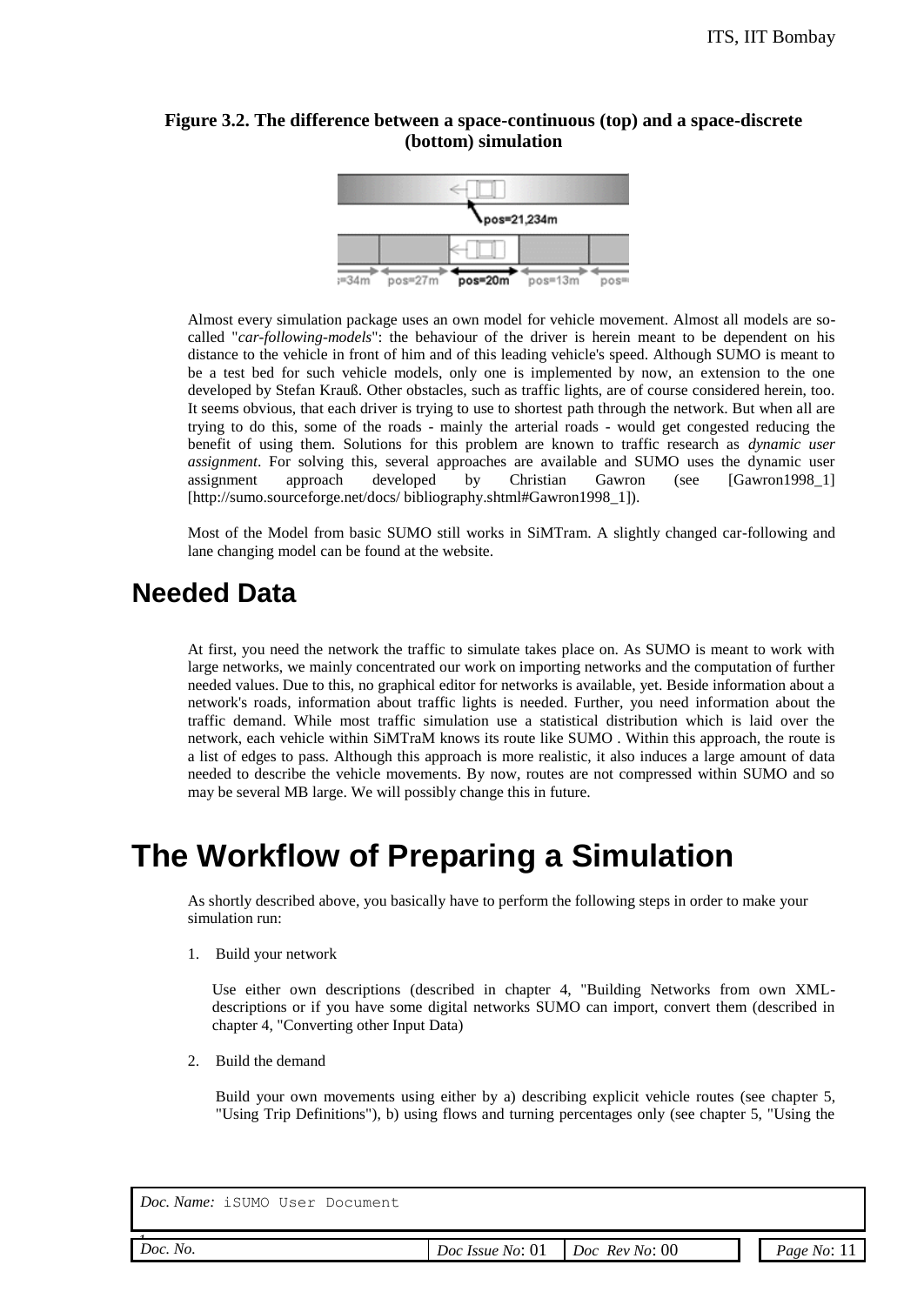**Figure 3.2. The difference between a space-continuous (top) and a space-discrete (bottom) simulation**

Almost every simulation package uses an own model for vehicle movement. Almost all models are so-called "*car-following-models*": the behaviour of the driver is herein meant to be dependent on his distance to the vehicle in front of him and of this leading vehicle's speed. Although SUMO is meant to be a test bed for such vehicle models, only one is implemented by now, an extension to the one developed by Stefan Krauß. Other obstacles, such as traffic lights, are of course considered herein, too. It seems obvious, that each driver is trying to use to shortest path through the network. But when all are trying to do this, some of the roads - mainly the arterial roads - would get congested reducing the benefit of using them. Solutions for this problem are known to traffic research as *dynamic user assignment*. For solving this, several approaches are available and SUMO uses the dynamic user assignment approach developed by Christian Gawron (see [Gawron1998_1] [http://sumo.sourceforge.net/docs/ bibliography.shtml#Gawron1998_1]).

Most of the Model from basic SUMO still works in SiMTram. A slightly changed car-following and lane changing model can be found at the website.

## Needed Data

At first, you need the network the traffic to simulate takes place on. As SUMO is meant to work with large networks, we mainly concentrated our work on importing networks and the computation of further needed values. Due to this, no graphical editor for networks is available, yet. Beside information about a network's roads, information about traffic lights is needed. Further, you need information about the traffic demand. While most traffic simulation use a statistical distribution which is laid over the network, each vehicle within SiMTraM knows its route like SUMO . Within this approach, the route is a list of edges to pass. Although this approach is more realistic, it also induces a large amount of data needed to describe the vehicle movements. By now, routes are not compressed within SUMO and so may be several MB large. We will possibly change this in future.

# The Workflow of Preparing a Simulation

As shortly described above, you basically have to perform the following steps in order to make your simulation run:

1. Build your network

   Use either own descriptions (described in chapter 4, "Building Networks from own XML-descriptions or if you have some digital networks SUMO can import, convert them (described in chapter 4, "Converting other Input Data)

2. Build the demand

   Build your own movements using either by a) describing explicit vehicle routes (see chapter 5, "Using Trip Definitions"), b) using flows and turning percentages only (see chapter 5, "Using the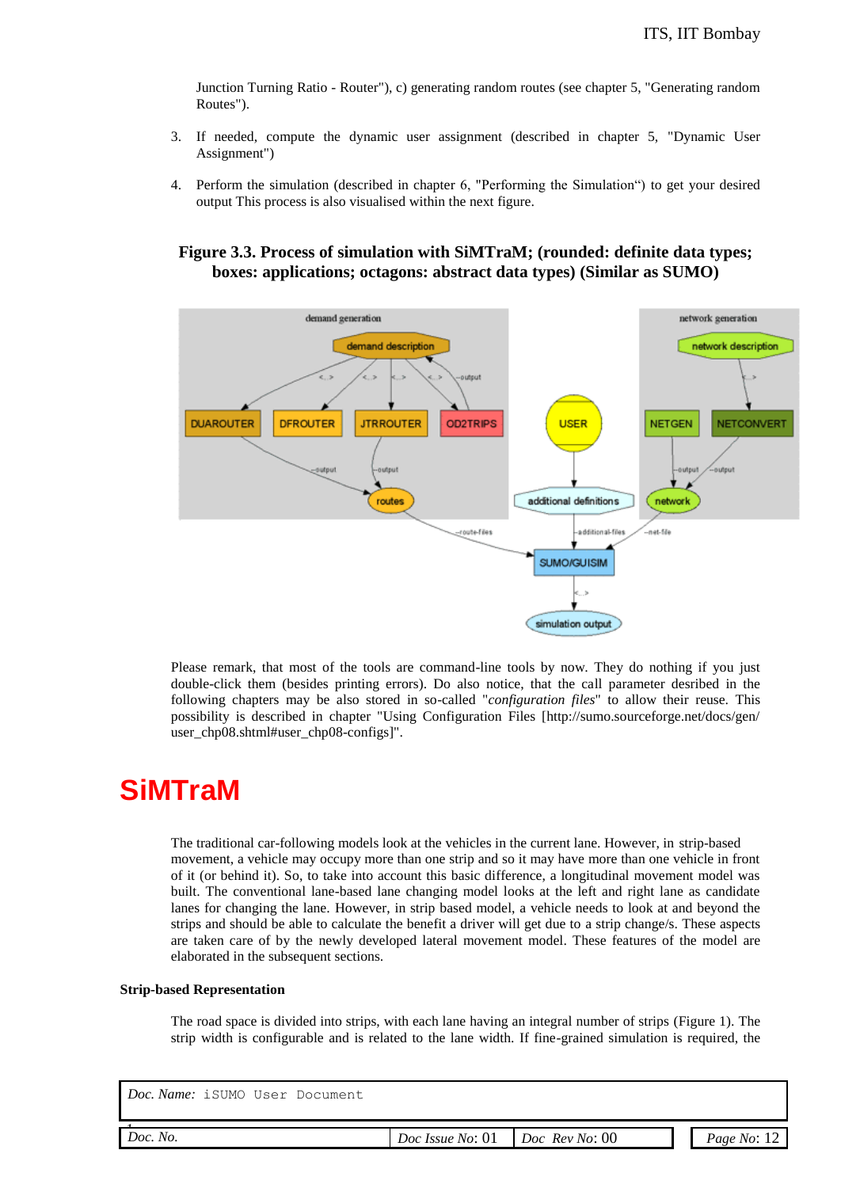Junction Turning Ratio - Router"), c) generating random routes (see chapter 5, "Generating random Routes").

3. If needed, compute the dynamic user assignment (described in chapter 5, "Dynamic User Assignment")

4. Perform the simulation (described in chapter 6, "Performing the Simulation") to get your desired output This process is also visualised within the next figure.

**Figure 3.3. Process of simulation with SiMTraM; (rounded: definite data types; boxes: applications; octagons: abstract data types) (Similar as SUMO)**

Please remark, that most of the tools are command-line tools by now. They do nothing if you just double-click them (besides printing errors). Do also notice, that the call parameter desribed in the following chapters may be also stored in so-called "*configuration files*" to allow their reuse. This possibility is described in chapter "Using Configuration Files [http://sumo.sourceforge.net/docs/gen/user_chp08.shtml#user_chp08-configs]".

# SiMTraM

The traditional car-following models look at the vehicles in the current lane. However, in strip-based movement, a vehicle may occupy more than one strip and so it may have more than one vehicle in front of it (or behind it). So, to take into account this basic difference, a longitudinal movement model was built. The conventional lane-based lane changing model looks at the left and right lane as candidate lanes for changing the lane. However, in strip based model, a vehicle needs to look at and beyond the strips and should be able to calculate the benefit a driver will get due to a strip change/s. These aspects are taken care of by the newly developed lateral movement model. These features of the model are elaborated in the subsequent sections.

**Strip-based Representation**

The road space is divided into strips, with each lane having an integral number of strips (Figure 1). The strip width is configurable and is related to the lane width. If fine-grained simulation is required, the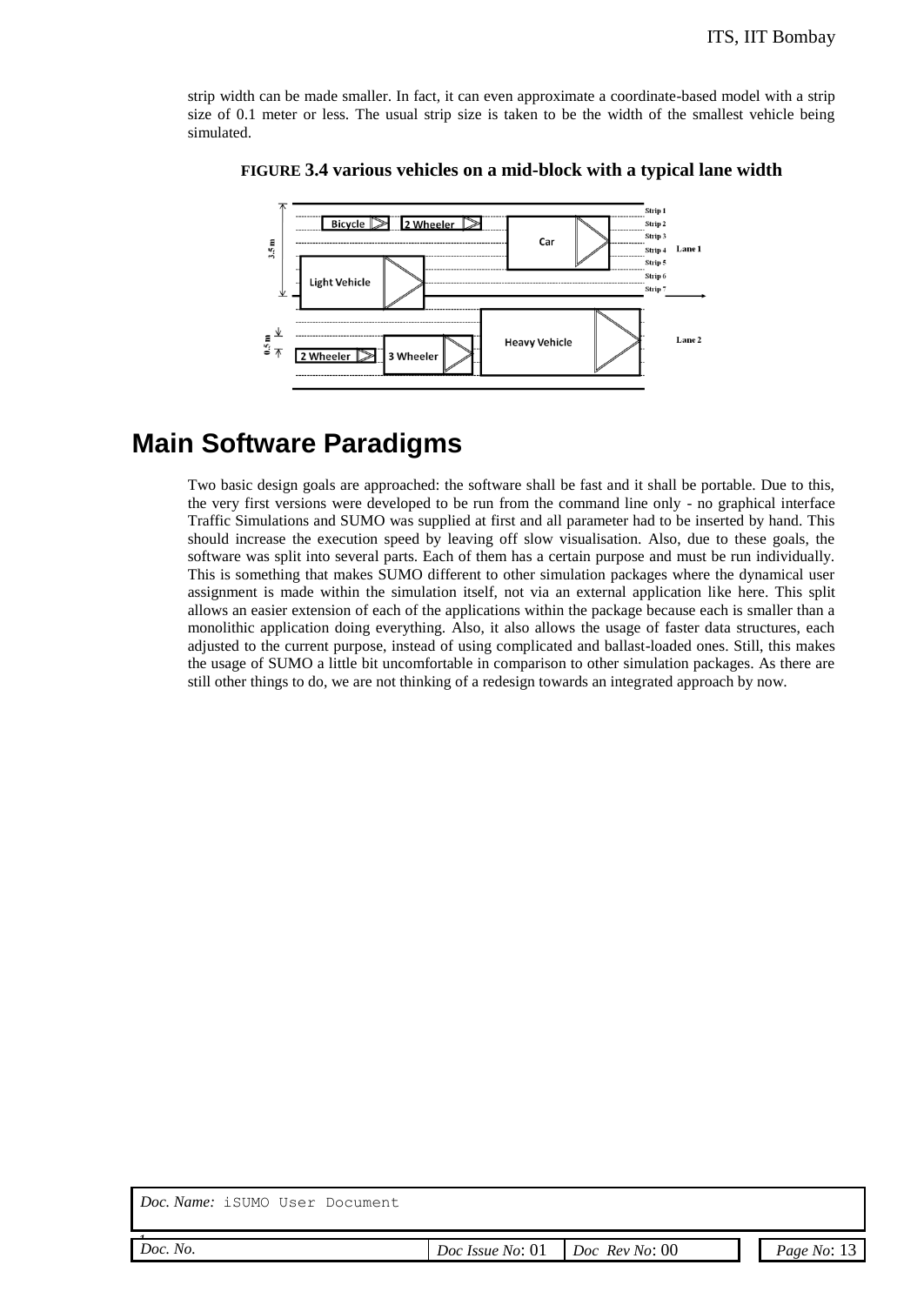strip width can be made smaller. In fact, it can even approximate a coordinate-based model with a strip size of 0.1 meter or less. The usual strip size is taken to be the width of the smallest vehicle being simulated.

**FIGURE 3.4 various vehicles on a mid-block with a typical lane width**

# Main Software Paradigms

Two basic design goals are approached: the software shall be fast and it shall be portable. Due to this, the very first versions were developed to be run from the command line only - no graphical interface Traffic Simulations and SUMO was supplied at first and all parameter had to be inserted by hand. This should increase the execution speed by leaving off slow visualisation. Also, due to these goals, the software was split into several parts. Each of them has a certain purpose and must be run individually. This is something that makes SUMO different to other simulation packages where the dynamical user assignment is made within the simulation itself, not via an external application like here. This split allows an easier extension of each of the applications within the package because each is smaller than a monolithic application doing everything. Also, it also allows the usage of faster data structures, each adjusted to the current purpose, instead of using complicated and ballast-loaded ones. Still, this makes the usage of SUMO a little bit uncomfortable in comparison to other simulation packages. As there are still other things to do, we are not thinking of a redesign towards an integrated approach by now.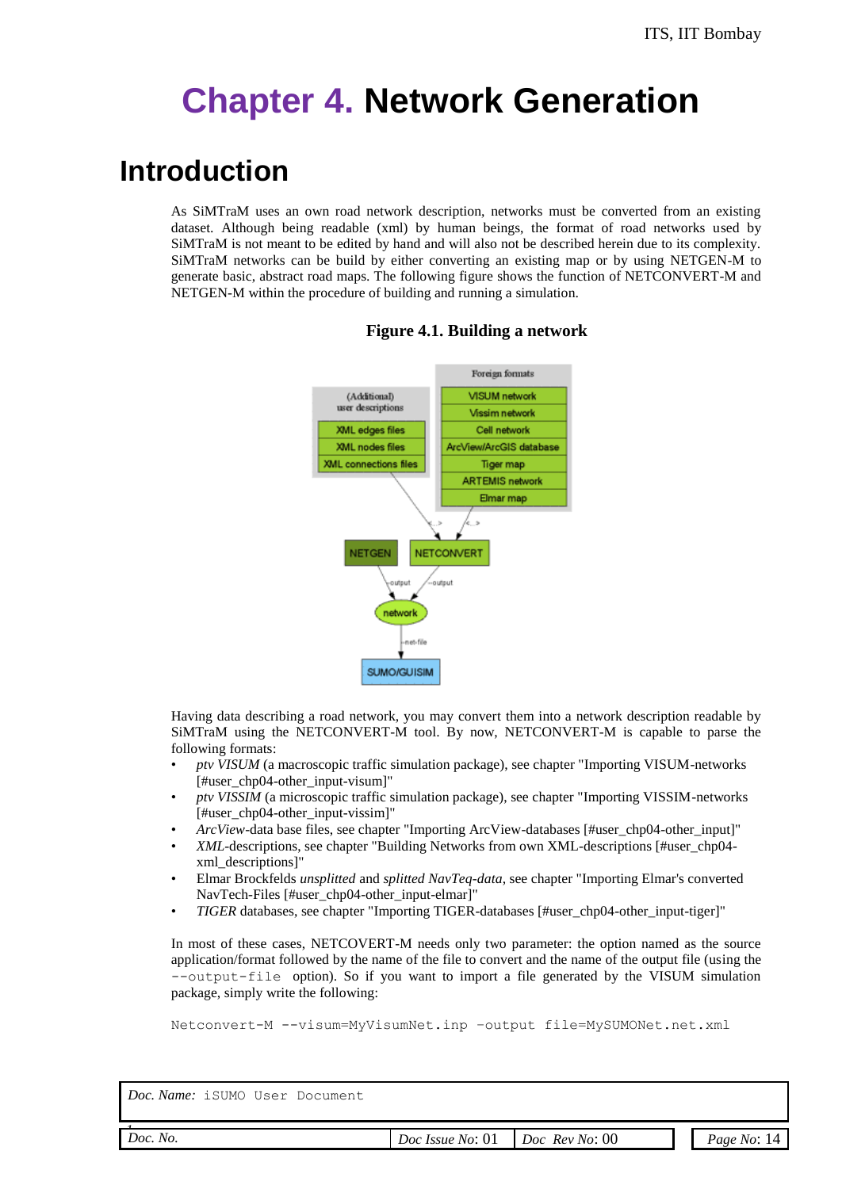# Chapter 4. Network Generation

## Introduction

As SiMTraM uses an own road network description, networks must be converted from an existing dataset. Although being readable (xml) by human beings, the format of road networks used by SiMTraM is not meant to be edited by hand and will also not be described herein due to its complexity. SiMTraM networks can be build by either converting an existing map or by using NETGEN-M to generate basic, abstract road maps. The following figure shows the function of NETCONVERT-M and NETGEN-M within the procedure of building and running a simulation.

**Figure 4.1. Building a network**

Having data describing a road network, you may convert them into a network description readable by SiMTraM using the NETCONVERT-M tool. By now, NETCONVERT-M is capable to parse the following formats:

- *ptv VISUM* (a macroscopic traffic simulation package), see chapter "Importing VISUM-networks [#user_chp04-other_input-visum]"
- *ptv VISSIM* (a microscopic traffic simulation package), see chapter "Importing VISSIM-networks [#user_chp04-other_input-vissim]"
- *ArcView*-data base files, see chapter "Importing ArcView-databases [#user_chp04-other_input]"
- *XML*-descriptions, see chapter "Building Networks from own XML-descriptions [#user_chp04-xml_descriptions]"
- Elmar Brockfelds *unsplitted* and *splitted NavTeq-data*, see chapter "Importing Elmar's converted NavTech-Files [#user_chp04-other_input-elmar]"
- *TIGER* databases, see chapter "Importing TIGER-databases [#user_chp04-other_input-tiger]"

In most of these cases, NETCOVERT-M needs only two parameter: the option named as the source application/format followed by the name of the file to convert and the name of the output file (using the `--output-file` option). So if you want to import a file generated by the VISUM simulation package, simply write the following:

```
Netconvert-M --visum=MyVisumNet.inp -output file=MySUMONet.net.xml
```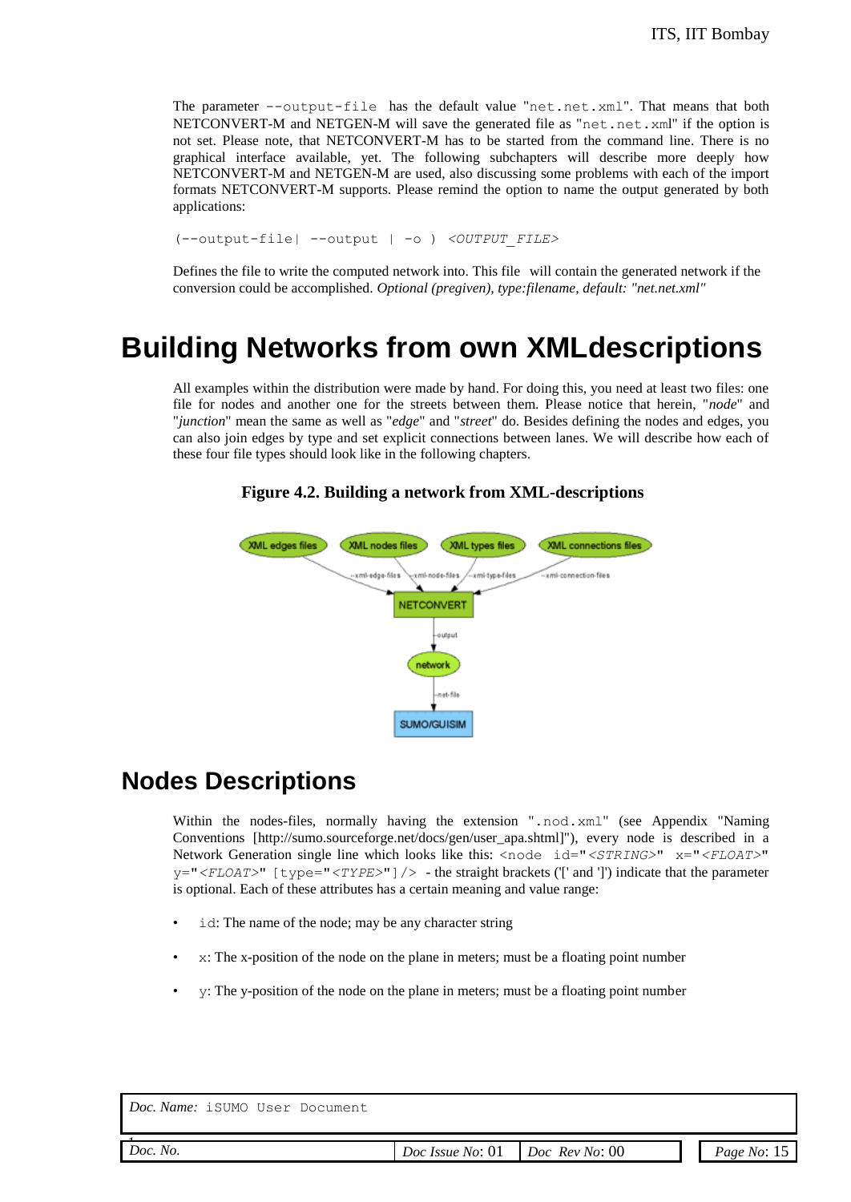The parameter `--output-file` has the default value "`net.net.xml`". That means that both NETCONVERT-M and NETGEN-M will save the generated file as "`net.net.xml`" if the option is not set. Please note, that NETCONVERT-M has to be started from the command line. There is no graphical interface available, yet. The following subchapters will describe more deeply how NETCONVERT-M and NETGEN-M are used, also discussing some problems with each of the import formats NETCONVERT-M supports. Please remind the option to name the output generated by both applications:

```
(--output-file| --output | -o ) <OUTPUT_FILE>
```

Defines the file to write the computed network into. This file will contain the generated network if the conversion could be accomplished. *Optional (pregiven), type:filename, default: "net.net.xml"*

# Building Networks from own XMLdescriptions

All examples within the distribution were made by hand. For doing this, you need at least two files: one file for nodes and another one for the streets between them. Please notice that herein, "*node*" and "*junction*" mean the same as well as "*edge*" and "*street*" do. Besides defining the nodes and edges, you can also join edges by type and set explicit connections between lanes. We will describe how each of these four file types should look like in the following chapters.

**Figure 4.2. Building a network from XML-descriptions**

## Nodes Descriptions

Within the nodes-files, normally having the extension "`.nod.xml`" (see Appendix "Naming Conventions [http://sumo.sourceforge.net/docs/gen/user_apa.shtml]"), every node is described in a Network Generation single line which looks like this: `<node id="`*`<STRING>`*`" x="`*`<FLOAT>`*`" y="`*`<FLOAT>`*`" [type="`*`<TYPE>`*`"]/>` - the straight brackets ('[' and ']') indicate that the parameter is optional. Each of these attributes has a certain meaning and value range:

- `id`: The name of the node; may be any character string
- `x`: The x-position of the node on the plane in meters; must be a floating point number
- `y`: The y-position of the node on the plane in meters; must be a floating point number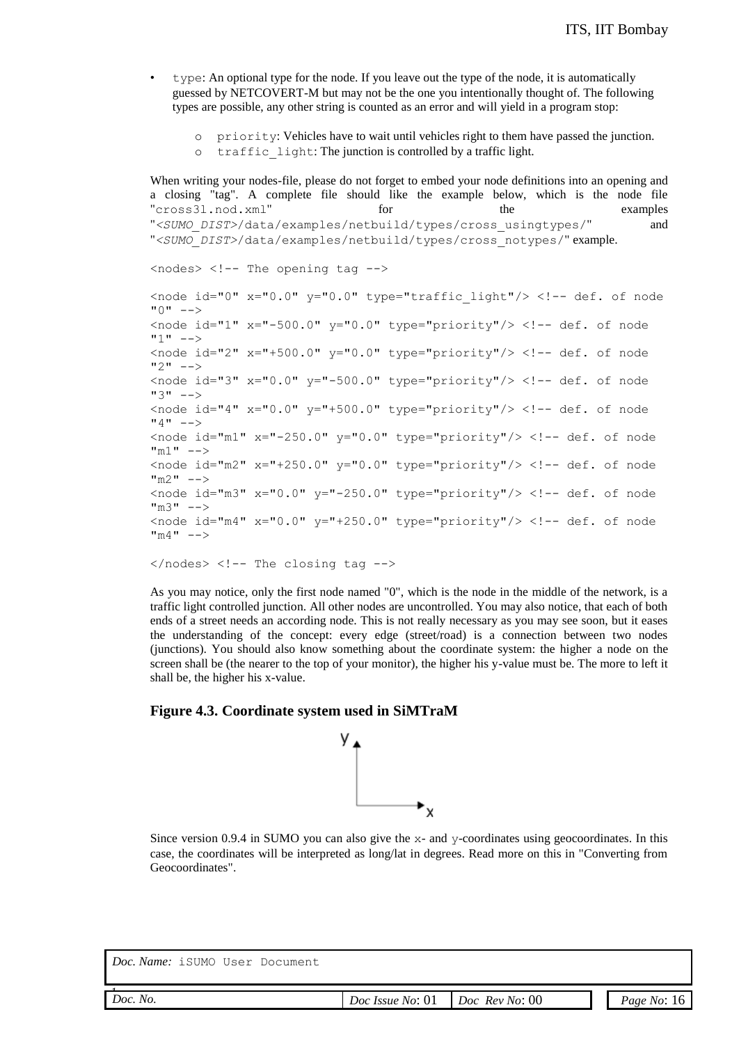- `type`: An optional type for the node. If you leave out the type of the node, it is automatically guessed by NETCOVERT-M but may not be the one you intentionally thought of. The following types are possible, any other string is counted as an error and will yield in a program stop:
  - `priority`: Vehicles have to wait until vehicles right to them have passed the junction.
  - `traffic_light`: The junction is controlled by a traffic light.

When writing your nodes-file, please do not forget to embed your node definitions into an opening and a closing "tag". A complete file should like the example below, which is the node file "cross3l.nod.xml" for the examples "<SUMO_DIST>/data/examples/netbuild/types/cross_usingtypes/" and "<SUMO_DIST>/data/examples/netbuild/types/cross_notypes/" example.

```
<nodes> <!-- The opening tag -->

<node id="0" x="0.0" y="0.0" type="traffic_light"/> <!-- def. of node "0" -->
<node id="1" x="-500.0" y="0.0" type="priority"/> <!-- def. of node "1" -->
<node id="2" x="+500.0" y="0.0" type="priority"/> <!-- def. of node "2" -->
<node id="3" x="0.0" y="-500.0" type="priority"/> <!-- def. of node "3" -->
<node id="4" x="0.0" y="+500.0" type="priority"/> <!-- def. of node "4" -->
<node id="m1" x="-250.0" y="0.0" type="priority"/> <!-- def. of node "m1" -->
<node id="m2" x="+250.0" y="0.0" type="priority"/> <!-- def. of node "m2" -->
<node id="m3" x="0.0" y="-250.0" type="priority"/> <!-- def. of node "m3" -->
<node id="m4" x="0.0" y="+250.0" type="priority"/> <!-- def. of node "m4" -->

</nodes> <!-- The closing tag -->
```

As you may notice, only the first node named "0", which is the node in the middle of the network, is a traffic light controlled junction. All other nodes are uncontrolled. You may also notice, that each of both ends of a street needs an according node. This is not really necessary as you may see soon, but it eases the understanding of the concept: every edge (street/road) is a connection between two nodes (junctions). You should also know something about the coordinate system: the higher a node on the screen shall be (the nearer to the top of your monitor), the higher his y-value must be. The more to left it shall be, the higher his x-value.

## Figure 4.3. Coordinate system used in SiMTraM

Since version 0.9.4 in SUMO you can also give the x- and y-coordinates using geocoordinates. In this case, the coordinates will be interpreted as long/lat in degrees. Read more on this in "Converting from Geocoordinates".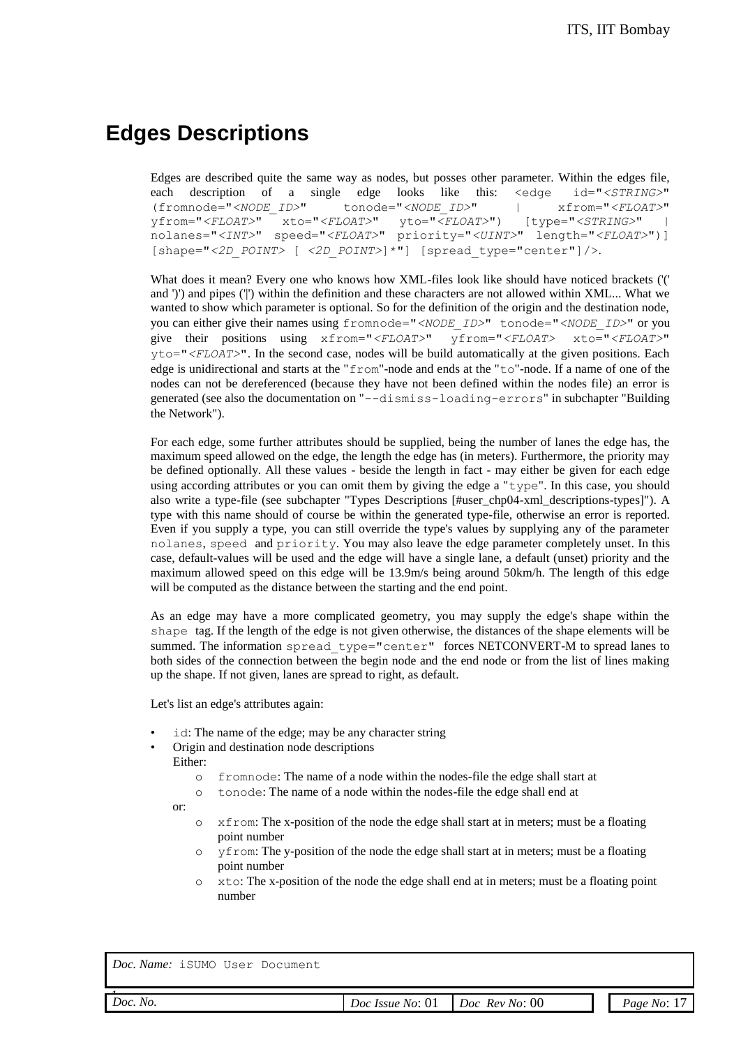# Edges Descriptions

Edges are described quite the same way as nodes, but posses other parameter. Within the edges file, each description of a single edge looks like this: `<edge id="<STRING>" (fromnode="<NODE_ID>" tonode="<NODE_ID>" | xfrom="<FLOAT>" yfrom="<FLOAT>" xto="<FLOAT>" yto="<FLOAT>") [type="<STRING>" | nolanes="<INT>" speed="<FLOAT>" priority="<UINT>" length="<FLOAT>")] [shape="<2D_POINT> [ <2D_POINT>]*"] [spread_type="center"]/>`.

What does it mean? Every one who knows how XML-files look like should have noticed brackets ('(' and ')') and pipes ('|') within the definition and these characters are not allowed within XML... What we wanted to show which parameter is optional. So for the definition of the origin and the destination node, you can either give their names using `fromnode="<NODE_ID>" tonode="<NODE_ID>"` or you give their positions using `xfrom="<FLOAT>" yfrom="<FLOAT> xto="<FLOAT>" yto="<FLOAT>"`. In the second case, nodes will be build automatically at the given positions. Each edge is unidirectional and starts at the "`from`"-node and ends at the "`to`"-node. If a name of one of the nodes can not be dereferenced (because they have not been defined within the nodes file) an error is generated (see also the documentation on "`--dismiss-loading-errors`" in subchapter "Building the Network").

For each edge, some further attributes should be supplied, being the number of lanes the edge has, the maximum speed allowed on the edge, the length the edge has (in meters). Furthermore, the priority may be defined optionally. All these values - beside the length in fact - may either be given for each edge using according attributes or you can omit them by giving the edge a "`type`". In this case, you should also write a type-file (see subchapter "Types Descriptions [#user_chp04-xml_descriptions-types]"). A type with this name should of course be within the generated type-file, otherwise an error is reported. Even if you supply a type, you can still override the type's values by supplying any of the parameter `nolanes`, `speed` and `priority`. You may also leave the edge parameter completely unset. In this case, default-values will be used and the edge will have a single lane, a default (unset) priority and the maximum allowed speed on this edge will be 13.9m/s being around 50km/h. The length of this edge will be computed as the distance between the starting and the end point.

As an edge may have a more complicated geometry, you may supply the edge's shape within the `shape` tag. If the length of the edge is not given otherwise, the distances of the shape elements will be summed. The information `spread_type="center"` forces NETCONVERT-M to spread lanes to both sides of the connection between the begin node and the end node or from the list of lines making up the shape. If not given, lanes are spread to right, as default.

Let's list an edge's attributes again:

- `id`: The name of the edge; may be any character string
- Origin and destination node descriptions

  Either:
  - `fromnode`: The name of a node within the nodes-file the edge shall start at
  - `tonode`: The name of a node within the nodes-file the edge shall end at

  or:
  - `xfrom`: The x-position of the node the edge shall start at in meters; must be a floating point number
  - `yfrom`: The y-position of the node the edge shall start at in meters; must be a floating point number
  - `xto`: The x-position of the node the edge shall end at in meters; must be a floating point number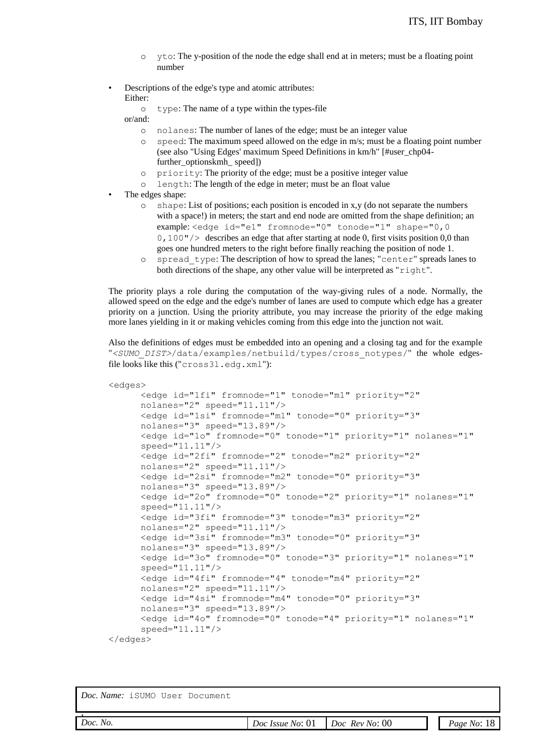- `yto`: The y-position of the node the edge shall end at in meters; must be a floating point number

- Descriptions of the edge's type and atomic attributes:
  Either:
  - `type`: The name of a type within the types-file

  or/and:
  - `nolanes`: The number of lanes of the edge; must be an integer value
  - `speed`: The maximum speed allowed on the edge in m/s; must be a floating point number (see also "Using Edges' maximum Speed Definitions in km/h" [#user_chp04-further_optionskmh_ speed])
  - `priority`: The priority of the edge; must be a positive integer value
  - `length`: The length of the edge in meter; must be an float value
- The edges shape:
  - `shape`: List of positions; each position is encoded in x,y (do not separate the numbers with a space!) in meters; the start and end node are omitted from the shape definition; an example: `<edge id="e1" fromnode="0" tonode="1" shape="0,0 0,100"/>` describes an edge that after starting at node 0, first visits position 0,0 than goes one hundred meters to the right before finally reaching the position of node 1.
  - `spread_type`: The description of how to spread the lanes; "`center`" spreads lanes to both directions of the shape, any other value will be interpreted as "`right`".

The priority plays a role during the computation of the way-giving rules of a node. Normally, the allowed speed on the edge and the edge's number of lanes are used to compute which edge has a greater priority on a junction. Using the priority attribute, you may increase the priority of the edge making more lanes yielding in it or making vehicles coming from this edge into the junction not wait.

Also the definitions of edges must be embedded into an opening and a closing tag and for the example "`<SUMO_DIST>/data/examples/netbuild/types/cross_notypes/`" the whole edges-file looks like this ("`cross3l.edg.xml`"):

```
<edges>
      <edge id="1fi" fromnode="1" tonode="m1" priority="2"
      nolanes="2" speed="11.11"/>
      <edge id="1si" fromnode="m1" tonode="0" priority="3"
      nolanes="3" speed="13.89"/>
      <edge id="1o" fromnode="0" tonode="1" priority="1" nolanes="1"
      speed="11.11"/>
      <edge id="2fi" fromnode="2" tonode="m2" priority="2"
      nolanes="2" speed="11.11"/>
      <edge id="2si" fromnode="m2" tonode="0" priority="3"
      nolanes="3" speed="13.89"/>
      <edge id="2o" fromnode="0" tonode="2" priority="1" nolanes="1"
      speed="11.11"/>
      <edge id="3fi" fromnode="3" tonode="m3" priority="2"
      nolanes="2" speed="11.11"/>
      <edge id="3si" fromnode="m3" tonode="0" priority="3"
      nolanes="3" speed="13.89"/>
      <edge id="3o" fromnode="0" tonode="3" priority="1" nolanes="1"
      speed="11.11"/>
      <edge id="4fi" fromnode="4" tonode="m4" priority="2"
      nolanes="2" speed="11.11"/>
      <edge id="4si" fromnode="m4" tonode="0" priority="3"
      nolanes="3" speed="13.89"/>
      <edge id="4o" fromnode="0" tonode="4" priority="1" nolanes="1"
      speed="11.11"/>
</edges>
```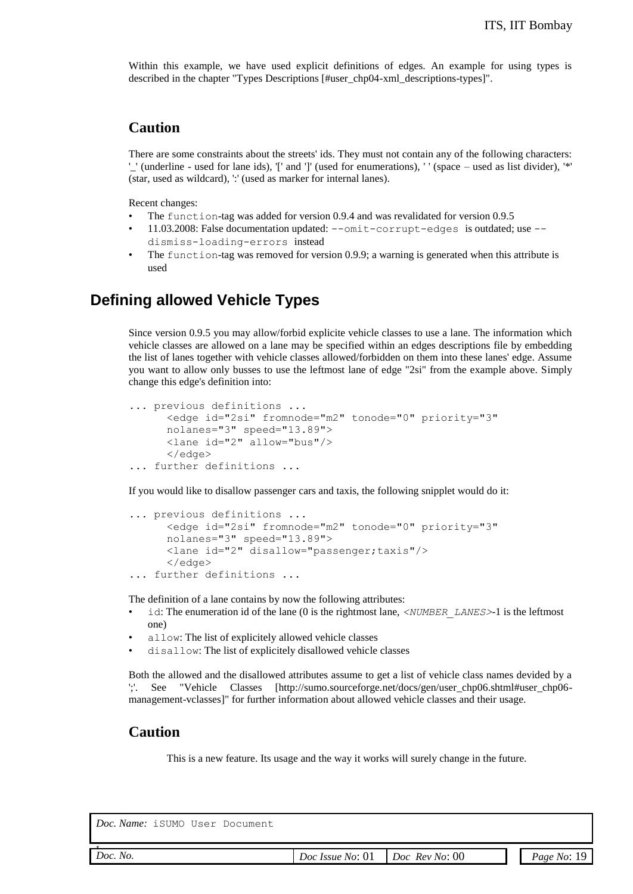Within this example, we have used explicit definitions of edges. An example for using types is described in the chapter "Types Descriptions [#user_chp04-xml_descriptions-types]".

### Caution

There are some constraints about the streets' ids. They must not contain any of the following characters: '_' (underline - used for lane ids), '[' and ']' (used for enumerations), ' ' (space – used as list divider), '*' (star, used as wildcard), ':' (used as marker for internal lanes).

Recent changes:

- The `function`-tag was added for version 0.9.4 and was revalidated for version 0.9.5
- 11.03.2008: False documentation updated: `--omit-corrupt-edges` is outdated; use `--dismiss-loading-errors` instead
- The `function`-tag was removed for version 0.9.9; a warning is generated when this attribute is used

## Defining allowed Vehicle Types

Since version 0.9.5 you may allow/forbid explicite vehicle classes to use a lane. The information which vehicle classes are allowed on a lane may be specified within an edges descriptions file by embedding the list of lanes together with vehicle classes allowed/forbidden on them into these lanes' edge. Assume you want to allow only busses to use the leftmost lane of edge "2si" from the example above. Simply change this edge's definition into:

```
... previous definitions ...
      <edge id="2si" fromnode="m2" tonode="0" priority="3"
      nolanes="3" speed="13.89">
      <lane id="2" allow="bus"/>
      </edge>
... further definitions ...
```

If you would like to disallow passenger cars and taxis, the following snipplet would do it:

```
... previous definitions ...
      <edge id="2si" fromnode="m2" tonode="0" priority="3"
      nolanes="3" speed="13.89">
      <lane id="2" disallow="passenger;taxis"/>
      </edge>
... further definitions ...
```

The definition of a lane contains by now the following attributes:

- `id`: The enumeration id of the lane (0 is the rightmost lane, *<NUMBER_LANES>*-1 is the leftmost one)
- `allow`: The list of explicitely allowed vehicle classes
- `disallow`: The list of explicitely disallowed vehicle classes

Both the allowed and the disallowed attributes assume to get a list of vehicle class names devided by a ';'. See "Vehicle Classes [http://sumo.sourceforge.net/docs/gen/user_chp06.shtml#user_chp06-management-vclasses]" for further information about allowed vehicle classes and their usage.

### Caution

This is a new feature. Its usage and the way it works will surely change in the future.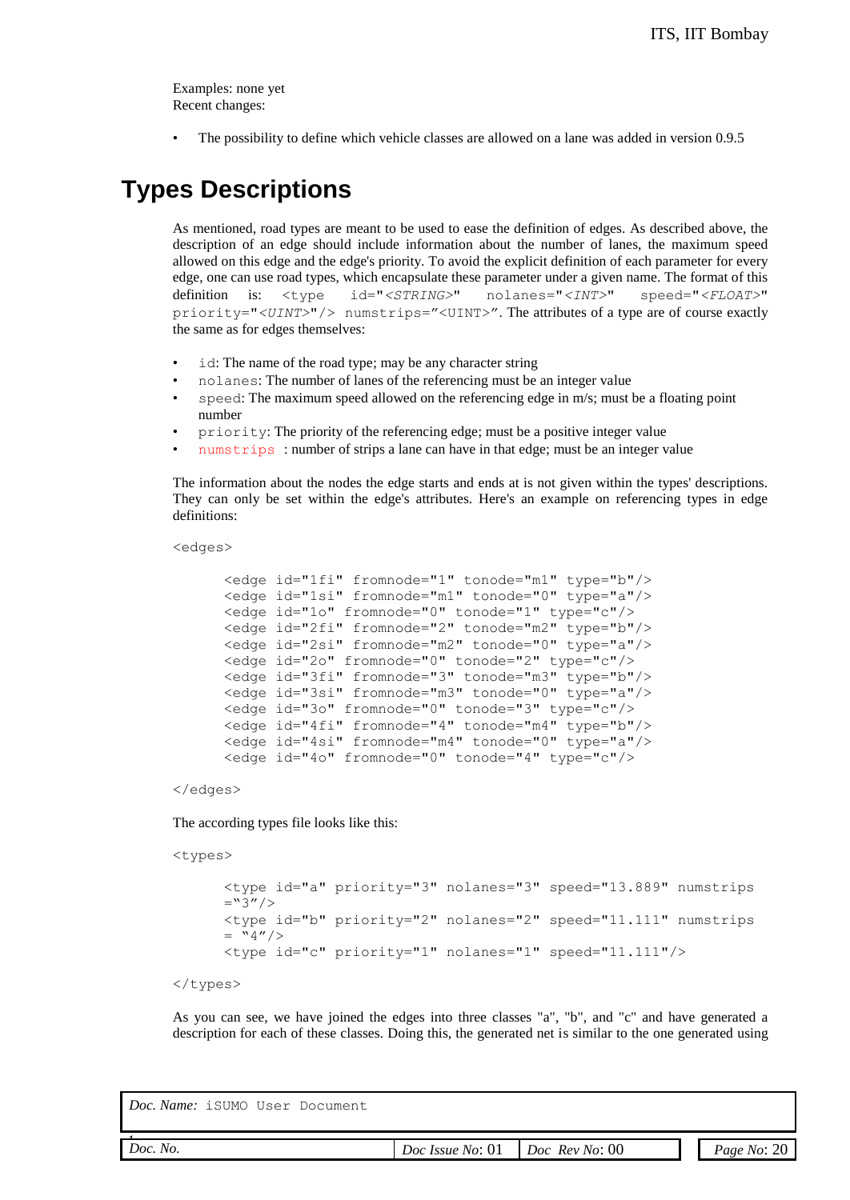Examples: none yet
Recent changes:

- The possibility to define which vehicle classes are allowed on a lane was added in version 0.9.5

# Types Descriptions

As mentioned, road types are meant to be used to ease the definition of edges. As described above, the description of an edge should include information about the number of lanes, the maximum speed allowed on this edge and the edge's priority. To avoid the explicit definition of each parameter for every edge, one can use road types, which encapsulate these parameter under a given name. The format of this definition is: `<type id="<STRING>" nolanes="<INT>" speed="<FLOAT>" priority="<UINT>"/> numstrips="<UINT>"`. The attributes of a type are of course exactly the same as for edges themselves:

- `id`: The name of the road type; may be any character string
- `nolanes`: The number of lanes of the referencing must be an integer value
- `speed`: The maximum speed allowed on the referencing edge in m/s; must be a floating point number
- `priority`: The priority of the referencing edge; must be a positive integer value
- `numstrips` : number of strips a lane can have in that edge; must be an integer value

The information about the nodes the edge starts and ends at is not given within the types' descriptions. They can only be set within the edge's attributes. Here's an example on referencing types in edge definitions:

```
<edges>

      <edge id="1fi" fromnode="1" tonode="m1" type="b"/>
      <edge id="1si" fromnode="m1" tonode="0" type="a"/>
      <edge id="1o" fromnode="0" tonode="1" type="c"/>
      <edge id="2fi" fromnode="2" tonode="m2" type="b"/>
      <edge id="2si" fromnode="m2" tonode="0" type="a"/>
      <edge id="2o" fromnode="0" tonode="2" type="c"/>
      <edge id="3fi" fromnode="3" tonode="m3" type="b"/>
      <edge id="3si" fromnode="m3" tonode="0" type="a"/>
      <edge id="3o" fromnode="0" tonode="3" type="c"/>
      <edge id="4fi" fromnode="4" tonode="m4" type="b"/>
      <edge id="4si" fromnode="m4" tonode="0" type="a"/>
      <edge id="4o" fromnode="0" tonode="4" type="c"/>

</edges>
```

The according types file looks like this:

```
<types>

      <type id="a" priority="3" nolanes="3" speed="13.889" numstrips
      ="3"/>
      <type id="b" priority="2" nolanes="2" speed="11.111" numstrips
      = "4"/>
      <type id="c" priority="1" nolanes="1" speed="11.111"/>

</types>
```

As you can see, we have joined the edges into three classes "a", "b", and "c" and have generated a description for each of these classes. Doing this, the generated net is similar to the one generated using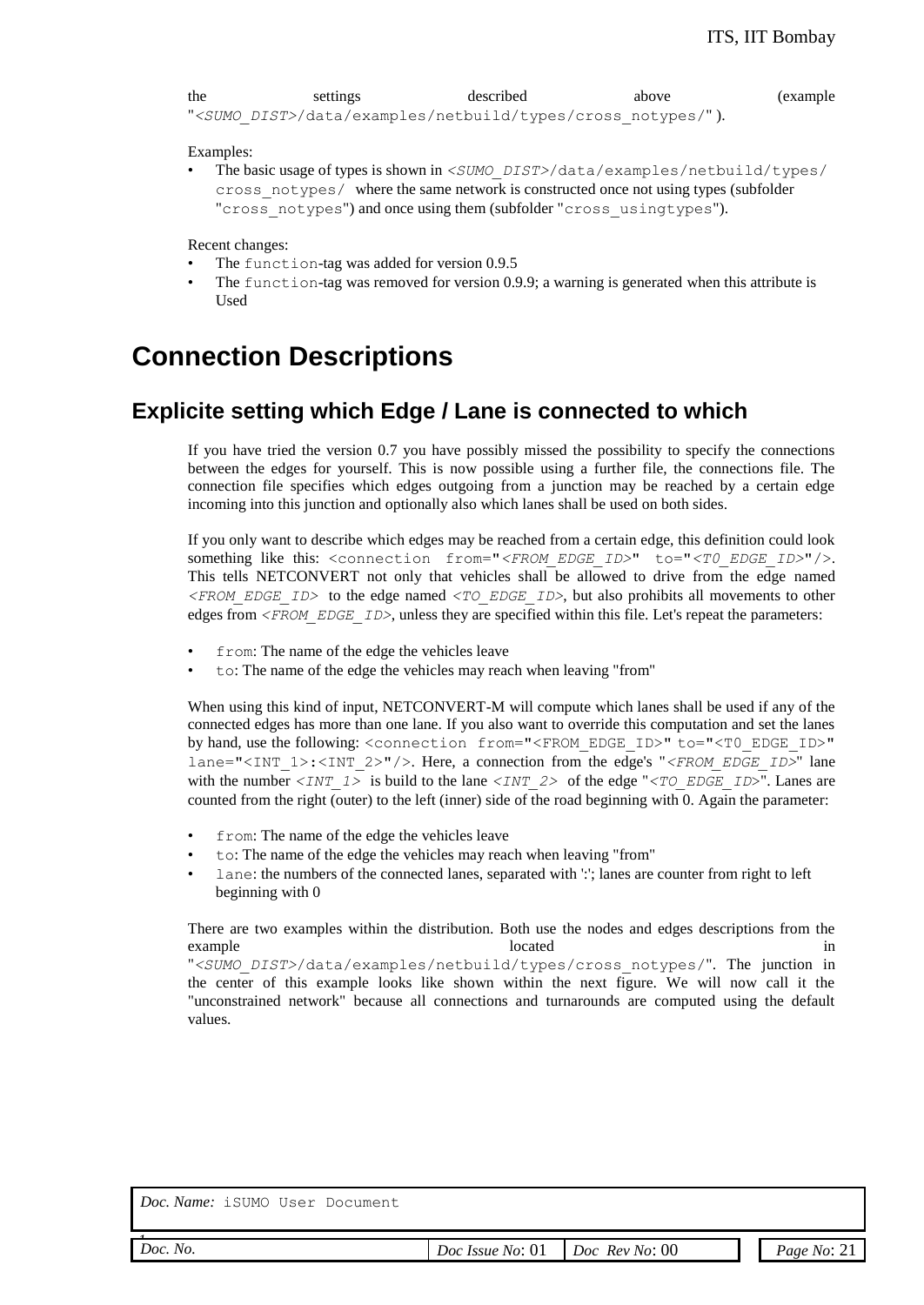the settings described above (example "*<SUMO_DIST>*/data/examples/netbuild/types/cross_notypes/").

Examples:

- The basic usage of types is shown in *<SUMO_DIST>*/data/examples/netbuild/types/cross_notypes/ where the same network is constructed once not using types (subfolder "cross_notypes") and once using them (subfolder "cross_usingtypes").

Recent changes:

- The `function`-tag was added for version 0.9.5
- The `function`-tag was removed for version 0.9.9; a warning is generated when this attribute is Used

# Connection Descriptions

## Explicite setting which Edge / Lane is connected to which

If you have tried the version 0.7 you have possibly missed the possibility to specify the connections between the edges for yourself. This is now possible using a further file, the connections file. The connection file specifies which edges outgoing from a junction may be reached by a certain edge incoming into this junction and optionally also which lanes shall be used on both sides.

If you only want to describe which edges may be reached from a certain edge, this definition could look something like this: `<connection from="`*<FROM_EDGE_ID>*`" to="`*<T0_EDGE_ID>*`"/>`. This tells NETCONVERT not only that vehicles shall be allowed to drive from the edge named *<FROM_EDGE_ID>* to the edge named *<TO_EDGE_ID>*, but also prohibits all movements to other edges from *<FROM_EDGE_ID>*, unless they are specified within this file. Let's repeat the parameters:

- `from`: The name of the edge the vehicles leave
- `to`: The name of the edge the vehicles may reach when leaving "from"

When using this kind of input, NETCONVERT-M will compute which lanes shall be used if any of the connected edges has more than one lane. If you also want to override this computation and set the lanes by hand, use the following: `<connection from="<FROM_EDGE_ID>" to="<T0_EDGE_ID>" lane="<INT_1>:<INT_2>"/>`. Here, a connection from the edge's "*<FROM_EDGE_ID>*" lane with the number *<INT_1>* is build to the lane *<INT_2>* of the edge "*<TO_EDGE_ID>*". Lanes are counted from the right (outer) to the left (inner) side of the road beginning with 0. Again the parameter:

- `from`: The name of the edge the vehicles leave
- `to`: The name of the edge the vehicles may reach when leaving "from"
- `lane`: the numbers of the connected lanes, separated with ':'; lanes are counter from right to left beginning with 0

There are two examples within the distribution. Both use the nodes and edges descriptions from the example located in "*<SUMO_DIST>*/data/examples/netbuild/types/cross_notypes/". The junction in the center of this example looks like shown within the next figure. We will now call it the "unconstrained network" because all connections and turnarounds are computed using the default values.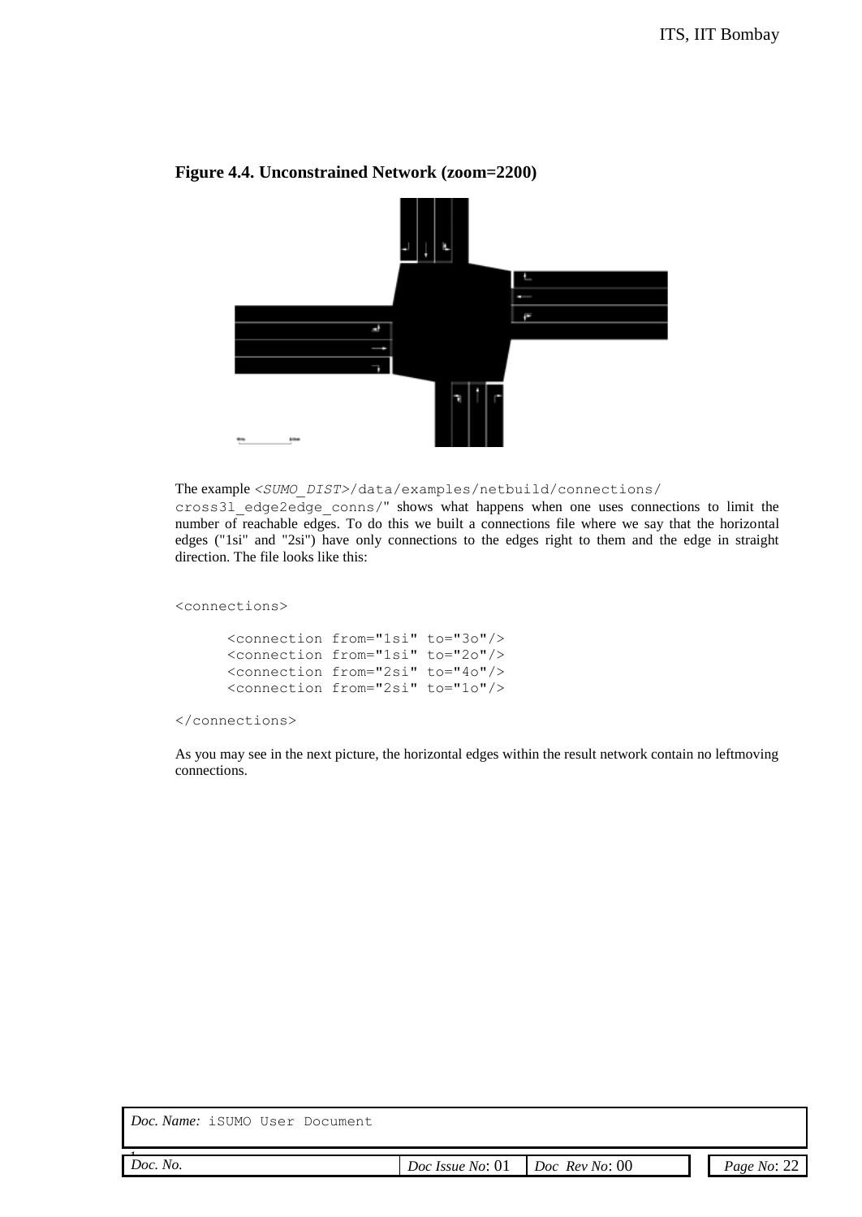**Figure 4.4. Unconstrained Network (zoom=2200)**

The example `<SUMO_DIST>/data/examples/netbuild/connections/cross3l_edge2edge_conns/`" shows what happens when one uses connections to limit the number of reachable edges. To do this we built a connections file where we say that the horizontal edges ("1si" and "2si") have only connections to the edges right to them and the edge in straight direction. The file looks like this:

```
<connections>

      <connection from="1si" to="3o"/>
      <connection from="1si" to="2o"/>
      <connection from="2si" to="4o"/>
      <connection from="2si" to="1o"/>

</connections>
```

As you may see in the next picture, the horizontal edges within the result network contain no leftmoving connections.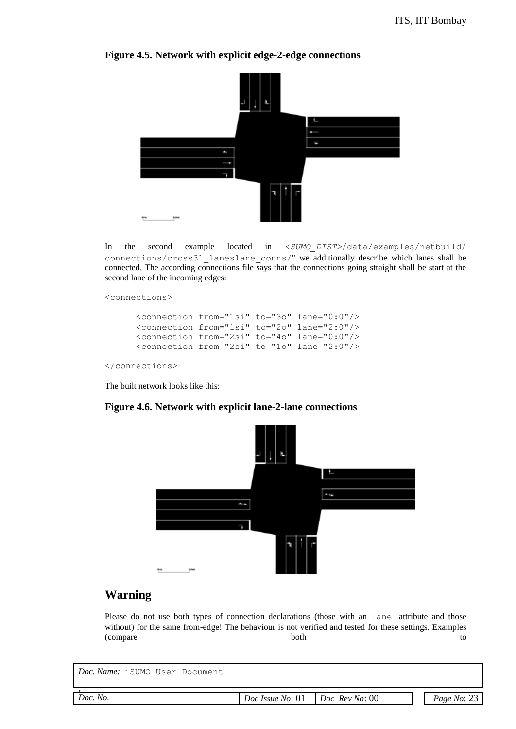**Figure 4.5. Network with explicit edge-2-edge connections**

In the second example located in `<SUMO_DIST>/data/examples/netbuild/connections/cross3l_laneslane_conns/`" we additionally describe which lanes shall be connected. The according connections file says that the connections going straight shall be start at the second lane of the incoming edges:

```
<connections>

      <connection from="1si" to="3o" lane="0:0"/>
      <connection from="1si" to="2o" lane="2:0"/>
      <connection from="2si" to="4o" lane="0:0"/>
      <connection from="2si" to="1o" lane="2:0"/>

</connections>
```

The built network looks like this:

**Figure 4.6. Network with explicit lane-2-lane connections**

## Warning

Please do not use both types of connection declarations (those with an `lane` attribute and those without) for the same from-edge! The behaviour is not verified and tested for these settings. Examples (compare both to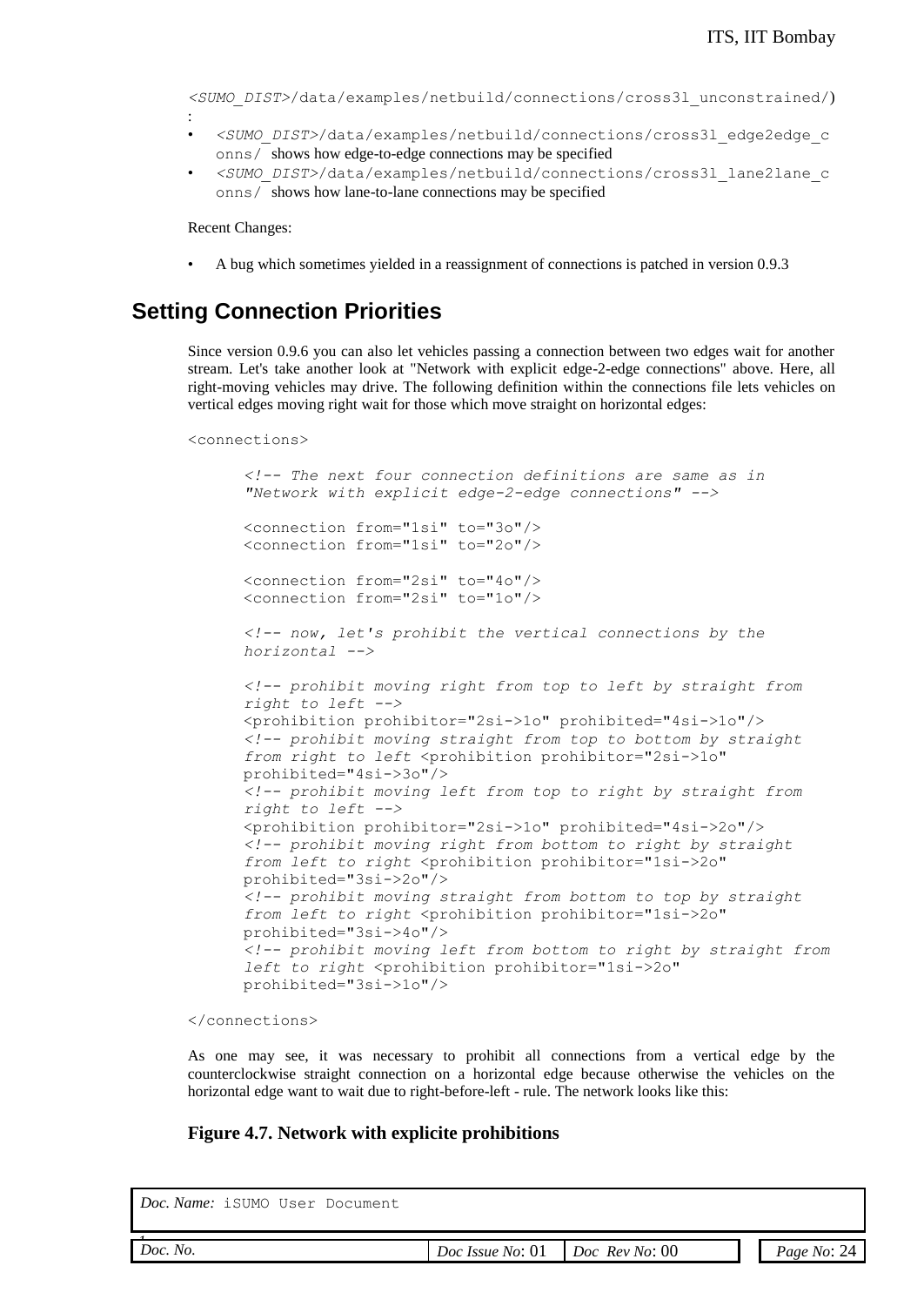<SUMO_DIST>/data/examples/netbuild/connections/cross3l_unconstrained/)
:

- <SUMO_DIST>/data/examples/netbuild/connections/cross3l_edge2edge_conns/ shows how edge-to-edge connections may be specified
- <SUMO_DIST>/data/examples/netbuild/connections/cross3l_lane2lane_conns/ shows how lane-to-lane connections may be specified

Recent Changes:

- A bug which sometimes yielded in a reassignment of connections is patched in version 0.9.3

## Setting Connection Priorities

Since version 0.9.6 you can also let vehicles passing a connection between two edges wait for another stream. Let's take another look at "Network with explicit edge-2-edge connections" above. Here, all right-moving vehicles may drive. The following definition within the connections file lets vehicles on vertical edges moving right wait for those which move straight on horizontal edges:

```
<connections>

    <!-- The next four connection definitions are same as in
    "Network with explicit edge-2-edge connections" -->

    <connection from="1si" to="3o"/>
    <connection from="1si" to="2o"/>

    <connection from="2si" to="4o"/>
    <connection from="2si" to="1o"/>

    <!-- now, let's prohibit the vertical connections by the
    horizontal -->

    <!-- prohibit moving right from top to left by straight from
    right to left -->
    <prohibition prohibitor="2si->1o" prohibited="4si->1o"/>
    <!-- prohibit moving straight from top to bottom by straight
    from right to left <prohibition prohibitor="2si->1o"
    prohibited="4si->3o"/>
    <!-- prohibit moving left from top to right by straight from
    right to left -->
    <prohibition prohibitor="2si->1o" prohibited="4si->2o"/>
    <!-- prohibit moving right from bottom to right by straight
    from left to right <prohibition prohibitor="1si->2o"
    prohibited="3si->2o"/>
    <!-- prohibit moving straight from bottom to top by straight
    from left to right <prohibition prohibitor="1si->2o"
    prohibited="3si->4o"/>
    <!-- prohibit moving left from bottom to right by straight from
    left to right <prohibition prohibitor="1si->2o"
    prohibited="3si->1o"/>

</connections>
```

As one may see, it was necessary to prohibit all connections from a vertical edge by the counterclockwise straight connection on a horizontal edge because otherwise the vehicles on the horizontal edge want to wait due to right-before-left - rule. The network looks like this:

**Figure 4.7. Network with explicite prohibitions**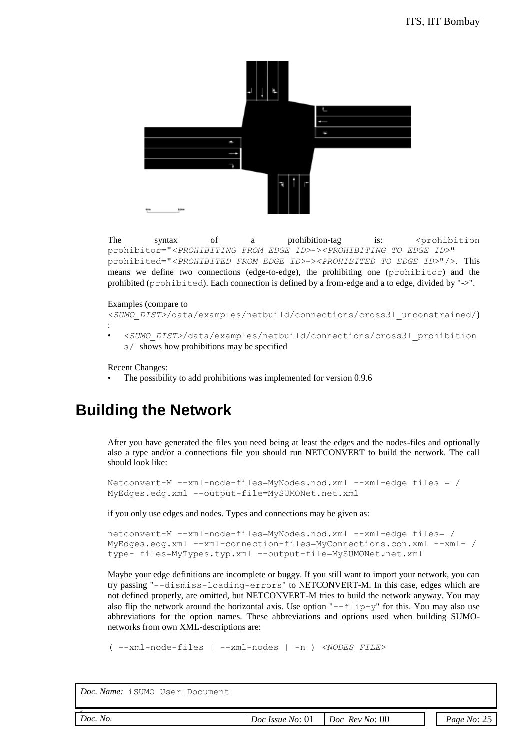The syntax of a prohibition-tag is: `<prohibition prohibitor="<PROHIBITING_FROM_EDGE_ID>-><PROHIBITING_TO_EDGE_ID>" prohibited="<PROHIBITED_FROM_EDGE_ID>-><PROHIBITED_TO_EDGE_ID>"/>`. This means we define two connections (edge-to-edge), the prohibiting one (`prohibitor`) and the prohibited (`prohibited`). Each connection is defined by a from-edge and a to edge, divided by "->".

Examples (compare to `<SUMO_DIST>/data/examples/netbuild/connections/cross3l_unconstrained/`):

- `<SUMO_DIST>/data/examples/netbuild/connections/cross3l_prohibitions/` shows how prohibitions may be specified

Recent Changes:

- The possibility to add prohibitions was implemented for version 0.9.6

# Building the Network

After you have generated the files you need being at least the edges and the nodes-files and optionally also a type and/or a connections file you should run NETCONVERT to build the network. The call should look like:

```
Netconvert-M --xml-node-files=MyNodes.nod.xml --xml-edge files = /
MyEdges.edg.xml --output-file=MySUMONet.net.xml
```

if you only use edges and nodes. Types and connections may be given as:

```
netconvert-M --xml-node-files=MyNodes.nod.xml --xml-edge files= /
MyEdges.edg.xml --xml-connection-files=MyConnections.con.xml --xml- /
type- files=MyTypes.typ.xml --output-file=MySUMONet.net.xml
```

Maybe your edge definitions are incomplete or buggy. If you still want to import your network, you can try passing "`--dismiss-loading-errors`" to NETCONVERT-M. In this case, edges which are not defined properly, are omitted, but NETCONVERT-M tries to build the network anyway. You may also flip the network around the horizontal axis. Use option "`--flip-y`" for this. You may also use abbreviations for the option names. These abbreviations and options used when building SUMO-networks from own XML-descriptions are:

```
( --xml-node-files | --xml-nodes | -n ) <NODES_FILE>
```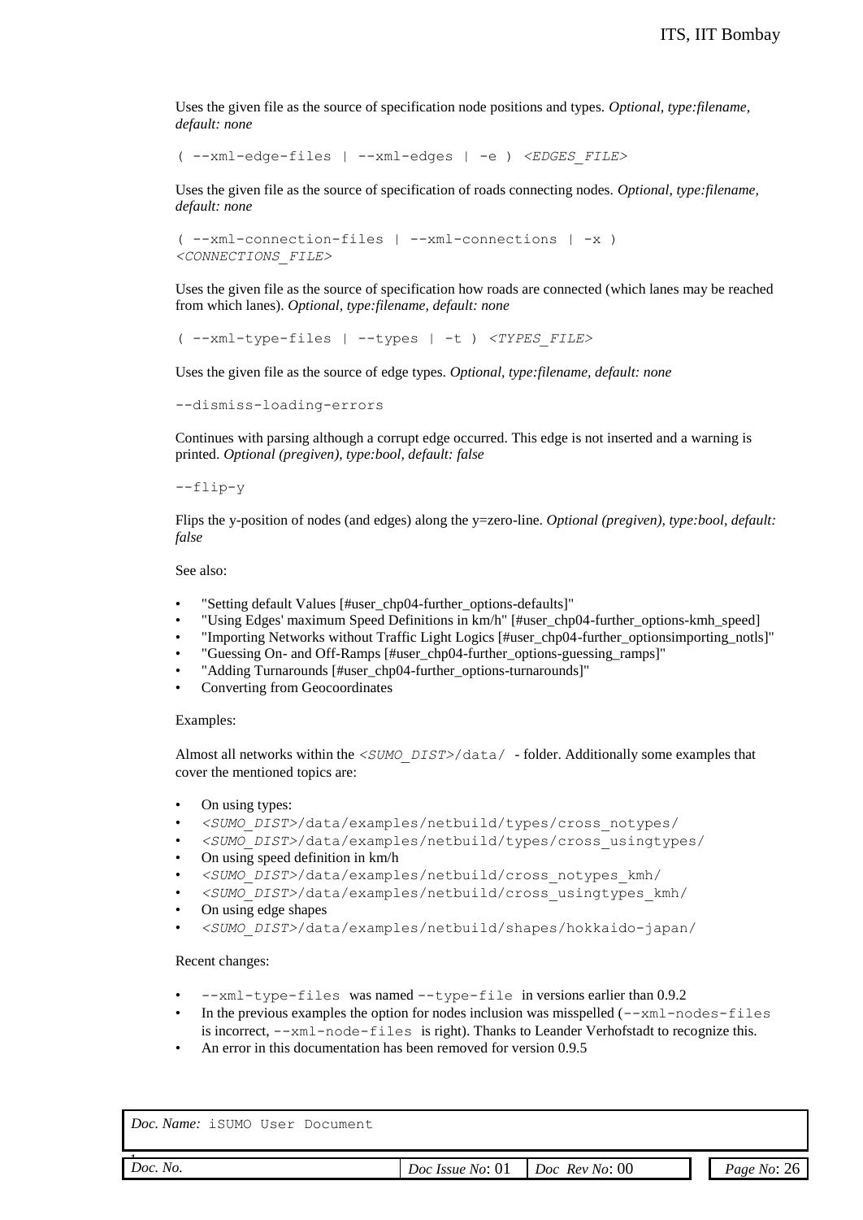Uses the given file as the source of specification node positions and types. *Optional, type:filename, default: none*

`( --xml-edge-files | --xml-edges | -e ) <EDGES_FILE>`

Uses the given file as the source of specification of roads connecting nodes. *Optional, type:filename, default: none*

`( --xml-connection-files | --xml-connections | -x ) <CONNECTIONS_FILE>`

Uses the given file as the source of specification how roads are connected (which lanes may be reached from which lanes). *Optional, type:filename, default: none*

`( --xml-type-files | --types | -t ) <TYPES_FILE>`

Uses the given file as the source of edge types. *Optional, type:filename, default: none*

`--dismiss-loading-errors`

Continues with parsing although a corrupt edge occurred. This edge is not inserted and a warning is printed. *Optional (pregiven), type:bool, default: false*

`--flip-y`

Flips the y-position of nodes (and edges) along the y=zero-line. *Optional (pregiven), type:bool, default: false*

See also:

- "Setting default Values [#user_chp04-further_options-defaults]"
- "Using Edges' maximum Speed Definitions in km/h" [#user_chp04-further_options-kmh_speed]
- "Importing Networks without Traffic Light Logics [#user_chp04-further_optionsimporting_notls]"
- "Guessing On- and Off-Ramps [#user_chp04-further_options-guessing_ramps]"
- "Adding Turnarounds [#user_chp04-further_options-turnarounds]"
- Converting from Geocoordinates

Examples:

Almost all networks within the `<SUMO_DIST>/data/` - folder. Additionally some examples that cover the mentioned topics are:

- On using types:
- `<SUMO_DIST>/data/examples/netbuild/types/cross_notypes/`
- `<SUMO_DIST>/data/examples/netbuild/types/cross_usingtypes/`
- On using speed definition in km/h
- `<SUMO_DIST>/data/examples/netbuild/cross_notypes_kmh/`
- `<SUMO_DIST>/data/examples/netbuild/cross_usingtypes_kmh/`
- On using edge shapes
- `<SUMO_DIST>/data/examples/netbuild/shapes/hokkaido-japan/`

Recent changes:

- `--xml-type-files` was named `--type-file` in versions earlier than 0.9.2
- In the previous examples the option for nodes inclusion was misspelled (`--xml-nodes-files` is incorrect, `--xml-node-files` is right). Thanks to Leander Verhofstadt to recognize this.
- An error in this documentation has been removed for version 0.9.5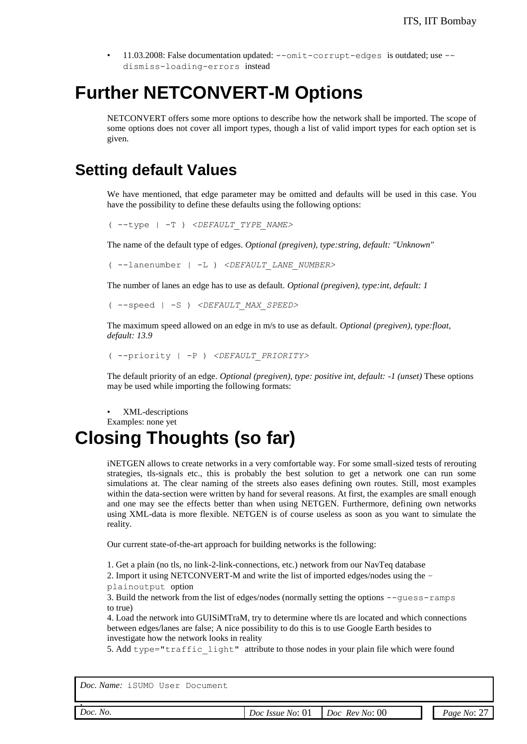- 11.03.2008: False documentation updated: `--omit-corrupt-edges` is outdated; use `--dismiss-loading-errors` instead

# Further NETCONVERT-M Options

NETCONVERT offers some more options to describe how the network shall be imported. The scope of some options does not cover all import types, though a list of valid import types for each option set is given.

## Setting default Values

We have mentioned, that edge parameter may be omitted and defaults will be used in this case. You have the possibility to define these defaults using the following options:

`( --type | -T ) <DEFAULT_TYPE_NAME>`

The name of the default type of edges. *Optional (pregiven), type:string, default: "Unknown"*

`( --lanenumber | -L ) <DEFAULT_LANE_NUMBER>`

The number of lanes an edge has to use as default. *Optional (pregiven), type:int, default: 1*

`( --speed | -S ) <DEFAULT_MAX_SPEED>`

The maximum speed allowed on an edge in m/s to use as default. *Optional (pregiven), type:float, default: 13.9*

`( --priority | -P ) <DEFAULT_PRIORITY>`

The default priority of an edge. *Optional (pregiven), type: positive int, default: -1 (unset)* These options may be used while importing the following formats:

- XML-descriptions

Examples: none yet

# Closing Thoughts (so far)

iNETGEN allows to create networks in a very comfortable way. For some small-sized tests of rerouting strategies, tls-signals etc., this is probably the best solution to get a network one can run some simulations at. The clear naming of the streets also eases defining own routes. Still, most examples within the data-section were written by hand for several reasons. At first, the examples are small enough and one may see the effects better than when using NETGEN. Furthermore, defining own networks using XML-data is more flexible. NETGEN is of course useless as soon as you want to simulate the reality.

Our current state-of-the-art approach for building networks is the following:

1. Get a plain (no tls, no link-2-link-connections, etc.) network from our NavTeq database
2. Import it using NETCONVERT-M and write the list of imported edges/nodes using the `–plainoutput` option
3. Build the network from the list of edges/nodes (normally setting the options `--guess-ramps` to true)
4. Load the network into GUISiMTraM, try to determine where tls are located and which connections between edges/lanes are false; A nice possibility to do this is to use Google Earth besides to investigate how the network looks in reality
5. Add `type="traffic_light"` attribute to those nodes in your plain file which were found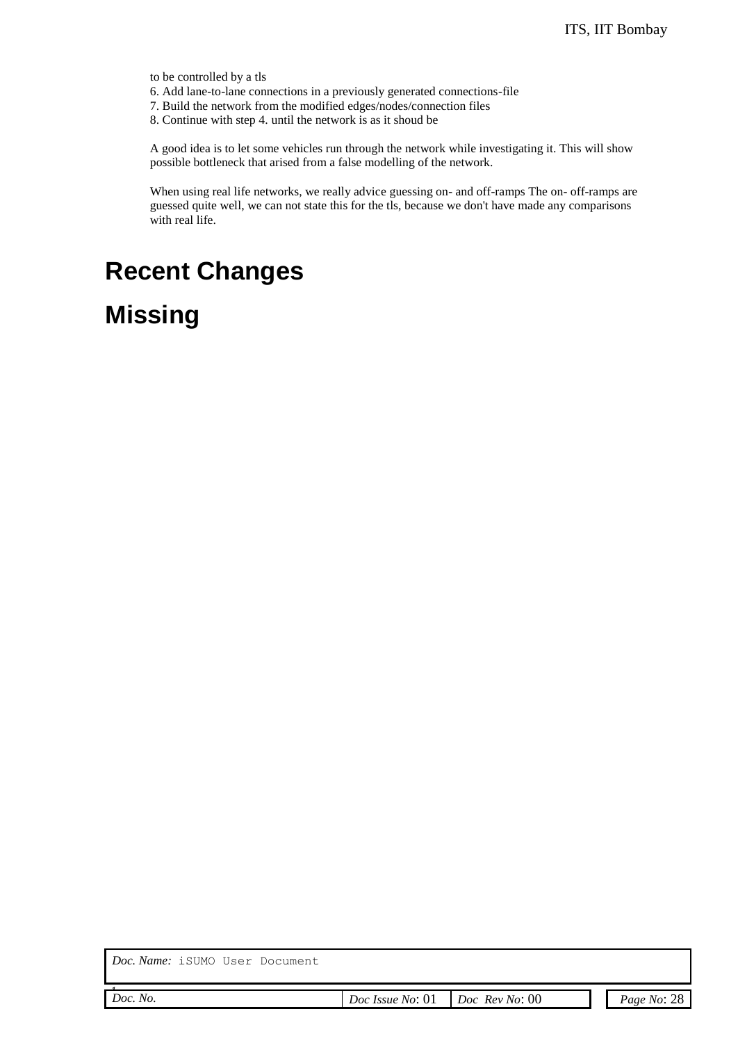to be controlled by a tls

6. Add lane-to-lane connections in a previously generated connections-file
7. Build the network from the modified edges/nodes/connection files
8. Continue with step 4. until the network is as it shoud be

A good idea is to let some vehicles run through the network while investigating it. This will show possible bottleneck that arised from a false modelling of the network.

When using real life networks, we really advice guessing on- and off-ramps The on- off-ramps are guessed quite well, we can not state this for the tls, because we don't have made any comparisons with real life.

# Recent Changes

# Missing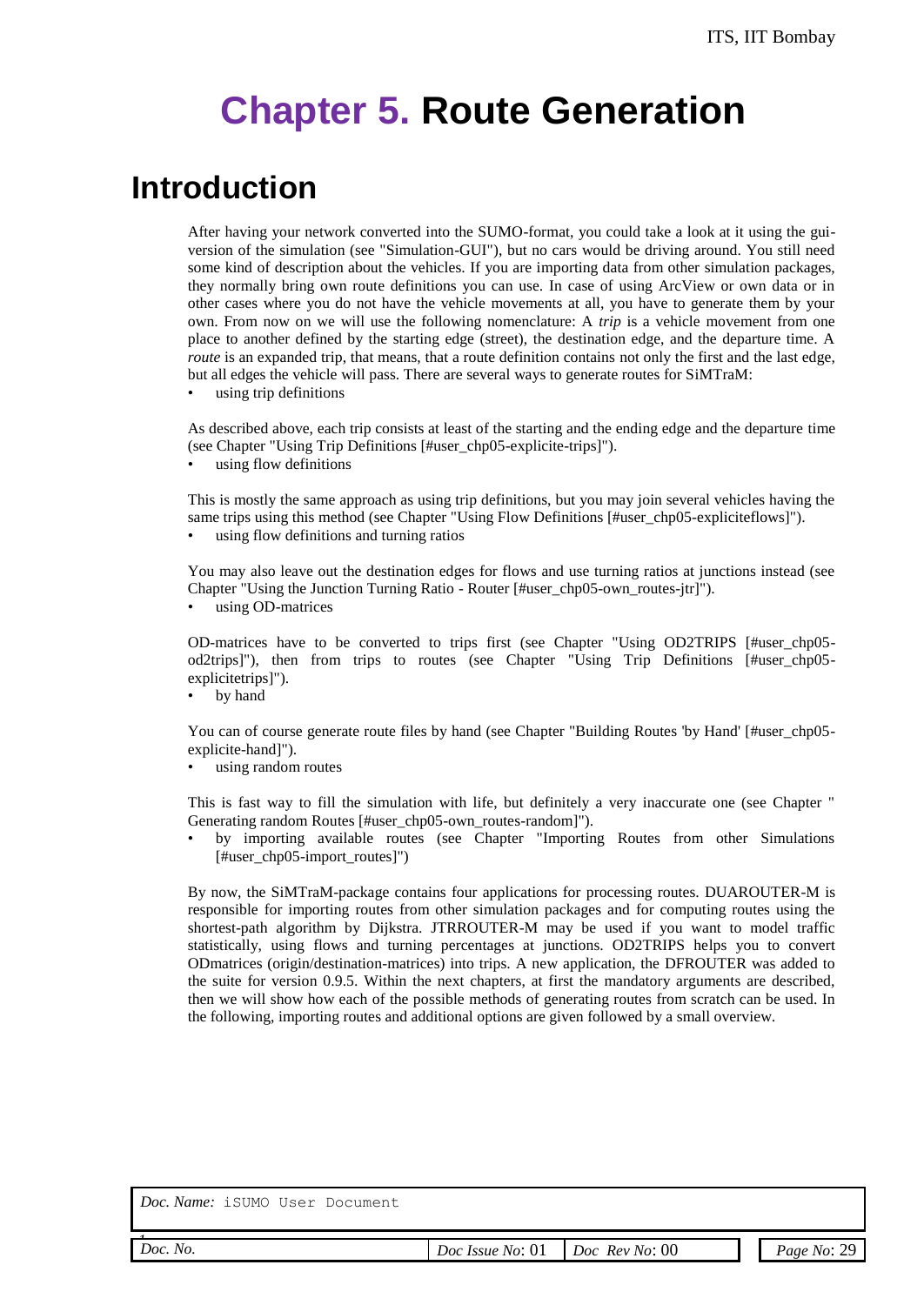# Chapter 5. Route Generation

## Introduction

After having your network converted into the SUMO-format, you could take a look at it using the gui-version of the simulation (see "Simulation-GUI"), but no cars would be driving around. You still need some kind of description about the vehicles. If you are importing data from other simulation packages, they normally bring own route definitions you can use. In case of using ArcView or own data or in other cases where you do not have the vehicle movements at all, you have to generate them by your own. From now on we will use the following nomenclature: A *trip* is a vehicle movement from one place to another defined by the starting edge (street), the destination edge, and the departure time. A *route* is an expanded trip, that means, that a route definition contains not only the first and the last edge, but all edges the vehicle will pass. There are several ways to generate routes for SiMTraM:

- using trip definitions

As described above, each trip consists at least of the starting and the ending edge and the departure time (see Chapter "Using Trip Definitions [#user_chp05-explicite-trips]").

- using flow definitions

This is mostly the same approach as using trip definitions, but you may join several vehicles having the same trips using this method (see Chapter "Using Flow Definitions [#user_chp05-expliciteflows]").

- using flow definitions and turning ratios

You may also leave out the destination edges for flows and use turning ratios at junctions instead (see Chapter "Using the Junction Turning Ratio - Router [#user_chp05-own_routes-jtr]").

- using OD-matrices

OD-matrices have to be converted to trips first (see Chapter "Using OD2TRIPS [#user_chp05-od2trips]"), then from trips to routes (see Chapter "Using Trip Definitions [#user_chp05-explicitetrips]").

- by hand

You can of course generate route files by hand (see Chapter "Building Routes 'by Hand' [#user_chp05-explicite-hand]").

- using random routes

This is fast way to fill the simulation with life, but definitely a very inaccurate one (see Chapter " Generating random Routes [#user_chp05-own_routes-random]").

- by importing available routes (see Chapter "Importing Routes from other Simulations [#user_chp05-import_routes]")

By now, the SiMTraM-package contains four applications for processing routes. DUAROUTER-M is responsible for importing routes from other simulation packages and for computing routes using the shortest-path algorithm by Dijkstra. JTRROUTER-M may be used if you want to model traffic statistically, using flows and turning percentages at junctions. OD2TRIPS helps you to convert ODmatrices (origin/destination-matrices) into trips. A new application, the DFROUTER was added to the suite for version 0.9.5. Within the next chapters, at first the mandatory arguments are described, then we will show how each of the possible methods of generating routes from scratch can be used. In the following, importing routes and additional options are given followed by a small overview.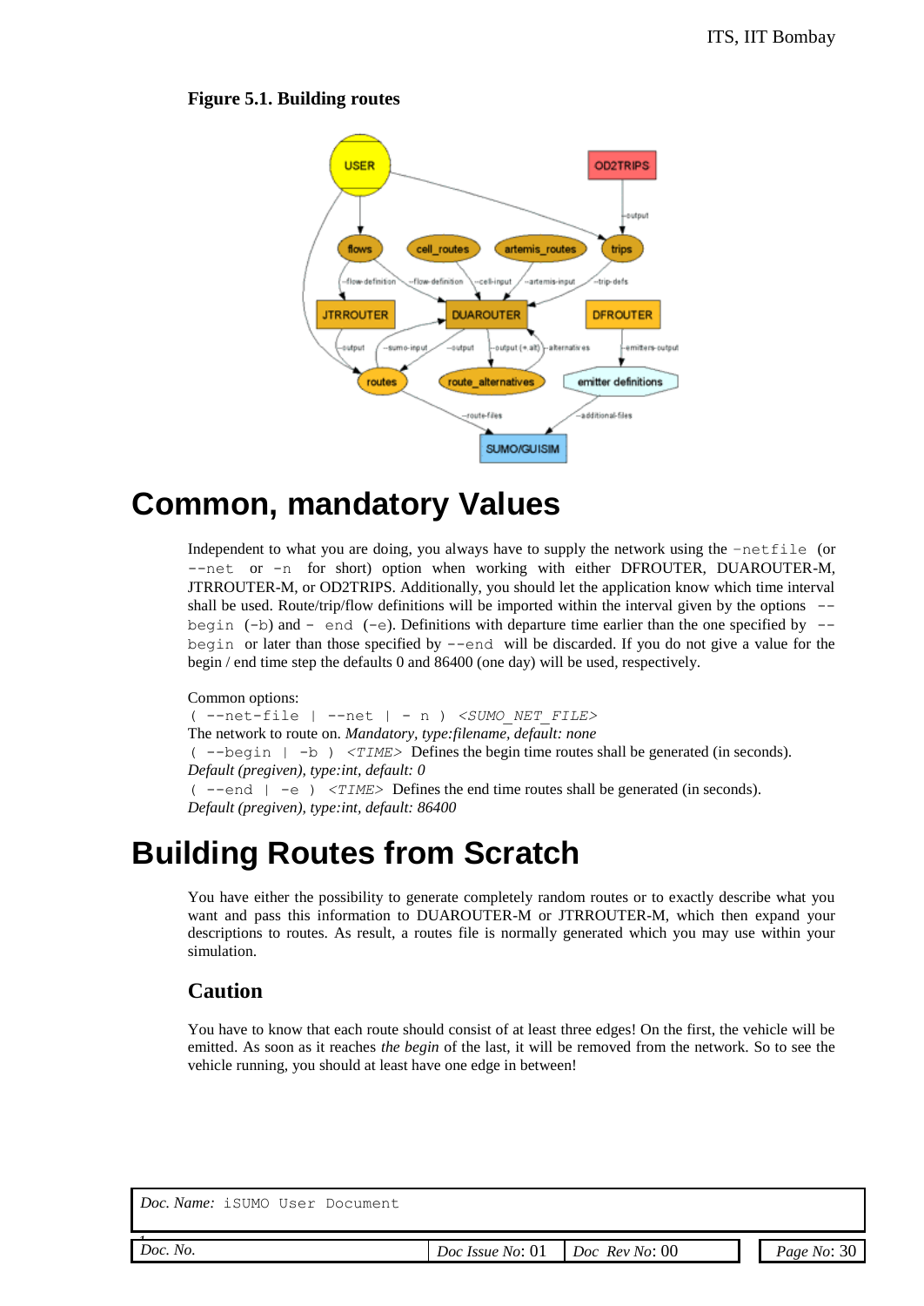**Figure 5.1. Building routes**

# Common, mandatory Values

Independent to what you are doing, you always have to supply the network using the `-netfile` (or `--net` or `-n` for short) option when working with either DFROUTER, DUAROUTER-M, JTRROUTER-M, or OD2TRIPS. Additionally, you should let the application know which time interval shall be used. Route/trip/flow definitions will be imported within the interval given by the options `--begin` (`-b`) and `- end` (`-e`). Definitions with departure time earlier than the one specified by `--begin` or later than those specified by `--end` will be discarded. If you do not give a value for the begin / end time step the defaults 0 and 86400 (one day) will be used, respectively.

Common options:

`( --net-file | --net | - n )` *<SUMO_NET_FILE>*

The network to route on. *Mandatory, type:filename, default: none*

`( --begin | -b )` *<TIME>* Defines the begin time routes shall be generated (in seconds).

*Default (pregiven), type:int, default: 0*

`( --end | -e )` *<TIME>* Defines the end time routes shall be generated (in seconds).

*Default (pregiven), type:int, default: 86400*

# Building Routes from Scratch

You have either the possibility to generate completely random routes or to exactly describe what you want and pass this information to DUAROUTER-M or JTRROUTER-M, which then expand your descriptions to routes. As result, a routes file is normally generated which you may use within your simulation.

## Caution

You have to know that each route should consist of at least three edges! On the first, the vehicle will be emitted. As soon as it reaches *the begin* of the last, it will be removed from the network. So to see the vehicle running, you should at least have one edge in between!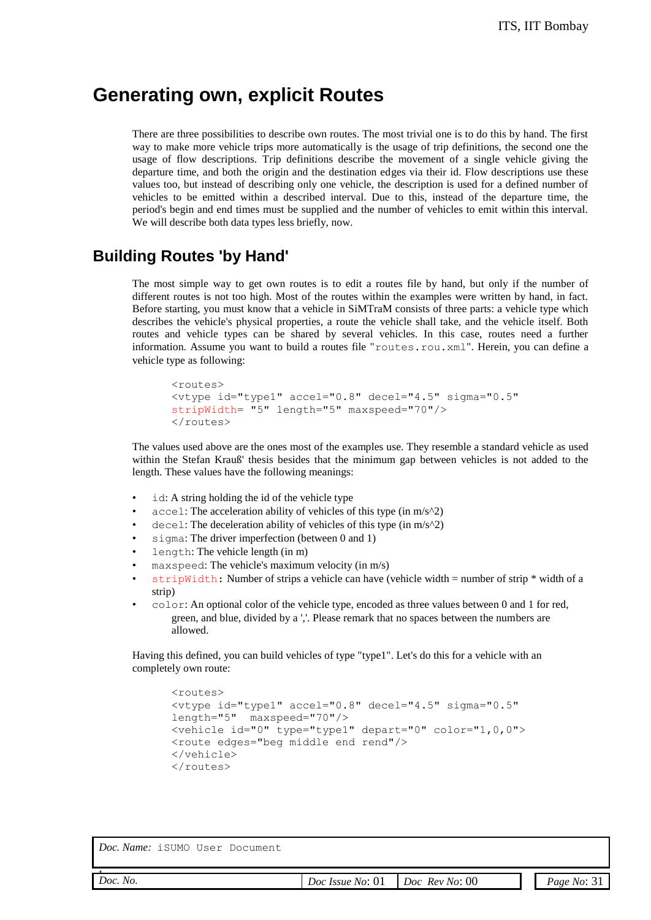# Generating own, explicit Routes

There are three possibilities to describe own routes. The most trivial one is to do this by hand. The first way to make more vehicle trips more automatically is the usage of trip definitions, the second one the usage of flow descriptions. Trip definitions describe the movement of a single vehicle giving the departure time, and both the origin and the destination edges via their id. Flow descriptions use these values too, but instead of describing only one vehicle, the description is used for a defined number of vehicles to be emitted within a described interval. Due to this, instead of the departure time, the period's begin and end times must be supplied and the number of vehicles to emit within this interval. We will describe both data types less briefly, now.

## Building Routes 'by Hand'

The most simple way to get own routes is to edit a routes file by hand, but only if the number of different routes is not too high. Most of the routes within the examples were written by hand, in fact. Before starting, you must know that a vehicle in SiMTraM consists of three parts: a vehicle type which describes the vehicle's physical properties, a route the vehicle shall take, and the vehicle itself. Both routes and vehicle types can be shared by several vehicles. In this case, routes need a further information. Assume you want to build a routes file "`routes.rou.xml`". Herein, you can define a vehicle type as following:

```
<routes>
<vtype id="type1" accel="0.8" decel="4.5" sigma="0.5"
stripWidth= "5" length="5" maxspeed="70"/>
</routes>
```

The values used above are the ones most of the examples use. They resemble a standard vehicle as used within the Stefan Krauß' thesis besides that the minimum gap between vehicles is not added to the length. These values have the following meanings:

- `id`: A string holding the id of the vehicle type
- `accel`: The acceleration ability of vehicles of this type (in m/s^2)
- `decel`: The deceleration ability of vehicles of this type (in m/s^2)
- `sigma`: The driver imperfection (between 0 and 1)
- `length`: The vehicle length (in m)
- `maxspeed`: The vehicle's maximum velocity (in m/s)
- `stripWidth`: Number of strips a vehicle can have (vehicle width = number of strip * width of a strip)
- `color`: An optional color of the vehicle type, encoded as three values between 0 and 1 for red, green, and blue, divided by a ','. Please remark that no spaces between the numbers are allowed.

Having this defined, you can build vehicles of type "type1". Let's do this for a vehicle with an completely own route:

```
<routes>
<vtype id="type1" accel="0.8" decel="4.5" sigma="0.5"
length="5"  maxspeed="70"/>
<vehicle id="0" type="type1" depart="0" color="1,0,0">
<route edges="beg middle end rend"/>
</vehicle>
</routes>
```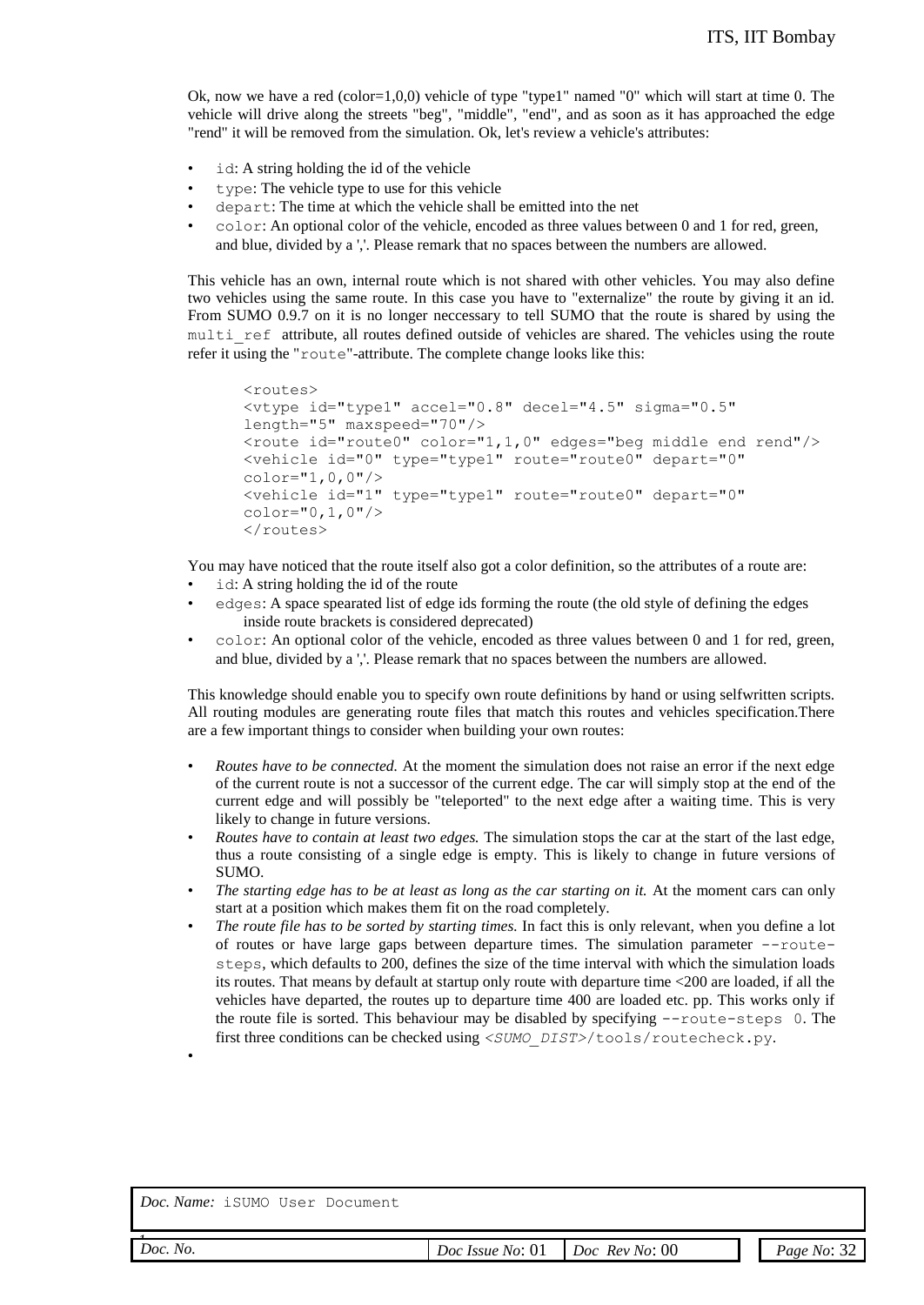Ok, now we have a red (color=1,0,0) vehicle of type "type1" named "0" which will start at time 0. The vehicle will drive along the streets "beg", "middle", "end", and as soon as it has approached the edge "rend" it will be removed from the simulation. Ok, let's review a vehicle's attributes:

- `id`: A string holding the id of the vehicle
- `type`: The vehicle type to use for this vehicle
- `depart`: The time at which the vehicle shall be emitted into the net
- `color`: An optional color of the vehicle, encoded as three values between 0 and 1 for red, green, and blue, divided by a ','. Please remark that no spaces between the numbers are allowed.

This vehicle has an own, internal route which is not shared with other vehicles. You may also define two vehicles using the same route. In this case you have to "externalize" the route by giving it an id. From SUMO 0.9.7 on it is no longer neccessary to tell SUMO that the route is shared by using the `multi_ref` attribute, all routes defined outside of vehicles are shared. The vehicles using the route refer it using the "`route`"-attribute. The complete change looks like this:

```
<routes>
<vtype id="type1" accel="0.8" decel="4.5" sigma="0.5"
length="5" maxspeed="70"/>
<route id="route0" color="1,1,0" edges="beg middle end rend"/>
<vehicle id="0" type="type1" route="route0" depart="0"
color="1,0,0"/>
<vehicle id="1" type="type1" route="route0" depart="0"
color="0,1,0"/>
</routes>
```

You may have noticed that the route itself also got a color definition, so the attributes of a route are:

- `id`: A string holding the id of the route
- `edges`: A space spearated list of edge ids forming the route (the old style of defining the edges inside route brackets is considered deprecated)
- `color`: An optional color of the vehicle, encoded as three values between 0 and 1 for red, green, and blue, divided by a ','. Please remark that no spaces between the numbers are allowed.

This knowledge should enable you to specify own route definitions by hand or using selfwritten scripts. All routing modules are generating route files that match this routes and vehicles specification.There are a few important things to consider when building your own routes:

- *Routes have to be connected.* At the moment the simulation does not raise an error if the next edge of the current route is not a successor of the current edge. The car will simply stop at the end of the current edge and will possibly be "teleported" to the next edge after a waiting time. This is very likely to change in future versions.
- *Routes have to contain at least two edges.* The simulation stops the car at the start of the last edge, thus a route consisting of a single edge is empty. This is likely to change in future versions of SUMO.
- *The starting edge has to be at least as long as the car starting on it.* At the moment cars can only start at a position which makes them fit on the road completely.
- *The route file has to be sorted by starting times.* In fact this is only relevant, when you define a lot of routes or have large gaps between departure times. The simulation parameter `--route-steps`, which defaults to 200, defines the size of the time interval with which the simulation loads its routes. That means by default at startup only route with departure time <200 are loaded, if all the vehicles have departed, the routes up to departure time 400 are loaded etc. pp. This works only if the route file is sorted. This behaviour may be disabled by specifying `--route-steps 0`. The first three conditions can be checked using `<SUMO_DIST>/tools/routecheck.py`.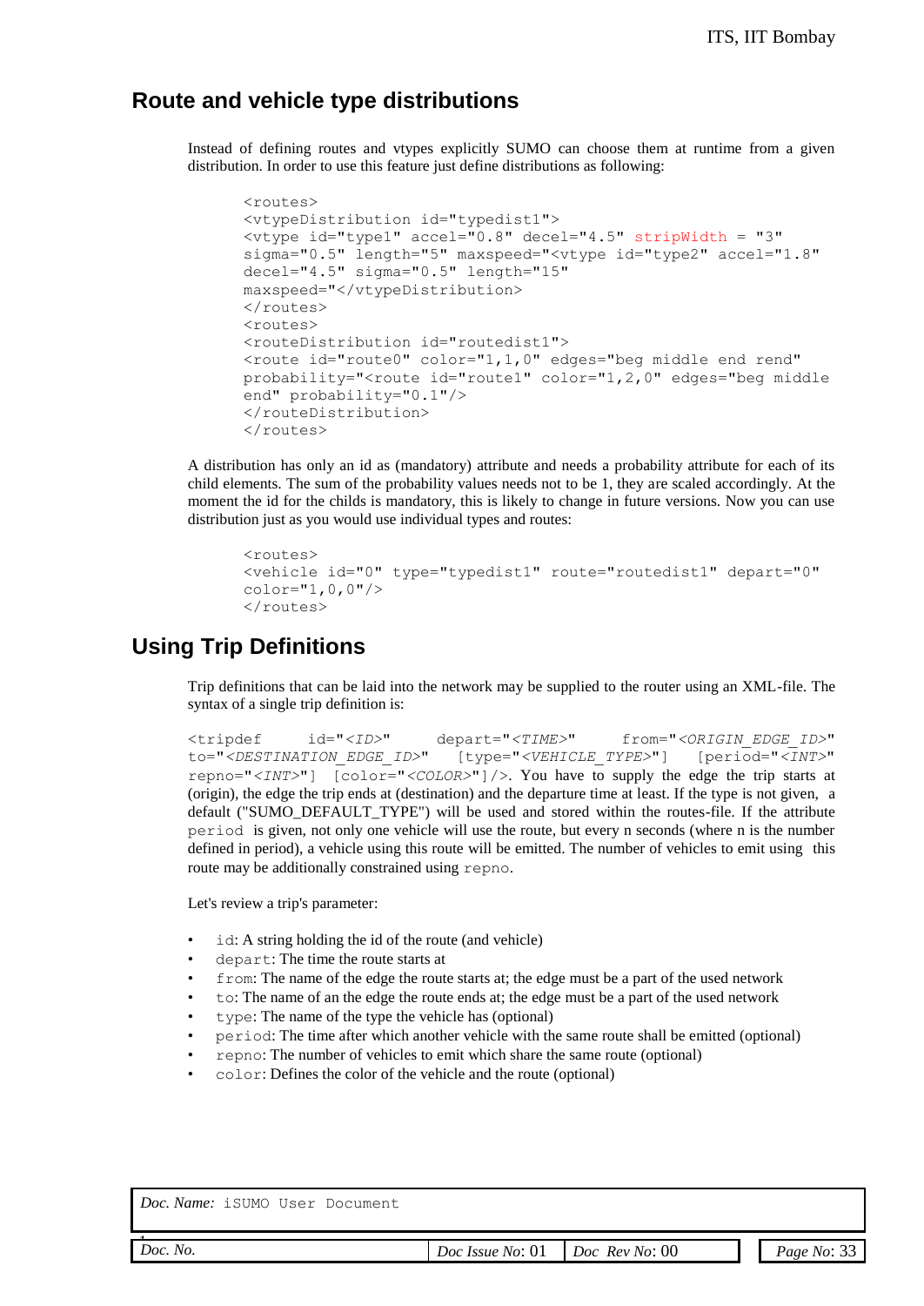## Route and vehicle type distributions

Instead of defining routes and vtypes explicitly SUMO can choose them at runtime from a given distribution. In order to use this feature just define distributions as following:

```
<routes>
<vtypeDistribution id="typedist1">
<vtype id="type1" accel="0.8" decel="4.5" stripWidth = "3"
sigma="0.5" length="5" maxspeed="<vtype id="type2" accel="1.8"
decel="4.5" sigma="0.5" length="15"
maxspeed="</vtypeDistribution>
</routes>
<routes>
<routeDistribution id="routedist1">
<route id="route0" color="1,1,0" edges="beg middle end rend"
probability="<route id="route1" color="1,2,0" edges="beg middle
end" probability="0.1"/>
</routeDistribution>
</routes>
```

A distribution has only an id as (mandatory) attribute and needs a probability attribute for each of its child elements. The sum of the probability values needs not to be 1, they are scaled accordingly. At the moment the id for the childs is mandatory, this is likely to change in future versions. Now you can use distribution just as you would use individual types and routes:

```
<routes>
<vehicle id="0" type="typedist1" route="routedist1" depart="0"
color="1,0,0"/>
</routes>
```

## Using Trip Definitions

Trip definitions that can be laid into the network may be supplied to the router using an XML-file. The syntax of a single trip definition is:

`<tripdef id="<ID>" depart="<TIME>" from="<ORIGIN_EDGE_ID>" to="<DESTINATION_EDGE_ID>" [type="<VEHICLE_TYPE>"] [period="<INT>" repno="<INT>"] [color="<COLOR>"]/>`. You have to supply the edge the trip starts at (origin), the edge the trip ends at (destination) and the departure time at least. If the type is not given, a default ("SUMO_DEFAULT_TYPE") will be used and stored within the routes-file. If the attribute `period` is given, not only one vehicle will use the route, but every n seconds (where n is the number defined in period), a vehicle using this route will be emitted. The number of vehicles to emit using this route may be additionally constrained using `repno`.

Let's review a trip's parameter:

- `id`: A string holding the id of the route (and vehicle)
- `depart`: The time the route starts at
- `from`: The name of the edge the route starts at; the edge must be a part of the used network
- `to`: The name of an the edge the route ends at; the edge must be a part of the used network
- `type`: The name of the type the vehicle has (optional)
- `period`: The time after which another vehicle with the same route shall be emitted (optional)
- `repno`: The number of vehicles to emit which share the same route (optional)
- `color`: Defines the color of the vehicle and the route (optional)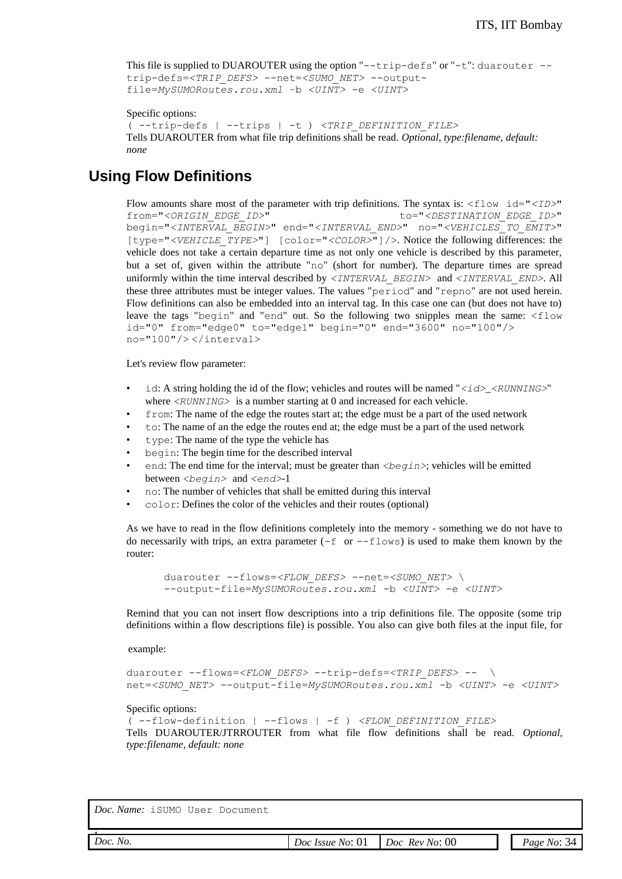This file is supplied to DUAROUTER using the option "`--trip-defs`" or "`-t`": `duarouter --trip-defs=<TRIP_DEFS> --net=<SUMO_NET> --output-file=MySUMORoutes.rou.xml –b <UINT> -e <UINT>`

Specific options:

`( --trip-defs | --trips | -t ) <TRIP_DEFINITION_FILE>`

Tells DUAROUTER from what file trip definitions shall be read. *Optional, type:filename, default: none*

## Using Flow Definitions

Flow amounts share most of the parameter with trip definitions. The syntax is: `<flow id="<ID>" from="<ORIGIN_EDGE_ID>" to="<DESTINATION_EDGE_ID>" begin="<INTERVAL_BEGIN>" end="<INTERVAL_END>" no="<VEHICLES_TO_EMIT>" [type="<VEHICLE_TYPE>"] [color="<COLOR>"]/>`. Notice the following differences: the vehicle does not take a certain departure time as not only one vehicle is described by this parameter, but a set of, given within the attribute "`no`" (short for number). The departure times are spread uniformly within the time interval described by `<INTERVAL_BEGIN>` and `<INTERVAL_END>`. All these three attributes must be integer values. The values "`period`" and "`repno`" are not used herein. Flow definitions can also be embedded into an interval tag. In this case one can (but does not have to) leave the tags "`begin`" and "`end`" out. So the following two snipples mean the same: `<flow id="0" from="edge0" to="edge1" begin="0" end="3600" no="100"/> no="100"/> </interval>`

Let's review flow parameter:

- `id`: A string holding the id of the flow; vehicles and routes will be named "`<id>_<RUNNING>`" where `<RUNNING>` is a number starting at 0 and increased for each vehicle.
- `from`: The name of the edge the routes start at; the edge must be a part of the used network
- `to`: The name of an the edge the routes end at; the edge must be a part of the used network
- `type`: The name of the type the vehicle has
- `begin`: The begin time for the described interval
- `end`: The end time for the interval; must be greater than `<begin>`; vehicles will be emitted between `<begin>` and `<end>`-1
- `no`: The number of vehicles that shall be emitted during this interval
- `color`: Defines the color of the vehicles and their routes (optional)

As we have to read in the flow definitions completely into the memory - something we do not have to do necessarily with trips, an extra parameter (`-f` or `--flows`) is used to make them known by the router:

```
duarouter --flows=<FLOW_DEFS> --net=<SUMO_NET> \
--output-file=MySUMORoutes.rou.xml -b <UINT> -e <UINT>
```

Remind that you can not insert flow descriptions into a trip definitions file. The opposite (some trip definitions within a flow descriptions file) is possible. You also can give both files at the input file, for example:

```
duarouter --flows=<FLOW_DEFS> --trip-defs=<TRIP_DEFS> --  \
net=<SUMO_NET> --output-file=MySUMORoutes.rou.xml -b <UINT> -e <UINT>
```

Specific options:

`( --flow-definition | --flows | -f ) <FLOW_DEFINITION_FILE>`

Tells DUAROUTER/JTRROUTER from what file flow definitions shall be read. *Optional, type:filename, default: none*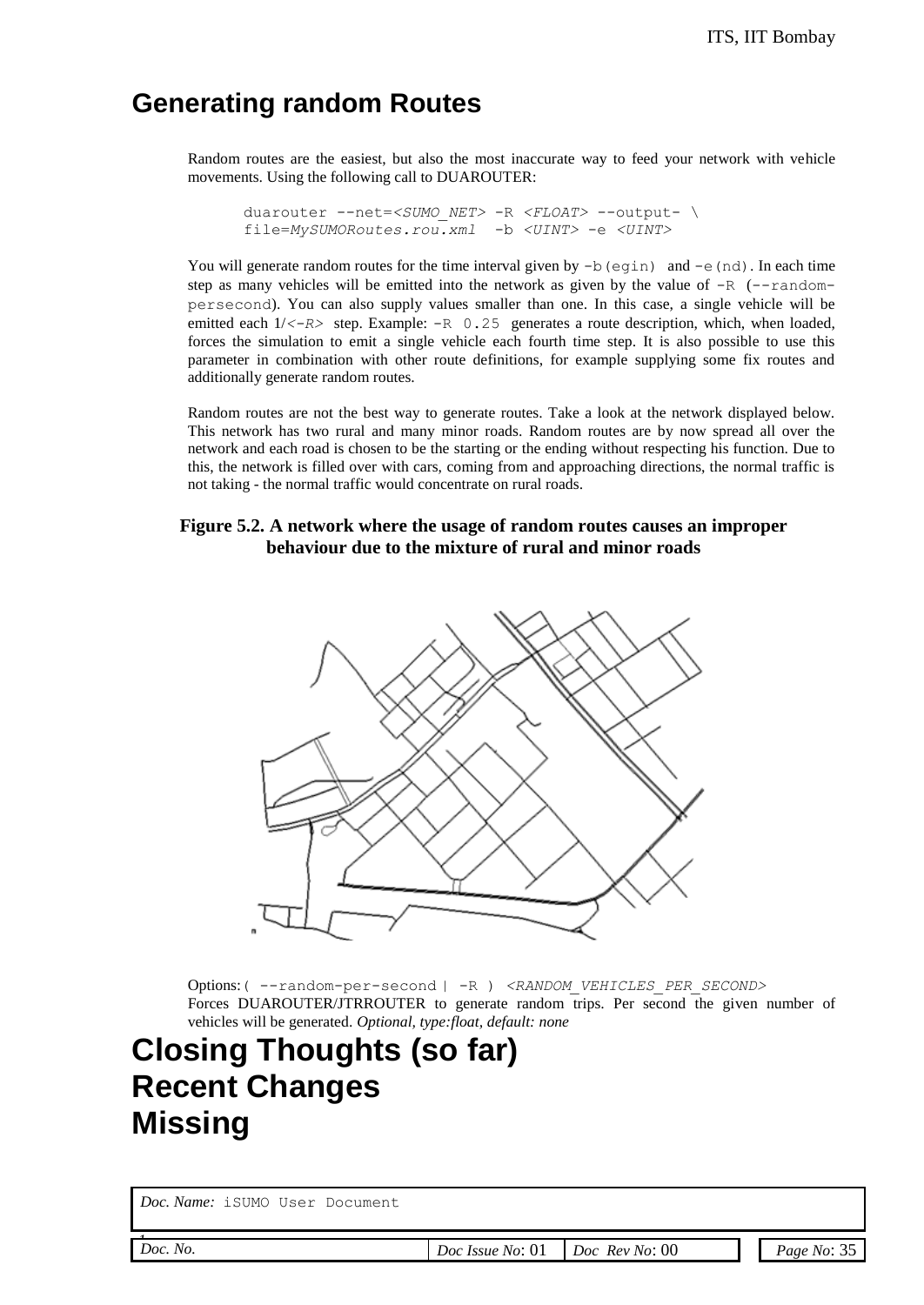## Generating random Routes

Random routes are the easiest, but also the most inaccurate way to feed your network with vehicle movements. Using the following call to DUAROUTER:

```
duarouter --net=<SUMO_NET> -R <FLOAT> --output- \
file=MySUMORoutes.rou.xml  -b <UINT> -e <UINT>
```

You will generate random routes for the time interval given by `-b(egin)` and `-e(nd)`. In each time step as many vehicles will be emitted into the network as given by the value of `-R` (`--random-persecond`). You can also supply values smaller than one. In this case, a single vehicle will be emitted each 1/`<-R>` step. Example: `-R 0.25` generates a route description, which, when loaded, forces the simulation to emit a single vehicle each fourth time step. It is also possible to use this parameter in combination with other route definitions, for example supplying some fix routes and additionally generate random routes.

Random routes are not the best way to generate routes. Take a look at the network displayed below. This network has two rural and many minor roads. Random routes are by now spread all over the network and each road is chosen to be the starting or the ending without respecting his function. Due to this, the network is filled over with cars, coming from and approaching directions, the normal traffic is not taking - the normal traffic would concentrate on rural roads.

**Figure 5.2. A network where the usage of random routes causes an improper behaviour due to the mixture of rural and minor roads**

Options: `( --random-per-second | -R ) <RANDOM_VEHICLES_PER_SECOND>`
Forces DUAROUTER/JTRROUTER to generate random trips. Per second the given number of vehicles will be generated. *Optional, type:float, default: none*

# Closing Thoughts (so far)

# Recent Changes

# Missing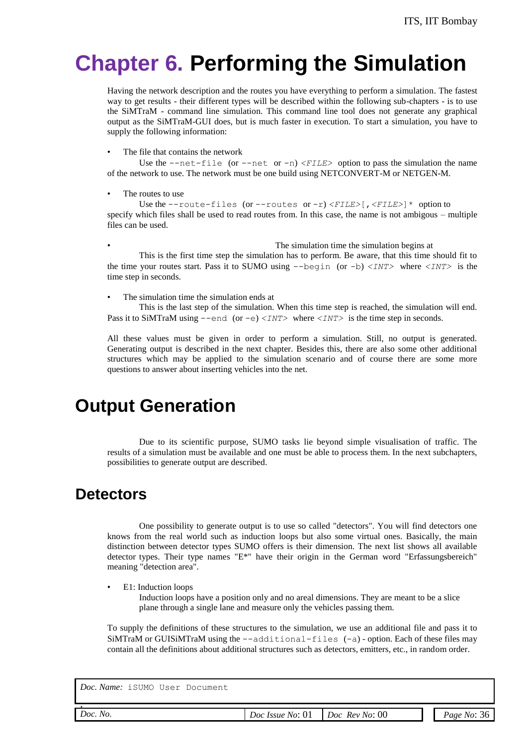# Chapter 6. Performing the Simulation

Having the network description and the routes you have everything to perform a simulation. The fastest way to get results - their different types will be described within the following sub-chapters - is to use the SiMTraM - command line simulation. This command line tool does not generate any graphical output as the SiMTraM-GUI does, but is much faster in execution. To start a simulation, you have to supply the following information:

- The file that contains the network
  Use the `--net-file` (or `--net` or `-n`) *<FILE>* option to pass the simulation the name of the network to use. The network must be one build using NETCONVERT-M or NETGEN-M.

- The routes to use
  Use the `--route-files` (or `--routes` or `-r`) *<FILE>*[,*<FILE>*]* option to specify which files shall be used to read routes from. In this case, the name is not ambigous – multiple files can be used.

- The simulation time the simulation begins at
  This is the first time step the simulation has to perform. Be aware, that this time should fit to the time your routes start. Pass it to SUMO using `--begin` (or `-b`) *<INT>* where *<INT>* is the time step in seconds.

- The simulation time the simulation ends at
  This is the last step of the simulation. When this time step is reached, the simulation will end. Pass it to SiMTraM using `--end` (or `-e`) *<INT>* where *<INT>* is the time step in seconds.

All these values must be given in order to perform a simulation. Still, no output is generated. Generating output is described in the next chapter. Besides this, there are also some other additional structures which may be applied to the simulation scenario and of course there are some more questions to answer about inserting vehicles into the net.

# Output Generation

Due to its scientific purpose, SUMO tasks lie beyond simple visualisation of traffic. The results of a simulation must be available and one must be able to process them. In the next subchapters, possibilities to generate output are described.

## Detectors

One possibility to generate output is to use so called "detectors". You will find detectors one knows from the real world such as induction loops but also some virtual ones. Basically, the main distinction between detector types SUMO offers is their dimension. The next list shows all available detector types. Their type names "E*" have their origin in the German word "Erfassungsbereich" meaning "detection area".

- E1: Induction loops
  Induction loops have a position only and no areal dimensions. They are meant to be a slice plane through a single lane and measure only the vehicles passing them.

To supply the definitions of these structures to the simulation, we use an additional file and pass it to SiMTraM or GUISiMTraM using the `--additional-files` (`-a`) - option. Each of these files may contain all the definitions about additional structures such as detectors, emitters, etc., in random order.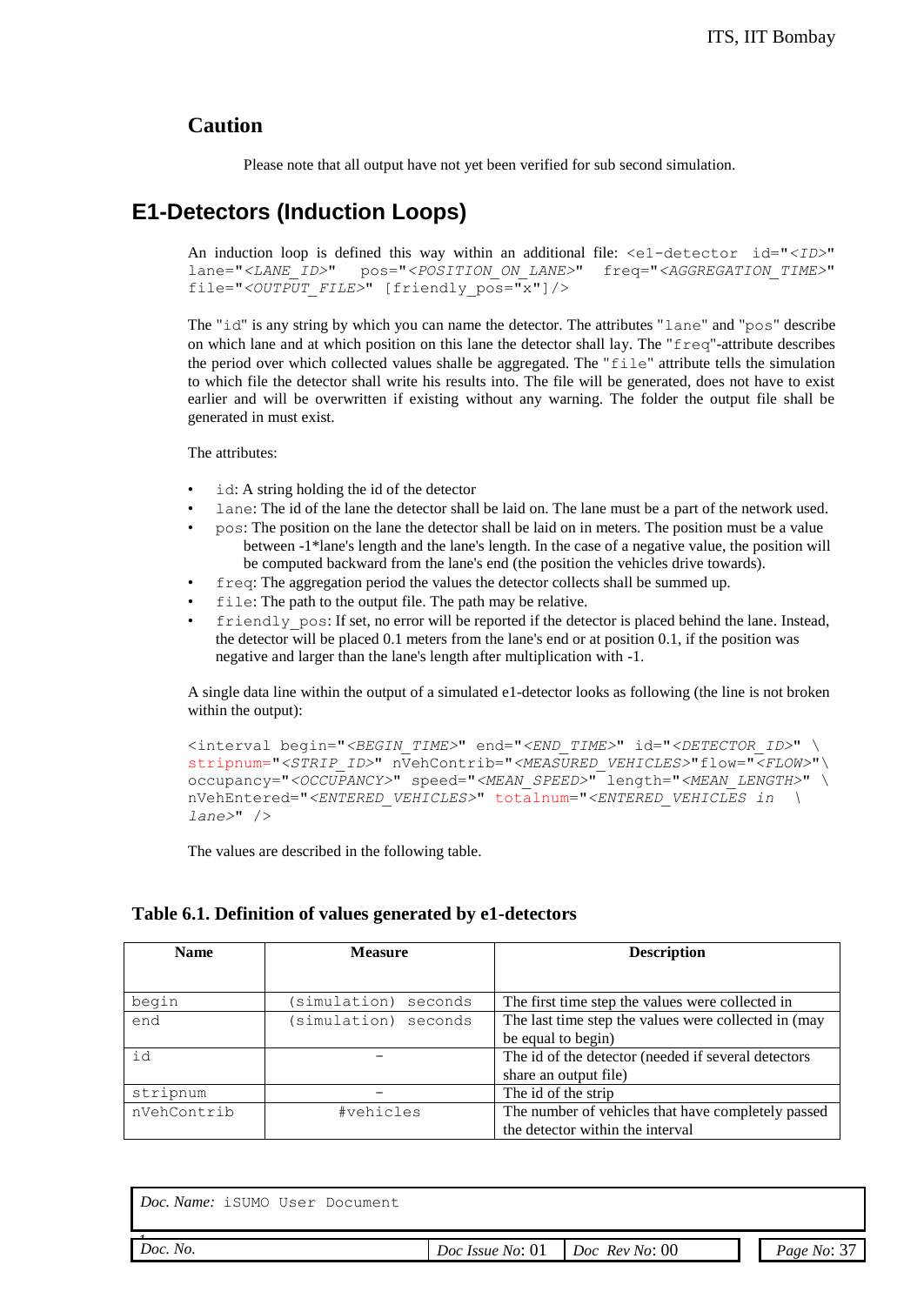## Caution

Please note that all output have not yet been verified for sub second simulation.

# E1-Detectors (Induction Loops)

An induction loop is defined this way within an additional file: `<e1-detector id="<ID>" lane="<LANE_ID>" pos="<POSITION_ON_LANE>" freq="<AGGREGATION_TIME>" file="<OUTPUT_FILE>" [friendly_pos="x"]/>`

The "`id`" is any string by which you can name the detector. The attributes "`lane`" and "`pos`" describe on which lane and at which position on this lane the detector shall lay. The "`freq`"-attribute describes the period over which collected values shalle be aggregated. The "`file`" attribute tells the simulation to which file the detector shall write his results into. The file will be generated, does not have to exist earlier and will be overwritten if existing without any warning. The folder the output file shall be generated in must exist.

The attributes:

- `id`: A string holding the id of the detector
- `lane`: The id of the lane the detector shall be laid on. The lane must be a part of the network used.
- `pos`: The position on the lane the detector shall be laid on in meters. The position must be a value between -1*lane's length and the lane's length. In the case of a negative value, the position will be computed backward from the lane's end (the position the vehicles drive towards).
- `freq`: The aggregation period the values the detector collects shall be summed up.
- `file`: The path to the output file. The path may be relative.
- `friendly_pos`: If set, no error will be reported if the detector is placed behind the lane. Instead, the detector will be placed 0.1 meters from the lane's end or at position 0.1, if the position was negative and larger than the lane's length after multiplication with -1.

A single data line within the output of a simulated e1-detector looks as following (the line is not broken within the output):

```
<interval begin="<BEGIN_TIME>" end="<END_TIME>" id="<DETECTOR_ID>" \
stripnum="<STRIP_ID>" nVehContrib="<MEASURED_VEHICLES>"flow="<FLOW>"\
occupancy="<OCCUPANCY>" speed="<MEAN_SPEED>" length="<MEAN_LENGTH>" \
nVehEntered="<ENTERED_VEHICLES>" totalnum="<ENTERED_VEHICLES in  \
lane>" />
```

The values are described in the following table.

### Table 6.1. Definition of values generated by e1-detectors

| Name | Measure | Description |
|---|---|---|
| `begin` | (simulation) seconds | The first time step the values were collected in |
| `end` | (simulation) seconds | The last time step the values were collected in (may be equal to begin) |
| `id` | - | The id of the detector (needed if several detectors share an output file) |
| `stripnum` | - | The id of the strip |
| `nVehContrib` | #vehicles | The number of vehicles that have completely passed the detector within the interval |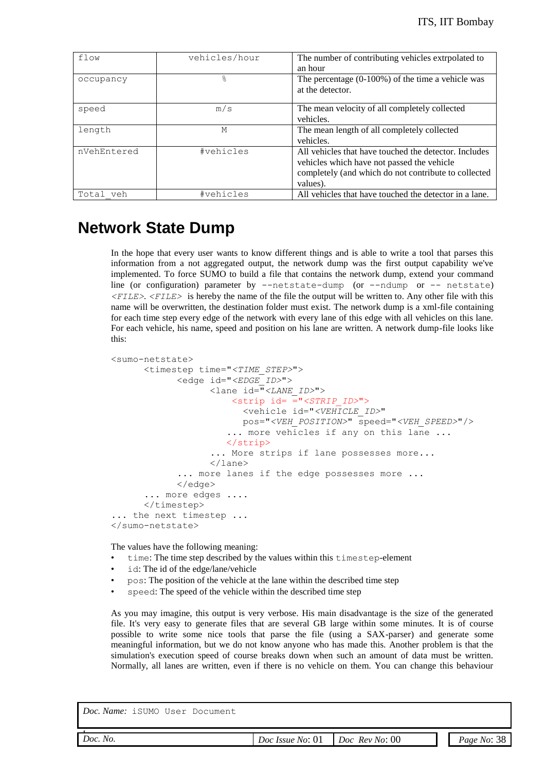| flow | vehicles/hour | The number of contributing vehicles extrpolated to an hour |
|---|---|---|
| occupancy | % | The percentage (0-100%) of the time a vehicle was at the detector. |
| speed | m/s | The mean velocity of all completely collected vehicles. |
| length | M | The mean length of all completely collected vehicles. |
| nVehEntered | #vehicles | All vehicles that have touched the detector. Includes vehicles which have not passed the vehicle completely (and which do not contribute to collected values). |
| Total_veh | #vehicles | All vehicles that have touched the detector in a lane. |

# Network State Dump

In the hope that every user wants to know different things and is able to write a tool that parses this information from a not aggregated output, the network dump was the first output capability we've implemented. To force SUMO to build a file that contains the network dump, extend your command line (or configuration) parameter by `--netstate-dump` (or `--ndump` or `-- netstate`) *<FILE>*. *<FILE>* is hereby the name of the file the output will be written to. Any other file with this name will be overwritten, the destination folder must exist. The network dump is a xml-file containing for each time step every edge of the network with every lane of this edge with all vehicles on this lane. For each vehicle, his name, speed and position on his lane are written. A network dump-file looks like this:

```
<sumo-netstate>
      <timestep time="<TIME_STEP>">
            <edge id="<EDGE_ID>">
                  <lane id="<LANE_ID>">
                      <strip id= ="<STRIP_ID>">
                        <vehicle id="<VEHICLE_ID>"
                        pos="<VEH_POSITION>" speed="<VEH_SPEED>"/>
                     ... more vehicles if any on this lane ...
                     </strip>
                  ... More strips if lane possesses more...
                  </lane>
            ... more lanes if the edge possesses more ...
            </edge>
      ... more edges ....
      </timestep>
... the next timestep ...
</sumo-netstate>
```

The values have the following meaning:

- `time`: The time step described by the values within this `timestep`-element
- `id`: The id of the edge/lane/vehicle
- `pos`: The position of the vehicle at the lane within the described time step
- `speed`: The speed of the vehicle within the described time step

As you may imagine, this output is very verbose. His main disadvantage is the size of the generated file. It's very easy to generate files that are several GB large within some minutes. It is of course possible to write some nice tools that parse the file (using a SAX-parser) and generate some meaningful information, but we do not know anyone who has made this. Another problem is that the simulation's execution speed of course breaks down when such an amount of data must be written. Normally, all lanes are written, even if there is no vehicle on them. You can change this behaviour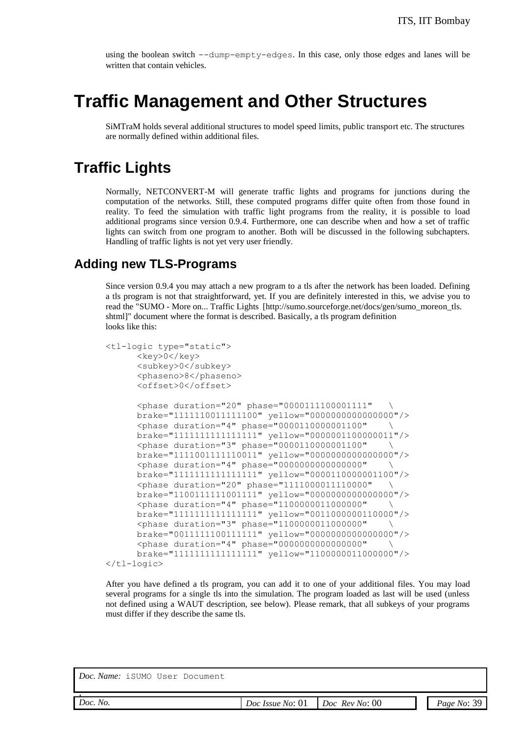using the boolean switch `--dump-empty-edges`. In this case, only those edges and lanes will be written that contain vehicles.

# Traffic Management and Other Structures

SiMTraM holds several additional structures to model speed limits, public transport etc. The structures are normally defined within additional files.

# Traffic Lights

Normally, NETCONVERT-M will generate traffic lights and programs for junctions during the computation of the networks. Still, these computed programs differ quite often from those found in reality. To feed the simulation with traffic light programs from the reality, it is possible to load additional programs since version 0.9.4. Furthermore, one can describe when and how a set of traffic lights can switch from one program to another. Both will be discussed in the following subchapters. Handling of traffic lights is not yet very user friendly.

## Adding new TLS-Programs

Since version 0.9.4 you may attach a new program to a tls after the network has been loaded. Defining a tls program is not that straightforward, yet. If you are definitely interested in this, we advise you to read the "SUMO - More on... Traffic Lights [http://sumo.sourceforge.net/docs/gen/sumo_moreon_tls.shtml]" document where the format is described. Basically, a tls program definition looks like this:

```
<tl-logic type="static">
      <key>0</key>
      <subkey>0</subkey>
      <phaseno>8</phaseno>
      <offset>0</offset>

      <phase duration="20" phase="0000111100001111"   \
      brake="1111110011111100" yellow="0000000000000000"/>
      <phase duration="4" phase="0000110000001100"    \
      brake="1111111111111111" yellow="0000001100000011"/>
      <phase duration="3" phase="0000110000001100"    \
      brake="1111001111110011" yellow="0000000000000000"/>
      <phase duration="4" phase="0000000000000000"    \
      brake="1111111111111111" yellow="0000110000001100"/>
      <phase duration="20" phase="1111000011110000"   \
      brake="1100111111001111" yellow="0000000000000000"/>
      <phase duration="4" phase="1100000011000000"    \
      brake="1111111111111111" yellow="0011000000110000"/>
      <phase duration="3" phase="1100000011000000"    \
      brake="0011111100111111" yellow="0000000000000000"/>
      <phase duration="4" phase="0000000000000000"    \
      brake="1111111111111111" yellow="1100000011000000"/>
</tl-logic>
```

After you have defined a tls program, you can add it to one of your additional files. You may load several programs for a single tls into the simulation. The program loaded as last will be used (unless not defined using a WAUT description, see below). Please remark, that all subkeys of your programs must differ if they describe the same tls.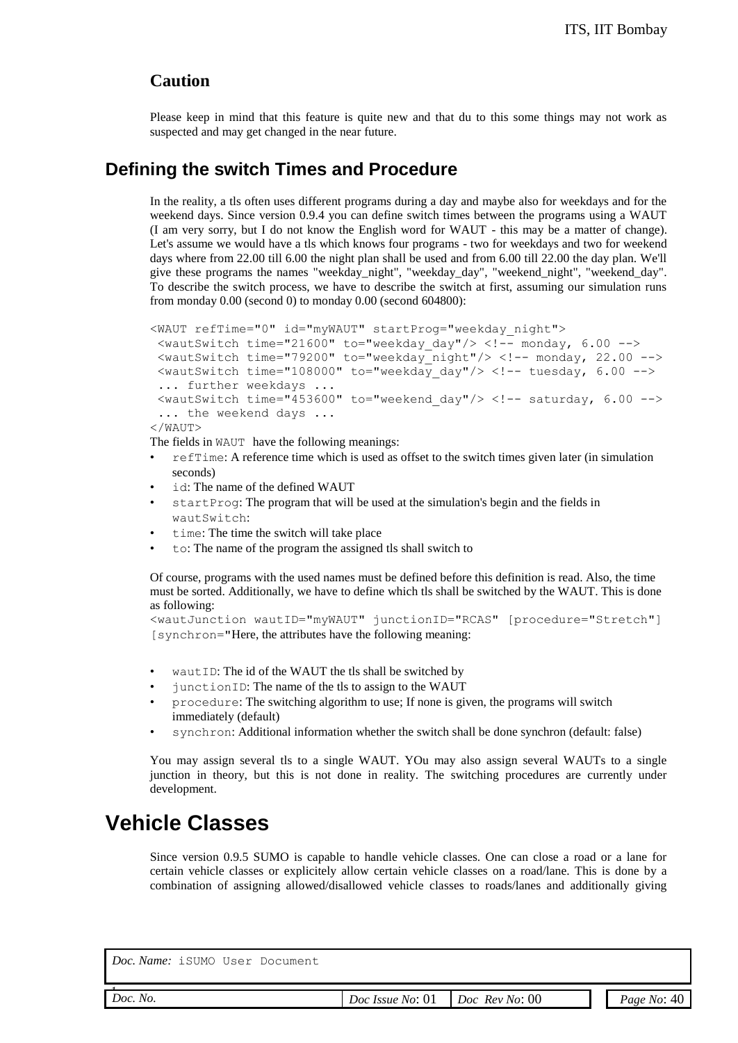### Caution

Please keep in mind that this feature is quite new and that du to this some things may not work as suspected and may get changed in the near future.

## Defining the switch Times and Procedure

In the reality, a tls often uses different programs during a day and maybe also for weekdays and for the weekend days. Since version 0.9.4 you can define switch times between the programs using a WAUT (I am very sorry, but I do not know the English word for WAUT - this may be a matter of change). Let's assume we would have a tls which knows four programs - two for weekdays and two for weekend days where from 22.00 till 6.00 the night plan shall be used and from 6.00 till 22.00 the day plan. We'll give these programs the names "weekday_night", "weekday_day", "weekend_night", "weekend_day". To describe the switch process, we have to describe the switch at first, assuming our simulation runs from monday 0.00 (second 0) to monday 0.00 (second 604800):

```
<WAUT refTime="0" id="myWAUT" startProg="weekday_night">
 <wautSwitch time="21600" to="weekday_day"/> <!-- monday, 6.00 -->
 <wautSwitch time="79200" to="weekday_night"/> <!-- monday, 22.00 -->
 <wautSwitch time="108000" to="weekday_day"/> <!-- tuesday, 6.00 -->
 ... further weekdays ...
 <wautSwitch time="453600" to="weekend_day"/> <!-- saturday, 6.00 -->
 ... the weekend days ...
</WAUT>
```

The fields in `WAUT` have the following meanings:

- `refTime`: A reference time which is used as offset to the switch times given later (in simulation seconds)
- `id`: The name of the defined WAUT
- `startProg`: The program that will be used at the simulation's begin and the fields in `wautSwitch`:
- `time`: The time the switch will take place
- `to`: The name of the program the assigned tls shall switch to

Of course, programs with the used names must be defined before this definition is read. Also, the time must be sorted. Additionally, we have to define which tls shall be switched by the WAUT. This is done as following:

`<wautJunction wautID="myWAUT" junctionID="RCAS" [procedure="Stretch"] [synchron="`Here, the attributes have the following meaning:

- `wautID`: The id of the WAUT the tls shall be switched by
- `junctionID`: The name of the tls to assign to the WAUT
- `procedure`: The switching algorithm to use; If none is given, the programs will switch immediately (default)
- `synchron`: Additional information whether the switch shall be done synchron (default: false)

You may assign several tls to a single WAUT. YOu may also assign several WAUTs to a single junction in theory, but this is not done in reality. The switching procedures are currently under development.

# Vehicle Classes

Since version 0.9.5 SUMO is capable to handle vehicle classes. One can close a road or a lane for certain vehicle classes or explicitely allow certain vehicle classes on a road/lane. This is done by a combination of assigning allowed/disallowed vehicle classes to roads/lanes and additionally giving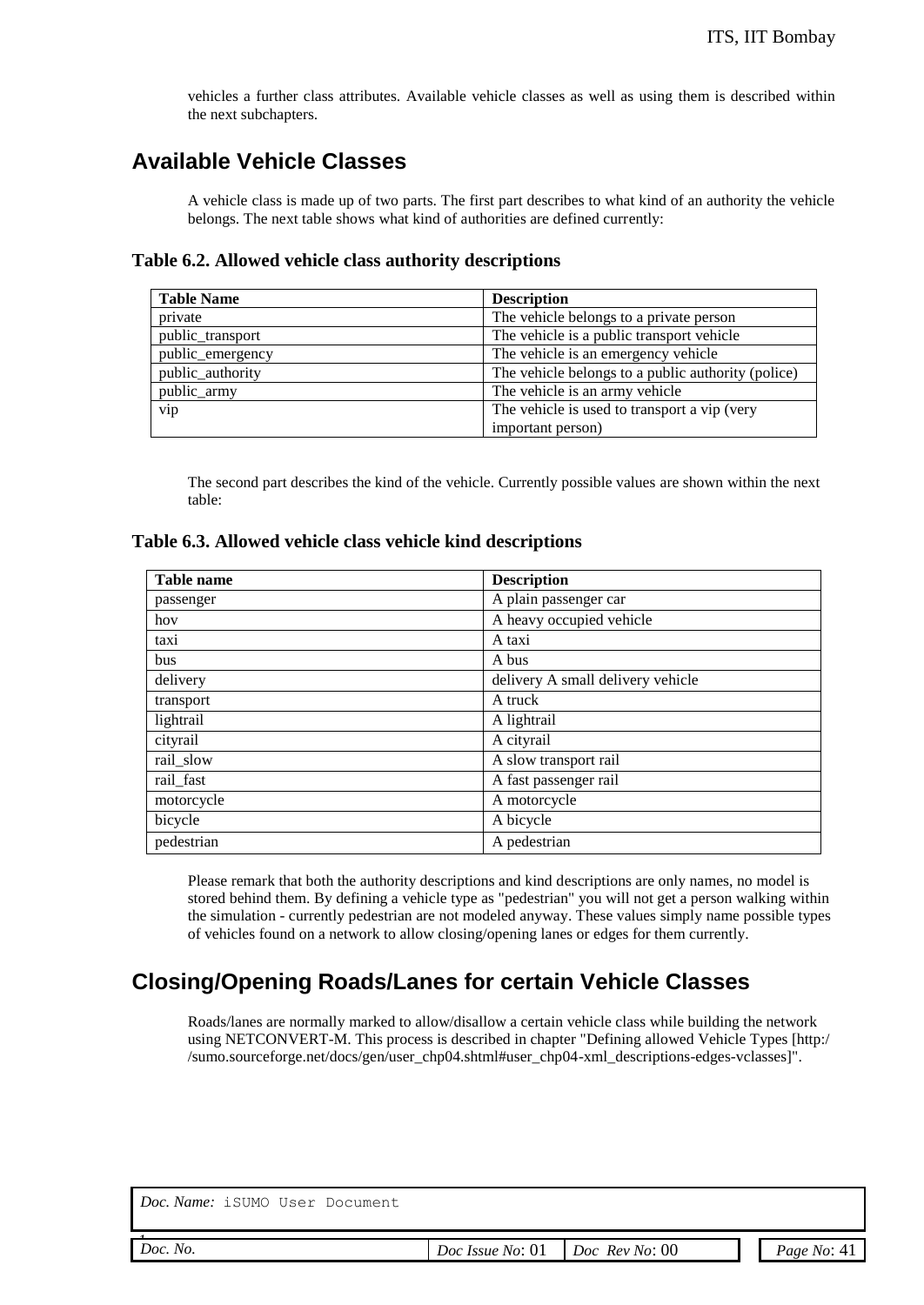vehicles a further class attributes. Available vehicle classes as well as using them is described within the next subchapters.

## Available Vehicle Classes

A vehicle class is made up of two parts. The first part describes to what kind of an authority the vehicle belongs. The next table shows what kind of authorities are defined currently:

**Table 6.2. Allowed vehicle class authority descriptions**

| Table Name | Description |
|---|---|
| private | The vehicle belongs to a private person |
| public_transport | The vehicle is a public transport vehicle |
| public_emergency | The vehicle is an emergency vehicle |
| public_authority | The vehicle belongs to a public authority (police) |
| public_army | The vehicle is an army vehicle |
| vip | The vehicle is used to transport a vip (very important person) |

The second part describes the kind of the vehicle. Currently possible values are shown within the next table:

**Table 6.3. Allowed vehicle class vehicle kind descriptions**

| Table name | Description |
|---|---|
| passenger | A plain passenger car |
| hov | A heavy occupied vehicle |
| taxi | A taxi |
| bus | A bus |
| delivery | delivery A small delivery vehicle |
| transport | A truck |
| lightrail | A lightrail |
| cityrail | A cityrail |
| rail_slow | A slow transport rail |
| rail_fast | A fast passenger rail |
| motorcycle | A motorcycle |
| bicycle | A bicycle |
| pedestrian | A pedestrian |

Please remark that both the authority descriptions and kind descriptions are only names, no model is stored behind them. By defining a vehicle type as "pedestrian" you will not get a person walking within the simulation - currently pedestrian are not modeled anyway. These values simply name possible types of vehicles found on a network to allow closing/opening lanes or edges for them currently.

## Closing/Opening Roads/Lanes for certain Vehicle Classes

Roads/lanes are normally marked to allow/disallow a certain vehicle class while building the network using NETCONVERT-M. This process is described in chapter "Defining allowed Vehicle Types [http://sumo.sourceforge.net/docs/gen/user_chp04.shtml#user_chp04-xml_descriptions-edges-vclasses]".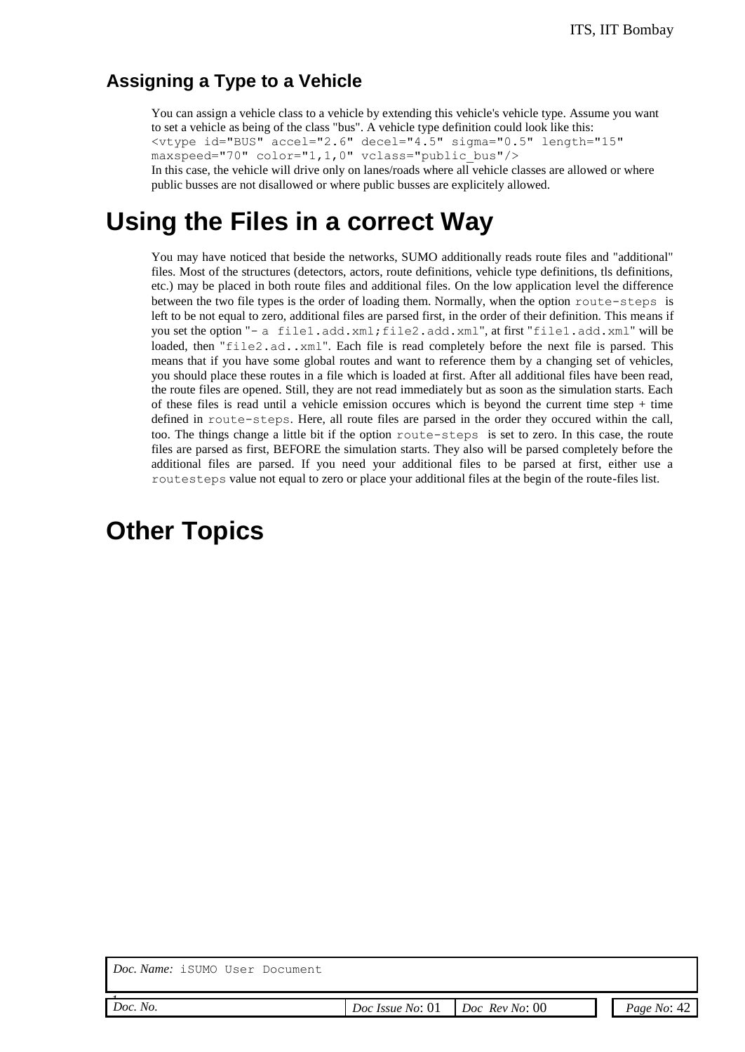### Assigning a Type to a Vehicle

You can assign a vehicle class to a vehicle by extending this vehicle's vehicle type. Assume you want to set a vehicle as being of the class "bus". A vehicle type definition could look like this:

```
<vtype id="BUS" accel="2.6" decel="4.5" sigma="0.5" length="15"
maxspeed="70" color="1,1,0" vclass="public_bus"/>
```

In this case, the vehicle will drive only on lanes/roads where all vehicle classes are allowed or where public busses are not disallowed or where public busses are explicitely allowed.

## Using the Files in a correct Way

You may have noticed that beside the networks, SUMO additionally reads route files and "additional" files. Most of the structures (detectors, actors, route definitions, vehicle type definitions, tls definitions, etc.) may be placed in both route files and additional files. On the low application level the difference between the two file types is the order of loading them. Normally, when the option `route-steps` is left to be not equal to zero, additional files are parsed first, in the order of their definition. This means if you set the option "`- a file1.add.xml;file2.add.xml`", at first "`file1.add.xml`" will be loaded, then "`file2.ad..xml`". Each file is read completely before the next file is parsed. This means that if you have some global routes and want to reference them by a changing set of vehicles, you should place these routes in a file which is loaded at first. After all additional files have been read, the route files are opened. Still, they are not read immediately but as soon as the simulation starts. Each of these files is read until a vehicle emission occures which is beyond the current time step + time defined in `route-steps`. Here, all route files are parsed in the order they occured within the call, too. The things change a little bit if the option `route-steps` is set to zero. In this case, the route files are parsed as first, BEFORE the simulation starts. They also will be parsed completely before the additional files are parsed. If you need your additional files to be parsed at first, either use a `routesteps` value not equal to zero or place your additional files at the begin of the route-files list.

## Other Topics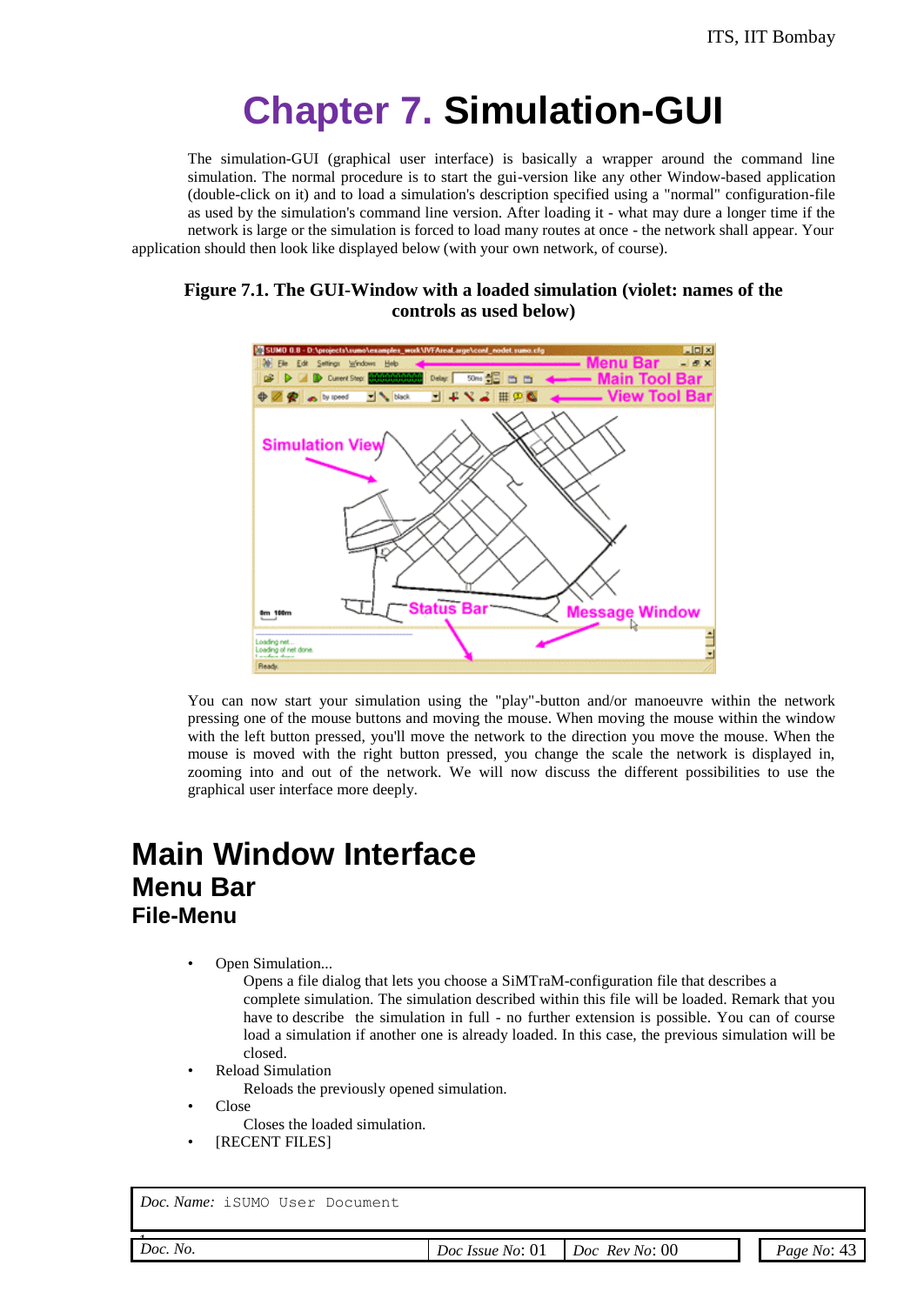# Chapter 7. Simulation-GUI

The simulation-GUI (graphical user interface) is basically a wrapper around the command line simulation. The normal procedure is to start the gui-version like any other Window-based application (double-click on it) and to load a simulation's description specified using a "normal" configuration-file as used by the simulation's command line version. After loading it - what may dure a longer time if the network is large or the simulation is forced to load many routes at once - the network shall appear. Your application should then look like displayed below (with your own network, of course).

**Figure 7.1. The GUI-Window with a loaded simulation (violet: names of the controls as used below)**

You can now start your simulation using the "play"-button and/or manoeuvre within the network pressing one of the mouse buttons and moving the mouse. When moving the mouse within the window with the left button pressed, you'll move the network to the direction you move the mouse. When the mouse is moved with the right button pressed, you change the scale the network is displayed in, zooming into and out of the network. We will now discuss the different possibilities to use the graphical user interface more deeply.

# Main Window Interface

## Menu Bar

### File-Menu

- Open Simulation...
  Opens a file dialog that lets you choose a SiMTraM-configuration file that describes a complete simulation. The simulation described within this file will be loaded. Remark that you have to describe the simulation in full - no further extension is possible. You can of course load a simulation if another one is already loaded. In this case, the previous simulation will be closed.
- Reload Simulation
  Reloads the previously opened simulation.
- Close
  Closes the loaded simulation.
- [RECENT FILES]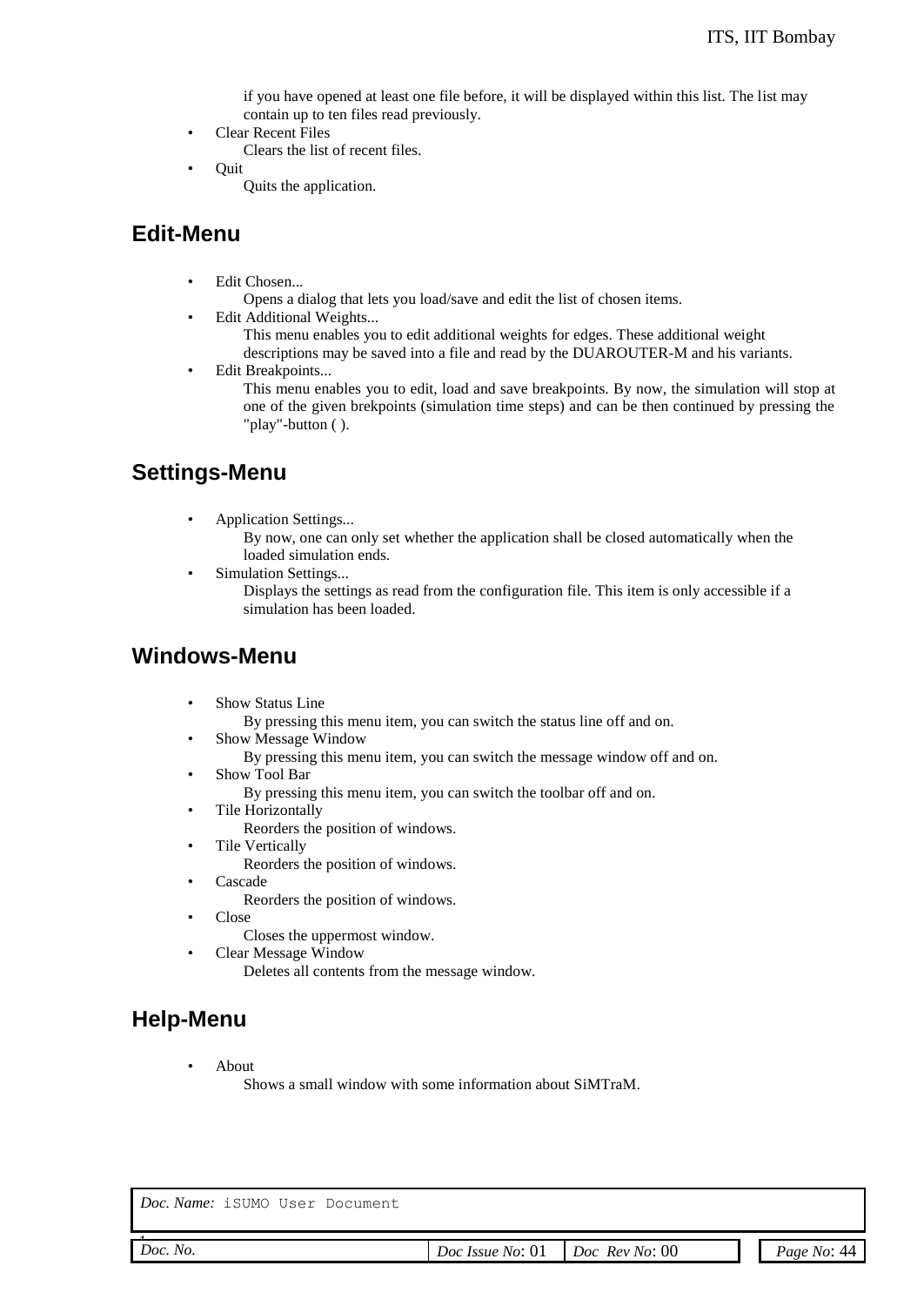if you have opened at least one file before, it will be displayed within this list. The list may contain up to ten files read previously.

- Clear Recent Files
  Clears the list of recent files.
- Quit
  Quits the application.

## Edit-Menu

- Edit Chosen...
  Opens a dialog that lets you load/save and edit the list of chosen items.
- Edit Additional Weights...
  This menu enables you to edit additional weights for edges. These additional weight descriptions may be saved into a file and read by the DUAROUTER-M and his variants.
- Edit Breakpoints...
  This menu enables you to edit, load and save breakpoints. By now, the simulation will stop at one of the given brekpoints (simulation time steps) and can be then continued by pressing the "play"-button ( ).

## Settings-Menu

- Application Settings...
  By now, one can only set whether the application shall be closed automatically when the loaded simulation ends.
- Simulation Settings...
  Displays the settings as read from the configuration file. This item is only accessible if a simulation has been loaded.

## Windows-Menu

- Show Status Line
  By pressing this menu item, you can switch the status line off and on.
- Show Message Window
  By pressing this menu item, you can switch the message window off and on.
- Show Tool Bar
  By pressing this menu item, you can switch the toolbar off and on.
- Tile Horizontally
  Reorders the position of windows.
- Tile Vertically
  Reorders the position of windows.
- Cascade
  Reorders the position of windows.
- Close
  Closes the uppermost window.
- Clear Message Window
  Deletes all contents from the message window.

## Help-Menu

- About
  Shows a small window with some information about SiMTraM.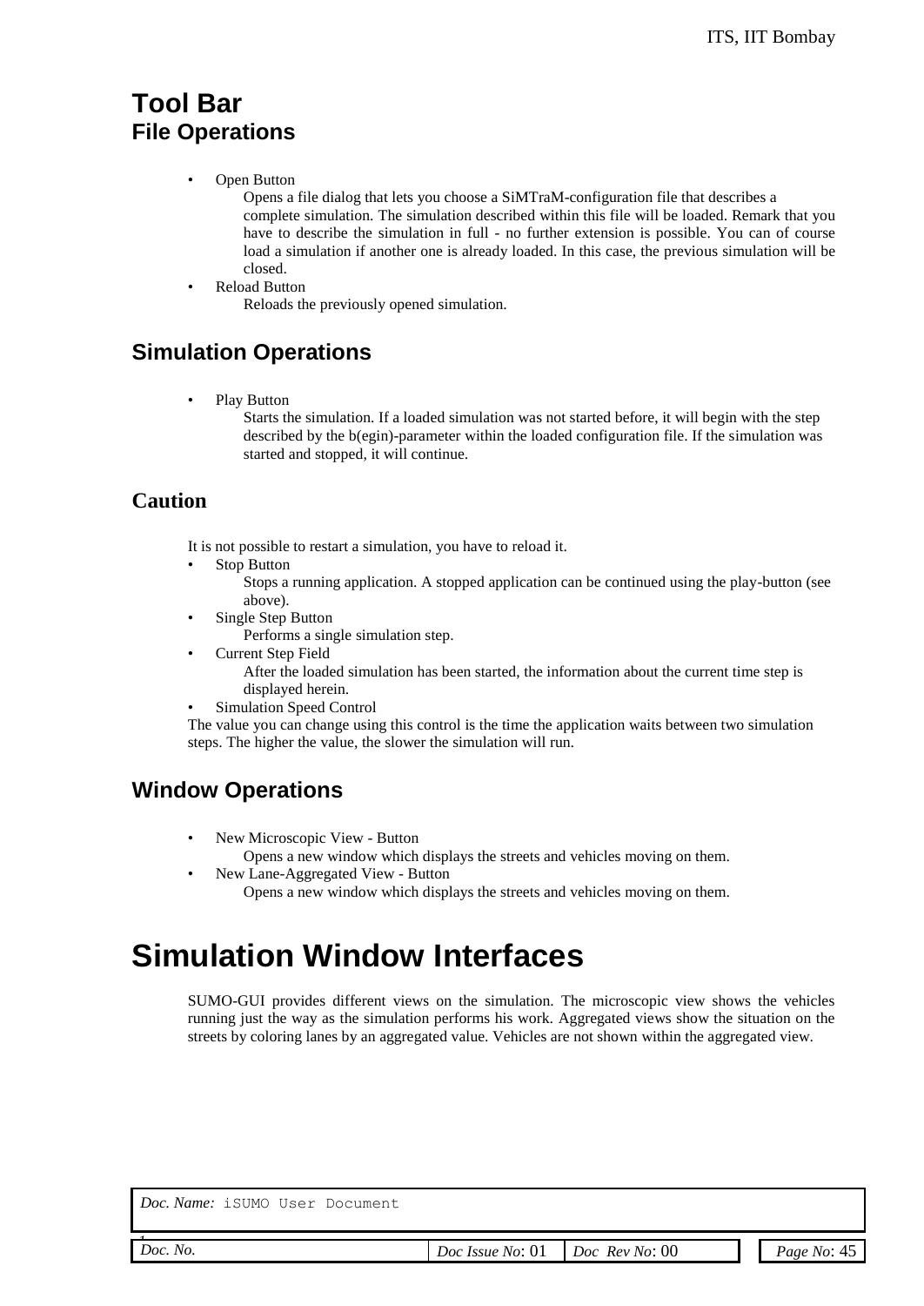# Tool Bar

## File Operations

- Open Button

  Opens a file dialog that lets you choose a SiMTraM-configuration file that describes a complete simulation. The simulation described within this file will be loaded. Remark that you have to describe the simulation in full - no further extension is possible. You can of course load a simulation if another one is already loaded. In this case, the previous simulation will be closed.

- Reload Button

  Reloads the previously opened simulation.

## Simulation Operations

- Play Button

  Starts the simulation. If a loaded simulation was not started before, it will begin with the step described by the b(egin)-parameter within the loaded configuration file. If the simulation was started and stopped, it will continue.

### Caution

It is not possible to restart a simulation, you have to reload it.

- Stop Button

  Stops a running application. A stopped application can be continued using the play-button (see above).

- Single Step Button

  Performs a single simulation step.

- Current Step Field

  After the loaded simulation has been started, the information about the current time step is displayed herein.

- Simulation Speed Control

The value you can change using this control is the time the application waits between two simulation steps. The higher the value, the slower the simulation will run.

## Window Operations

- New Microscopic View - Button

  Opens a new window which displays the streets and vehicles moving on them.

- New Lane-Aggregated View - Button

  Opens a new window which displays the streets and vehicles moving on them.

# Simulation Window Interfaces

SUMO-GUI provides different views on the simulation. The microscopic view shows the vehicles running just the way as the simulation performs his work. Aggregated views show the situation on the streets by coloring lanes by an aggregated value. Vehicles are not shown within the aggregated view.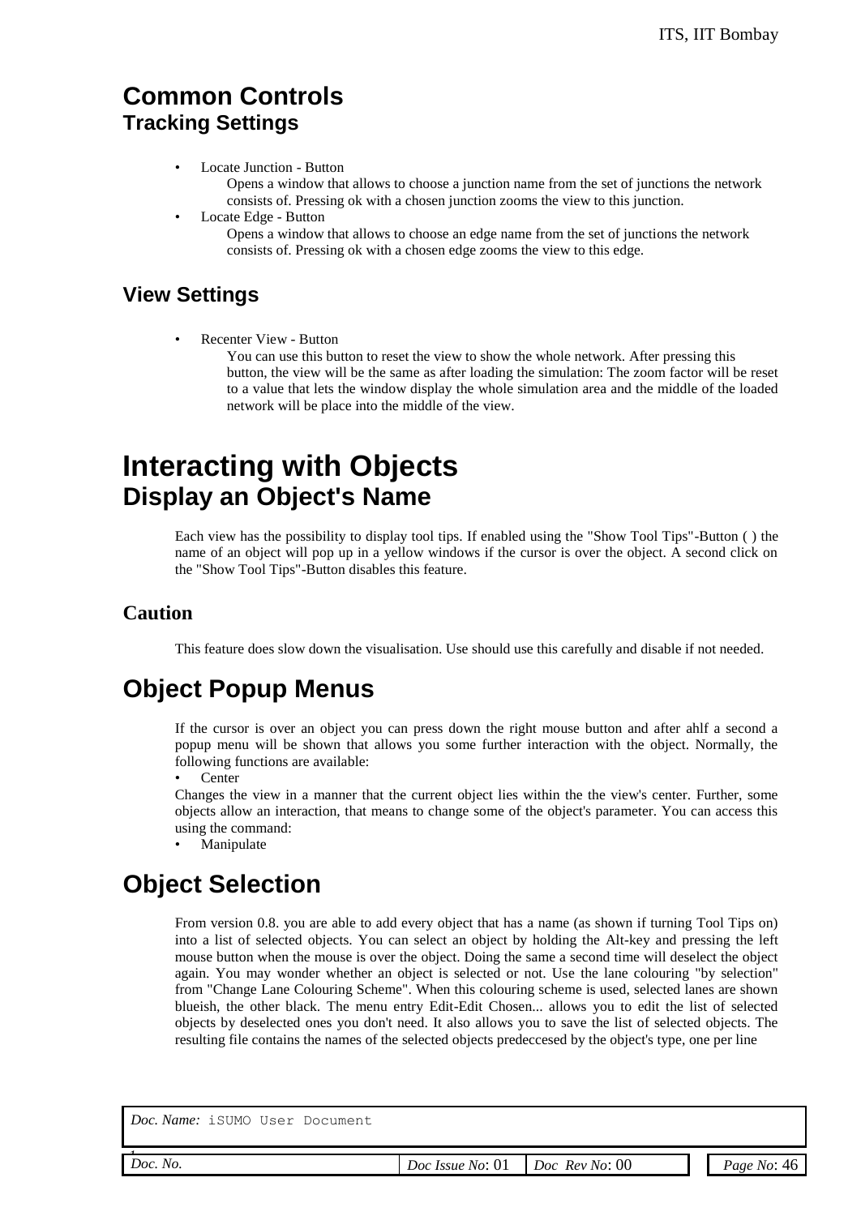# Common Controls

## Tracking Settings

- Locate Junction - Button
  Opens a window that allows to choose a junction name from the set of junctions the network consists of. Pressing ok with a chosen junction zooms the view to this junction.
- Locate Edge - Button
  Opens a window that allows to choose an edge name from the set of junctions the network consists of. Pressing ok with a chosen edge zooms the view to this edge.

## View Settings

- Recenter View - Button
  You can use this button to reset the view to show the whole network. After pressing this button, the view will be the same as after loading the simulation: The zoom factor will be reset to a value that lets the window display the whole simulation area and the middle of the loaded network will be place into the middle of the view.

# Interacting with Objects

## Display an Object's Name

Each view has the possibility to display tool tips. If enabled using the "Show Tool Tips"-Button ( ) the name of an object will pop up in a yellow windows if the cursor is over the object. A second click on the "Show Tool Tips"-Button disables this feature.

### Caution

This feature does slow down the visualisation. Use should use this carefully and disable if not needed.

## Object Popup Menus

If the cursor is over an object you can press down the right mouse button and after ahlf a second a popup menu will be shown that allows you some further interaction with the object. Normally, the following functions are available:

- Center

Changes the view in a manner that the current object lies within the the view's center. Further, some objects allow an interaction, that means to change some of the object's parameter. You can access this using the command:

- Manipulate

## Object Selection

From version 0.8. you are able to add every object that has a name (as shown if turning Tool Tips on) into a list of selected objects. You can select an object by holding the Alt-key and pressing the left mouse button when the mouse is over the object. Doing the same a second time will deselect the object again. You may wonder whether an object is selected or not. Use the lane colouring "by selection" from "Change Lane Colouring Scheme". When this colouring scheme is used, selected lanes are shown blueish, the other black. The menu entry Edit-Edit Chosen... allows you to edit the list of selected objects by deselected ones you don't need. It also allows you to save the list of selected objects. The resulting file contains the names of the selected objects predeccesed by the object's type, one per line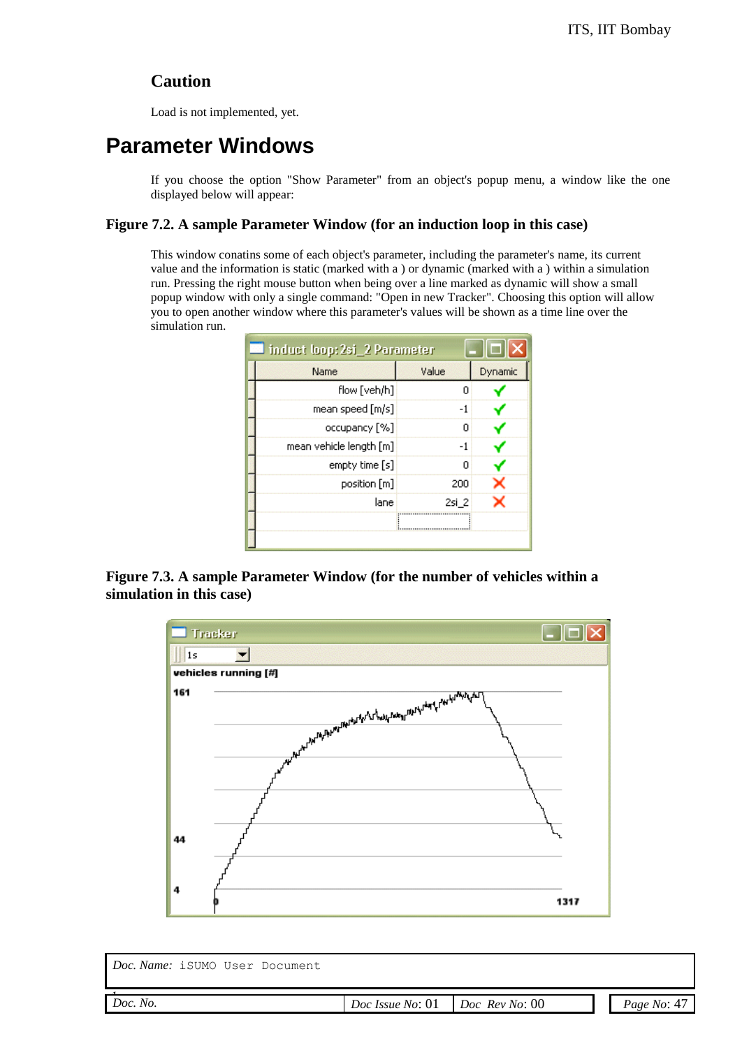### Caution

Load is not implemented, yet.

# Parameter Windows

If you choose the option "Show Parameter" from an object's popup menu, a window like the one displayed below will appear:

**Figure 7.2. A sample Parameter Window (for an induction loop in this case)**

This window conatins some of each object's parameter, including the parameter's name, its current value and the information is static (marked with a ) or dynamic (marked with a ) within a simulation run. Pressing the right mouse button when being over a line marked as dynamic will show a small popup window with only a single command: "Open in new Tracker". Choosing this option will allow you to open another window where this parameter's values will be shown as a time line over the simulation run.

| Name | Value | Dynamic |
|---|---|---|
| flow [veh/h] | 0 | ✓ |
| mean speed [m/s] | -1 | ✓ |
| occupancy [%] | 0 | ✓ |
| mean vehicle length [m] | -1 | ✓ |
| empty time [s] | 0 | ✓ |
| position [m] | 200 | ✗ |
| lane | 2si_2 | ✗ |

**Figure 7.3. A sample Parameter Window (for the number of vehicles within a simulation in this case)**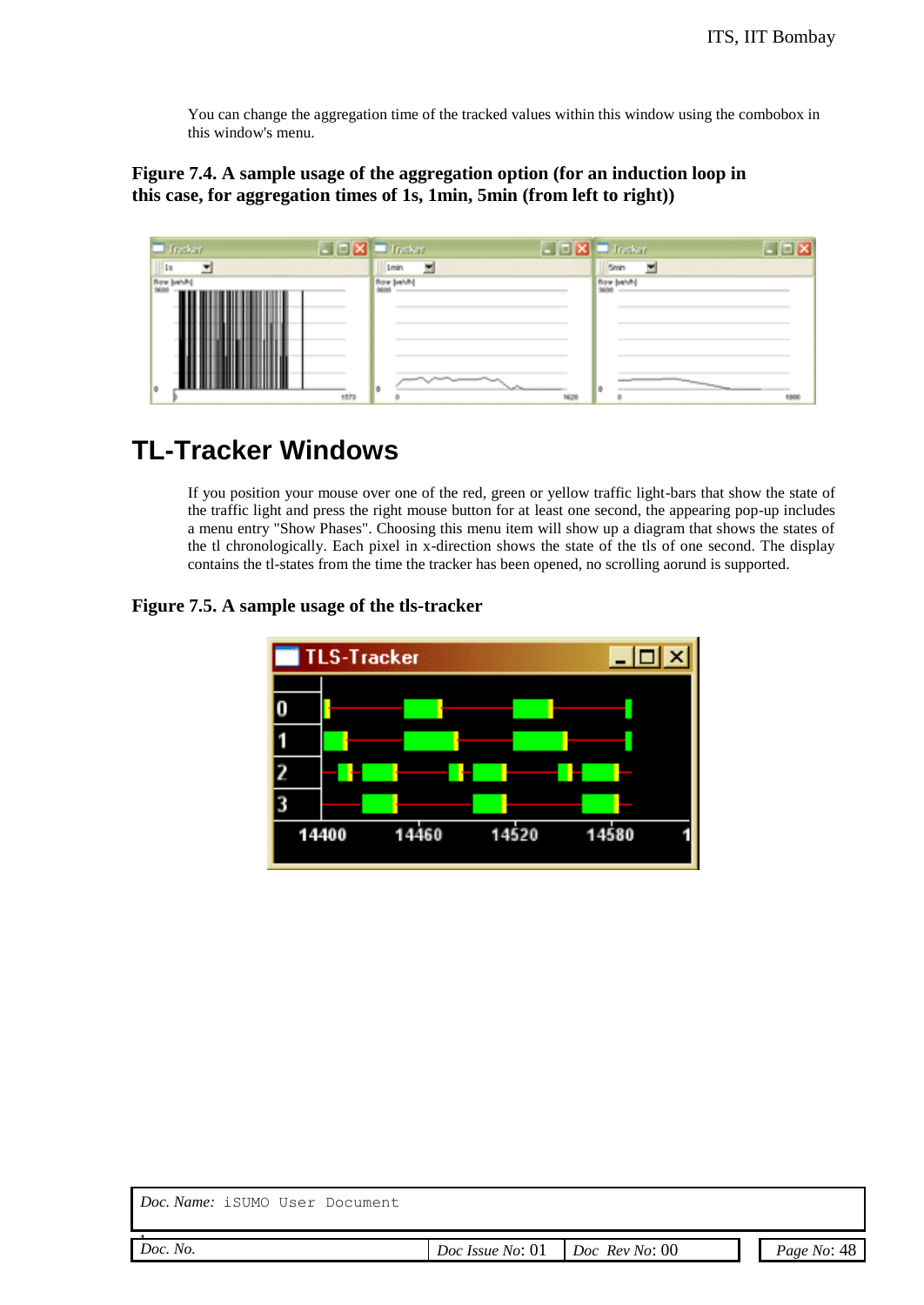You can change the aggregation time of the tracked values within this window using the combobox in this window's menu.

**Figure 7.4. A sample usage of the aggregation option (for an induction loop in this case, for aggregation times of 1s, 1min, 5min (from left to right))**

# TL-Tracker Windows

If you position your mouse over one of the red, green or yellow traffic light-bars that show the state of the traffic light and press the right mouse button for at least one second, the appearing pop-up includes a menu entry "Show Phases". Choosing this menu item will show up a diagram that shows the states of the tl chronologically. Each pixel in x-direction shows the state of the tls of one second. The display contains the tl-states from the time the tracker has been opened, no scrolling aorund is supported.

**Figure 7.5. A sample usage of the tls-tracker**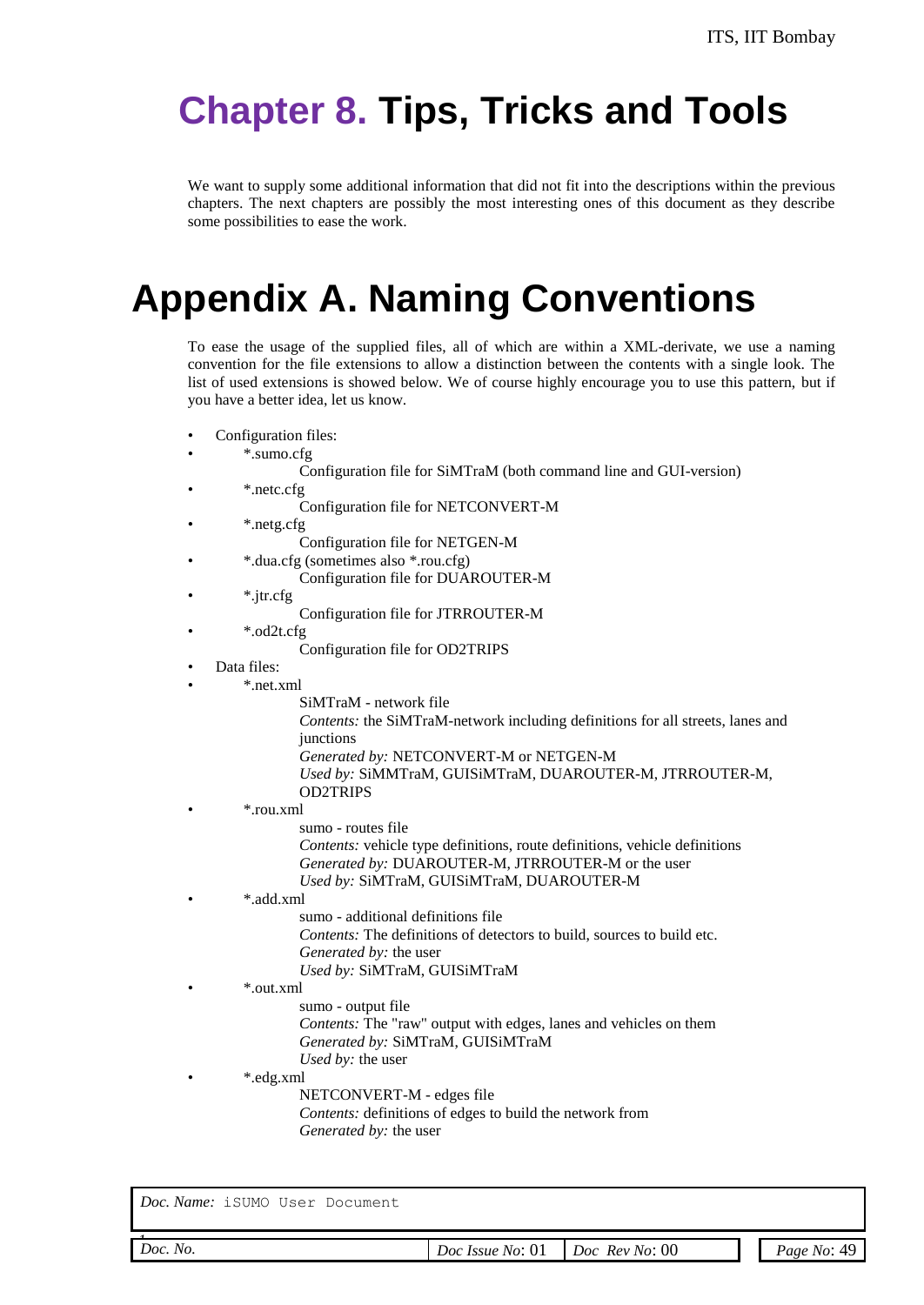# Chapter 8. Tips, Tricks and Tools

We want to supply some additional information that did not fit into the descriptions within the previous chapters. The next chapters are possibly the most interesting ones of this document as they describe some possibilities to ease the work.

# Appendix A. Naming Conventions

To ease the usage of the supplied files, all of which are within a XML-derivate, we use a naming convention for the file extensions to allow a distinction between the contents with a single look. The list of used extensions is showed below. We of course highly encourage you to use this pattern, but if you have a better idea, let us know.

- Configuration files:
- *.sumo.cfg
  
  Configuration file for SiMTraM (both command line and GUI-version)
- *.netc.cfg
  
  Configuration file for NETCONVERT-M
- *.netg.cfg
  
  Configuration file for NETGEN-M
- *.dua.cfg (sometimes also *.rou.cfg)
  
  Configuration file for DUAROUTER-M
- *.jtr.cfg
  
  Configuration file for JTRROUTER-M
- *.od2t.cfg
  
  Configuration file for OD2TRIPS
- Data files:
- *.net.xml
  
  SiMTraM - network file
  
  *Contents:* the SiMTraM-network including definitions for all streets, lanes and junctions
  
  *Generated by:* NETCONVERT-M or NETGEN-M
  
  *Used by:* SiMMTraM, GUISiMTraM, DUAROUTER-M, JTRROUTER-M, OD2TRIPS
- *.rou.xml
  
  sumo - routes file
  
  *Contents:* vehicle type definitions, route definitions, vehicle definitions
  
  *Generated by:* DUAROUTER-M, JTRROUTER-M or the user
  
  *Used by:* SiMTraM, GUISiMTraM, DUAROUTER-M
- *.add.xml
  
  sumo - additional definitions file
  
  *Contents:* The definitions of detectors to build, sources to build etc.
  
  *Generated by:* the user
  
  *Used by:* SiMTraM, GUISiMTraM
- *.out.xml
  
  sumo - output file
  
  *Contents:* The "raw" output with edges, lanes and vehicles on them
  
  *Generated by:* SiMTraM, GUISiMTraM
  
  *Used by:* the user
- *.edg.xml
  
  NETCONVERT-M - edges file
  
  *Contents:* definitions of edges to build the network from
  
  *Generated by:* the user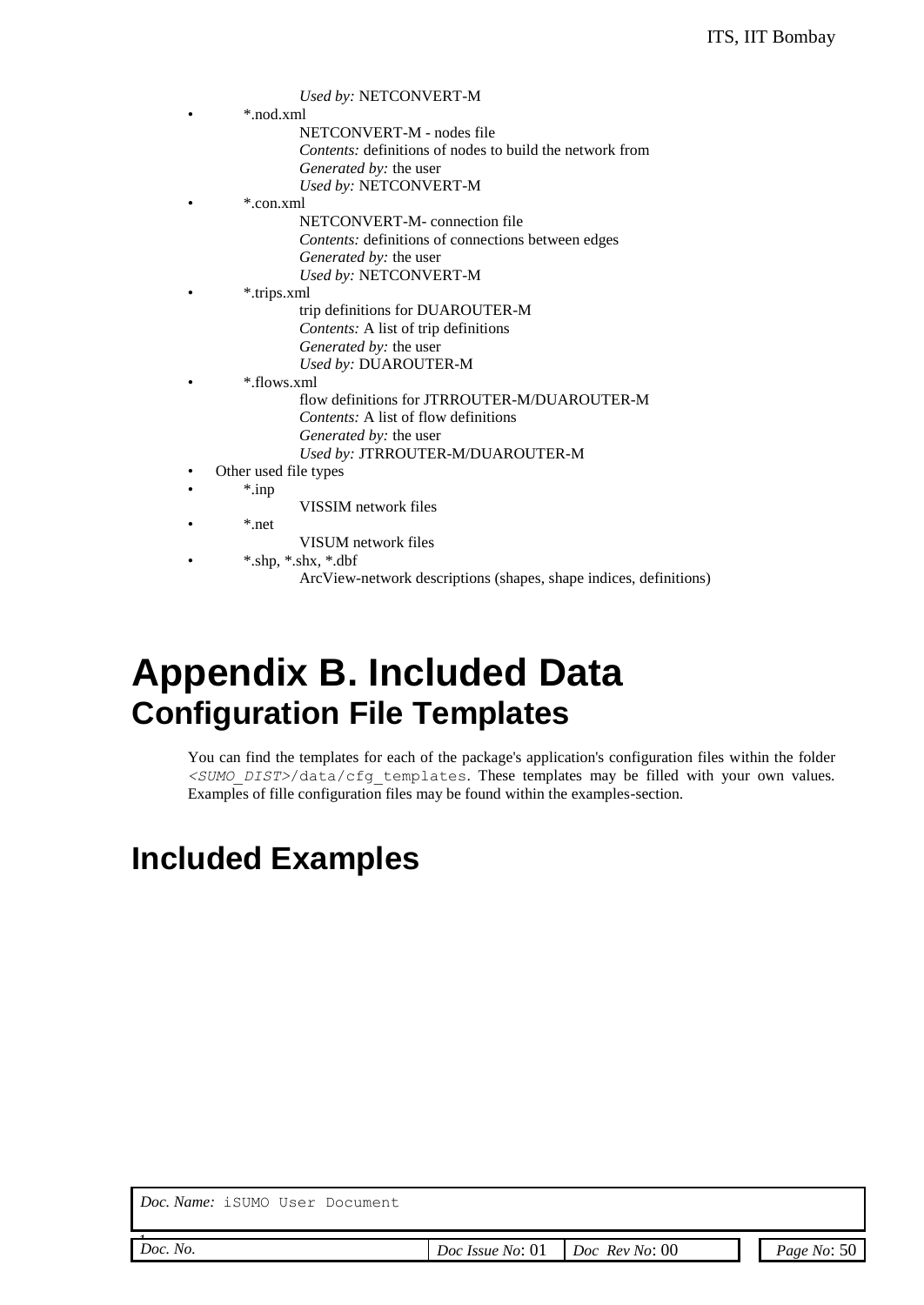*Used by:* NETCONVERT-M

- *.nod.xml

  NETCONVERT-M - nodes file
  *Contents:* definitions of nodes to build the network from
  *Generated by:* the user
  *Used by:* NETCONVERT-M

- *.con.xml

  NETCONVERT-M- connection file
  *Contents:* definitions of connections between edges
  *Generated by:* the user
  *Used by:* NETCONVERT-M

- *.trips.xml

  trip definitions for DUAROUTER-M
  *Contents:* A list of trip definitions
  *Generated by:* the user
  *Used by:* DUAROUTER-M

- *.flows.xml

  flow definitions for JTRROUTER-M/DUAROUTER-M
  *Contents:* A list of flow definitions
  *Generated by:* the user
  *Used by:* JTRROUTER-M/DUAROUTER-M

- Other used file types
- *.inp

  VISSIM network files

- *.net

  VISUM network files

- *.shp, *.shx, *.dbf

  ArcView-network descriptions (shapes, shape indices, definitions)

# Appendix B. Included Data

## Configuration File Templates

You can find the templates for each of the package's application's configuration files within the folder *<SUMO_DIST>*`/data/cfg_templates`. These templates may be filled with your own values. Examples of fille configuration files may be found within the examples-section.

## Included Examples